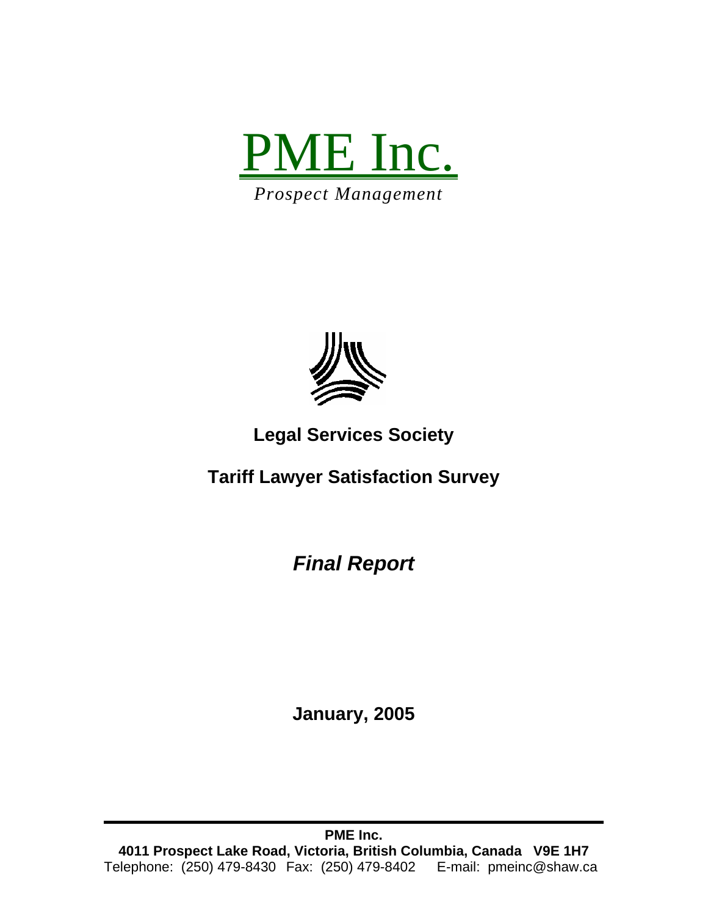# PME Inc.

*Prospect Management*

## Legal Services Society

## Tariff Lawyer Satisfaction Survey

***Final Report***

**January, 2005**

---

**PME Inc.**
**4011 Prospect Lake Road, Victoria, British Columbia, Canada V9E 1H7**
Telephone: (250) 479-8430 Fax: (250) 479-8402 E-mail: pmeinc@shaw.ca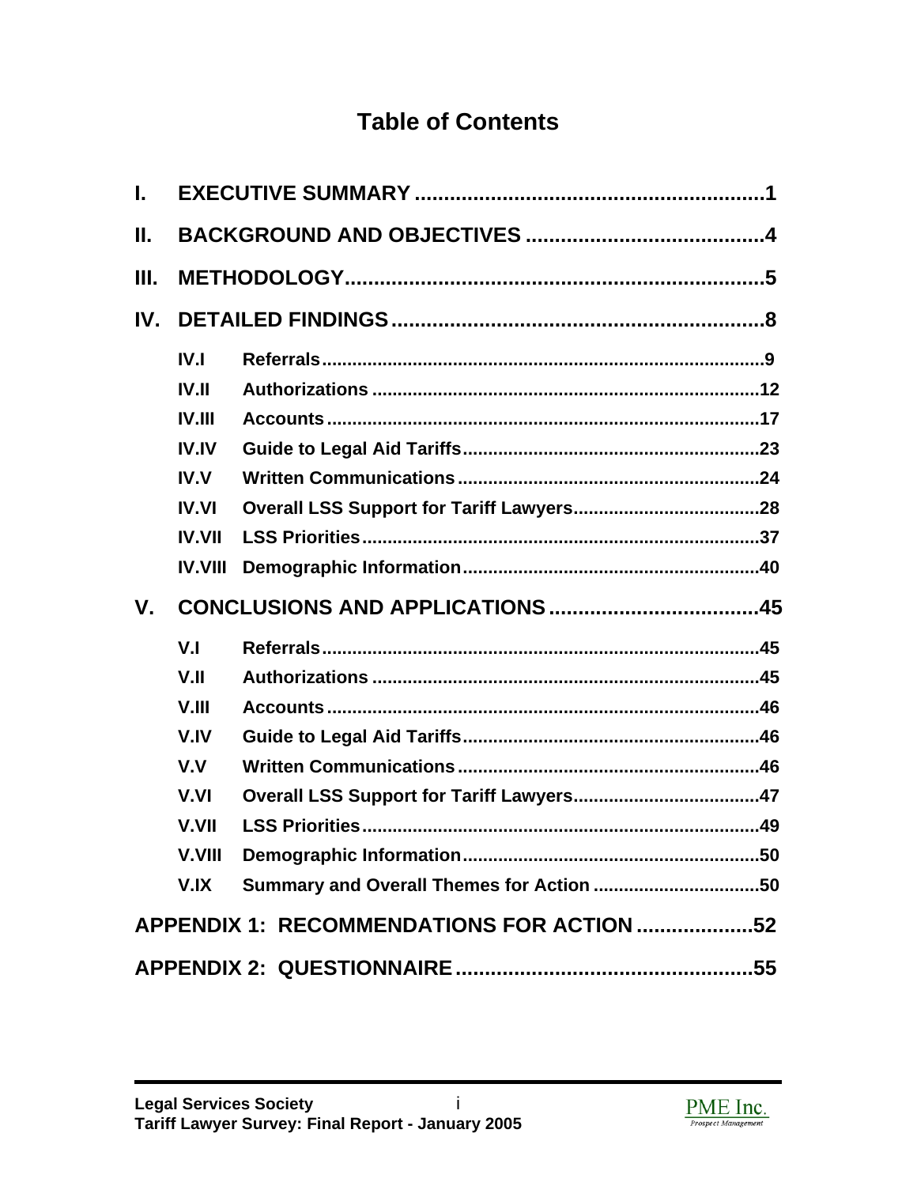# Table of Contents

**I. EXECUTIVE SUMMARY ............................................................. 1**

**II. BACKGROUND AND OBJECTIVES ......................................... 4**

**III. METHODOLOGY ....................................................................... 5**

**IV. DETAILED FINDINGS ................................................................ 8**

- **IV.I Referrals ......................................................................................... 9**
- **IV.II Authorizations .............................................................................. 12**
- **IV.III Accounts ....................................................................................... 17**
- **IV.IV Guide to Legal Aid Tariffs ........................................................... 23**
- **IV.V Written Communications ............................................................ 24**
- **IV.VI Overall LSS Support for Tariff Lawyers ..................................... 28**
- **IV.VII LSS Priorities ............................................................................... 37**
- **IV.VIII Demographic Information ........................................................... 40**

**V. CONCLUSIONS AND APPLICATIONS .................................... 45**

- **V.I Referrals ....................................................................................... 45**
- **V.II Authorizations .............................................................................. 45**
- **V.III Accounts ....................................................................................... 46**
- **V.IV Guide to Legal Aid Tariffs ........................................................... 46**
- **V.V Written Communications ............................................................ 46**
- **V.VI Overall LSS Support for Tariff Lawyers ..................................... 47**
- **V.VII LSS Priorities ............................................................................... 49**
- **V.VIII Demographic Information ........................................................... 50**
- **V.IX Summary and Overall Themes for Action ................................. 50**

**APPENDIX 1: RECOMMENDATIONS FOR ACTION .................... 52**

**APPENDIX 2: QUESTIONNAIRE ................................................... 55**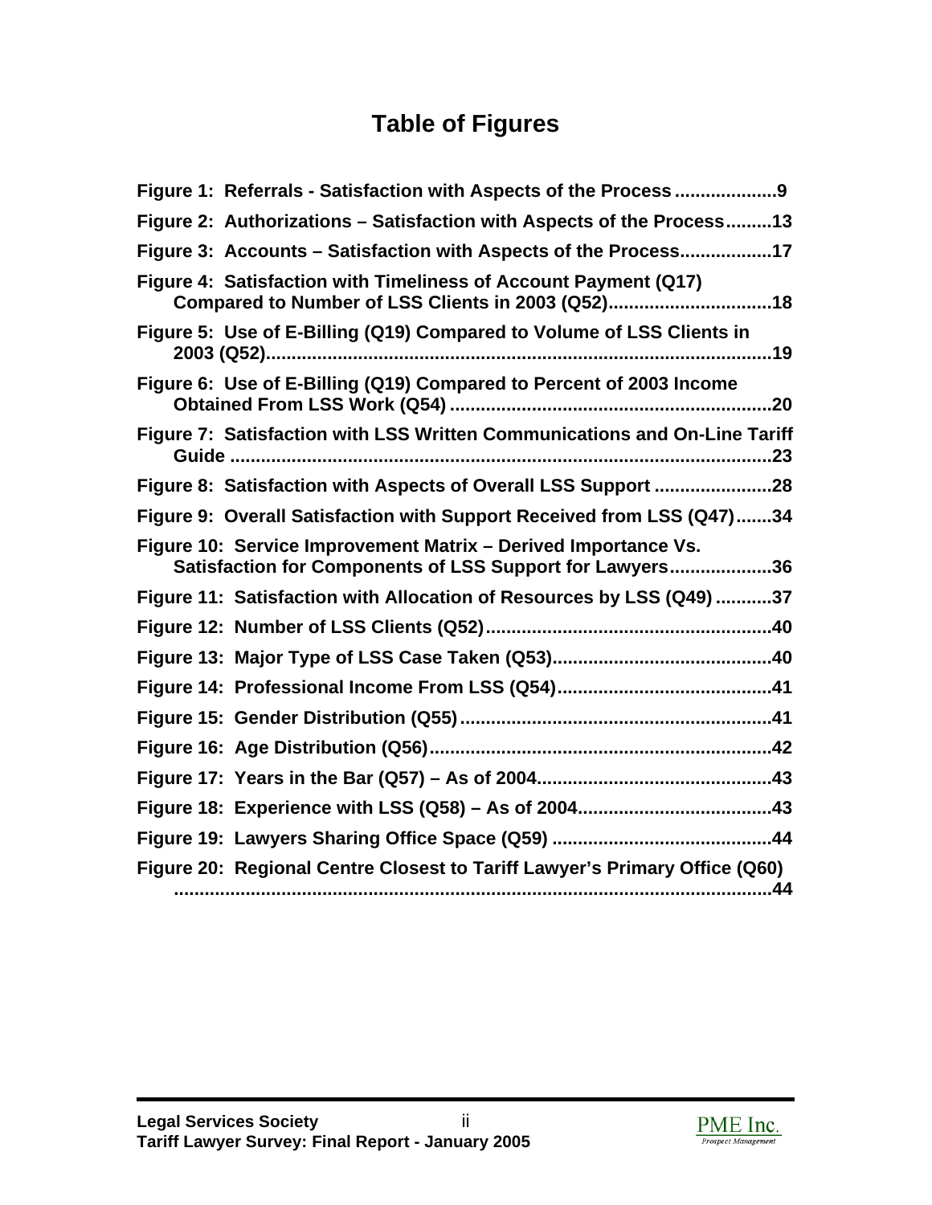# Table of Figures

Figure 1: Referrals - Satisfaction with Aspects of the Process ....................9

Figure 2: Authorizations – Satisfaction with Aspects of the Process.........13

Figure 3: Accounts – Satisfaction with Aspects of the Process..................17

Figure 4: Satisfaction with Timeliness of Account Payment (Q17) Compared to Number of LSS Clients in 2003 (Q52)................................18

Figure 5: Use of E-Billing (Q19) Compared to Volume of LSS Clients in 2003 (Q52)....................................................................................................19

Figure 6: Use of E-Billing (Q19) Compared to Percent of 2003 Income Obtained From LSS Work (Q54) ...............................................................20

Figure 7: Satisfaction with LSS Written Communications and On-Line Tariff Guide ..........................................................................................................23

Figure 8: Satisfaction with Aspects of Overall LSS Support .......................28

Figure 9: Overall Satisfaction with Support Received from LSS (Q47).......34

Figure 10: Service Improvement Matrix – Derived Importance Vs. Satisfaction for Components of LSS Support for Lawyers....................36

Figure 11: Satisfaction with Allocation of Resources by LSS (Q49) ...........37

Figure 12: Number of LSS Clients (Q52)........................................................40

Figure 13: Major Type of LSS Case Taken (Q53)...........................................40

Figure 14: Professional Income From LSS (Q54)..........................................41

Figure 15: Gender Distribution (Q55).............................................................41

Figure 16: Age Distribution (Q56)...................................................................42

Figure 17: Years in the Bar (Q57) – As of 2004..............................................43

Figure 18: Experience with LSS (Q58) – As of 2004......................................43

Figure 19: Lawyers Sharing Office Space (Q59) ...........................................44

Figure 20: Regional Centre Closest to Tariff Lawyer's Primary Office (Q60) ......................................................................................................................44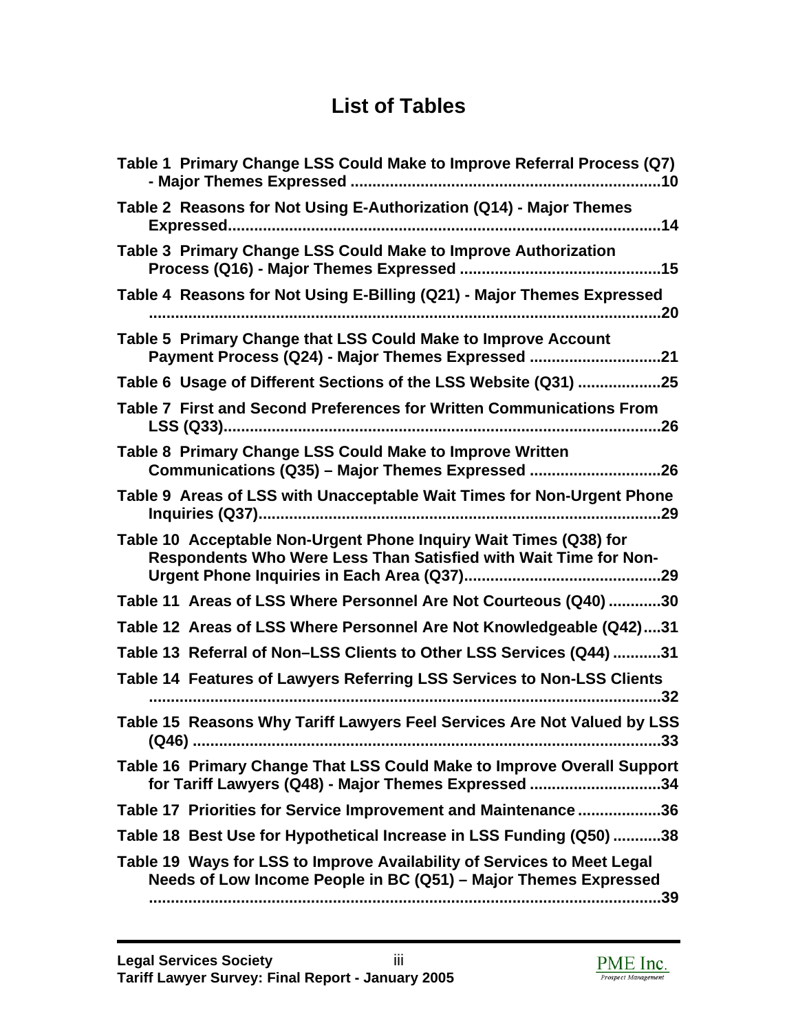# List of Tables

**Table 1 Primary Change LSS Could Make to Improve Referral Process (Q7) - Major Themes Expressed .......................................................................10**

**Table 2 Reasons for Not Using E-Authorization (Q14) - Major Themes Expressed...................................................................................................14**

**Table 3 Primary Change LSS Could Make to Improve Authorization Process (Q16) - Major Themes Expressed .............................................15**

**Table 4 Reasons for Not Using E-Billing (Q21) - Major Themes Expressed .....................................................................................................................20**

**Table 5 Primary Change that LSS Could Make to Improve Account Payment Process (Q24) - Major Themes Expressed .............................21**

**Table 6 Usage of Different Sections of the LSS Website (Q31) ...................25**

**Table 7 First and Second Preferences for Written Communications From LSS (Q33)...................................................................................................26**

**Table 8 Primary Change LSS Could Make to Improve Written Communications (Q35) – Major Themes Expressed .............................26**

**Table 9 Areas of LSS with Unacceptable Wait Times for Non-Urgent Phone Inquiries (Q37)............................................................................................29**

**Table 10 Acceptable Non-Urgent Phone Inquiry Wait Times (Q38) for Respondents Who Were Less Than Satisfied with Wait Time for Non-Urgent Phone Inquiries in Each Area (Q37).............................................29**

**Table 11 Areas of LSS Where Personnel Are Not Courteous (Q40) ............30**

**Table 12 Areas of LSS Where Personnel Are Not Knowledgeable (Q42)....31**

**Table 13 Referral of Non–LSS Clients to Other LSS Services (Q44) ...........31**

**Table 14 Features of Lawyers Referring LSS Services to Non-LSS Clients .....................................................................................................................32**

**Table 15 Reasons Why Tariff Lawyers Feel Services Are Not Valued by LSS (Q46) ...........................................................................................................33**

**Table 16 Primary Change That LSS Could Make to Improve Overall Support for Tariff Lawyers (Q48) - Major Themes Expressed ..............................34**

**Table 17 Priorities for Service Improvement and Maintenance ...................36**

**Table 18 Best Use for Hypothetical Increase in LSS Funding (Q50) ...........38**

**Table 19 Ways for LSS to Improve Availability of Services to Meet Legal Needs of Low Income People in BC (Q51) – Major Themes Expressed .....................................................................................................................39**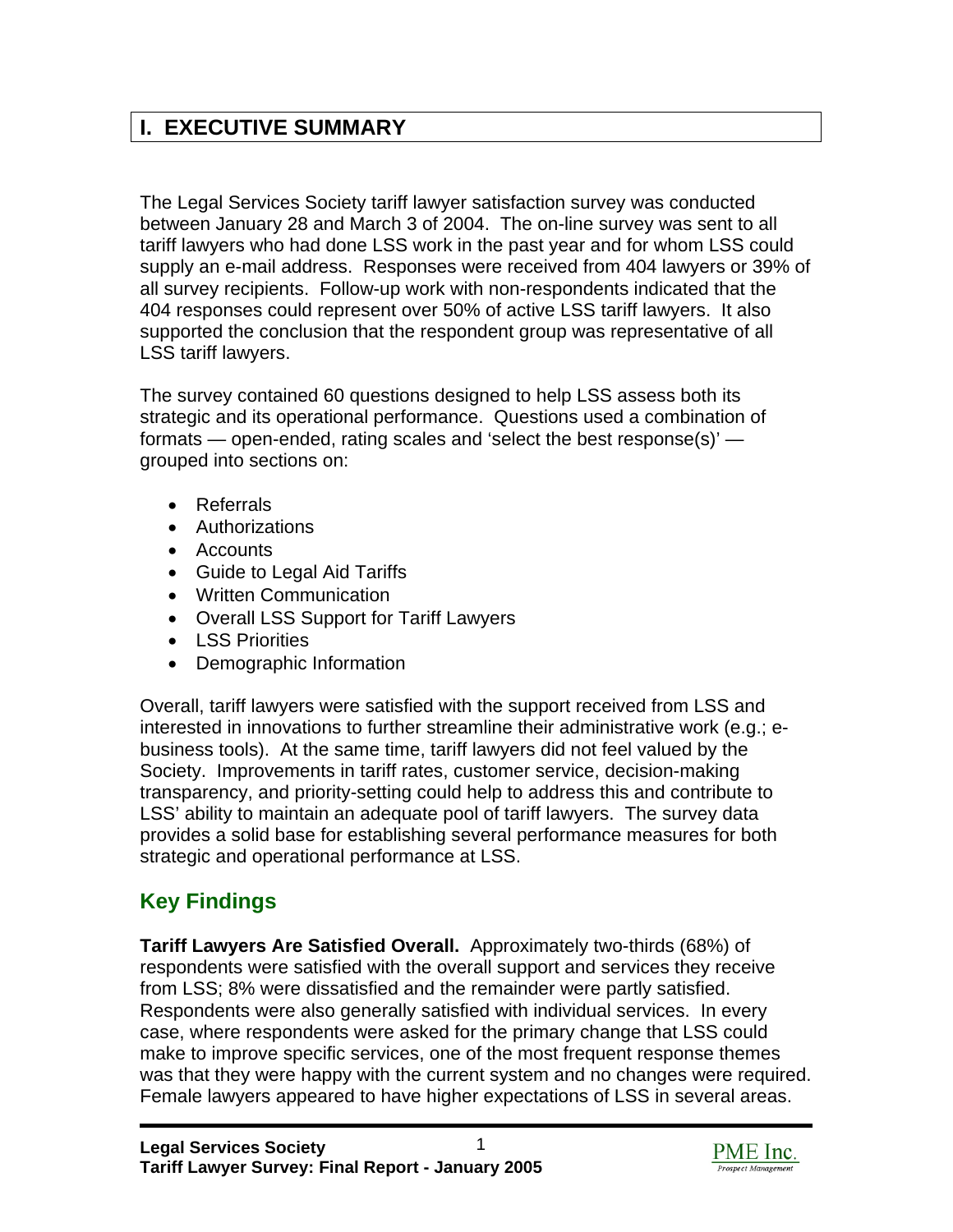# I. EXECUTIVE SUMMARY

The Legal Services Society tariff lawyer satisfaction survey was conducted between January 28 and March 3 of 2004. The on-line survey was sent to all tariff lawyers who had done LSS work in the past year and for whom LSS could supply an e-mail address. Responses were received from 404 lawyers or 39% of all survey recipients. Follow-up work with non-respondents indicated that the 404 responses could represent over 50% of active LSS tariff lawyers. It also supported the conclusion that the respondent group was representative of all LSS tariff lawyers.

The survey contained 60 questions designed to help LSS assess both its strategic and its operational performance. Questions used a combination of formats — open-ended, rating scales and 'select the best response(s)' — grouped into sections on:

- Referrals
- Authorizations
- Accounts
- Guide to Legal Aid Tariffs
- Written Communication
- Overall LSS Support for Tariff Lawyers
- LSS Priorities
- Demographic Information

Overall, tariff lawyers were satisfied with the support received from LSS and interested in innovations to further streamline their administrative work (e.g.; e-business tools). At the same time, tariff lawyers did not feel valued by the Society. Improvements in tariff rates, customer service, decision-making transparency, and priority-setting could help to address this and contribute to LSS' ability to maintain an adequate pool of tariff lawyers. The survey data provides a solid base for establishing several performance measures for both strategic and operational performance at LSS.

## Key Findings

**Tariff Lawyers Are Satisfied Overall.** Approximately two-thirds (68%) of respondents were satisfied with the overall support and services they receive from LSS; 8% were dissatisfied and the remainder were partly satisfied. Respondents were also generally satisfied with individual services. In every case, where respondents were asked for the primary change that LSS could make to improve specific services, one of the most frequent response themes was that they were happy with the current system and no changes were required. Female lawyers appeared to have higher expectations of LSS in several areas.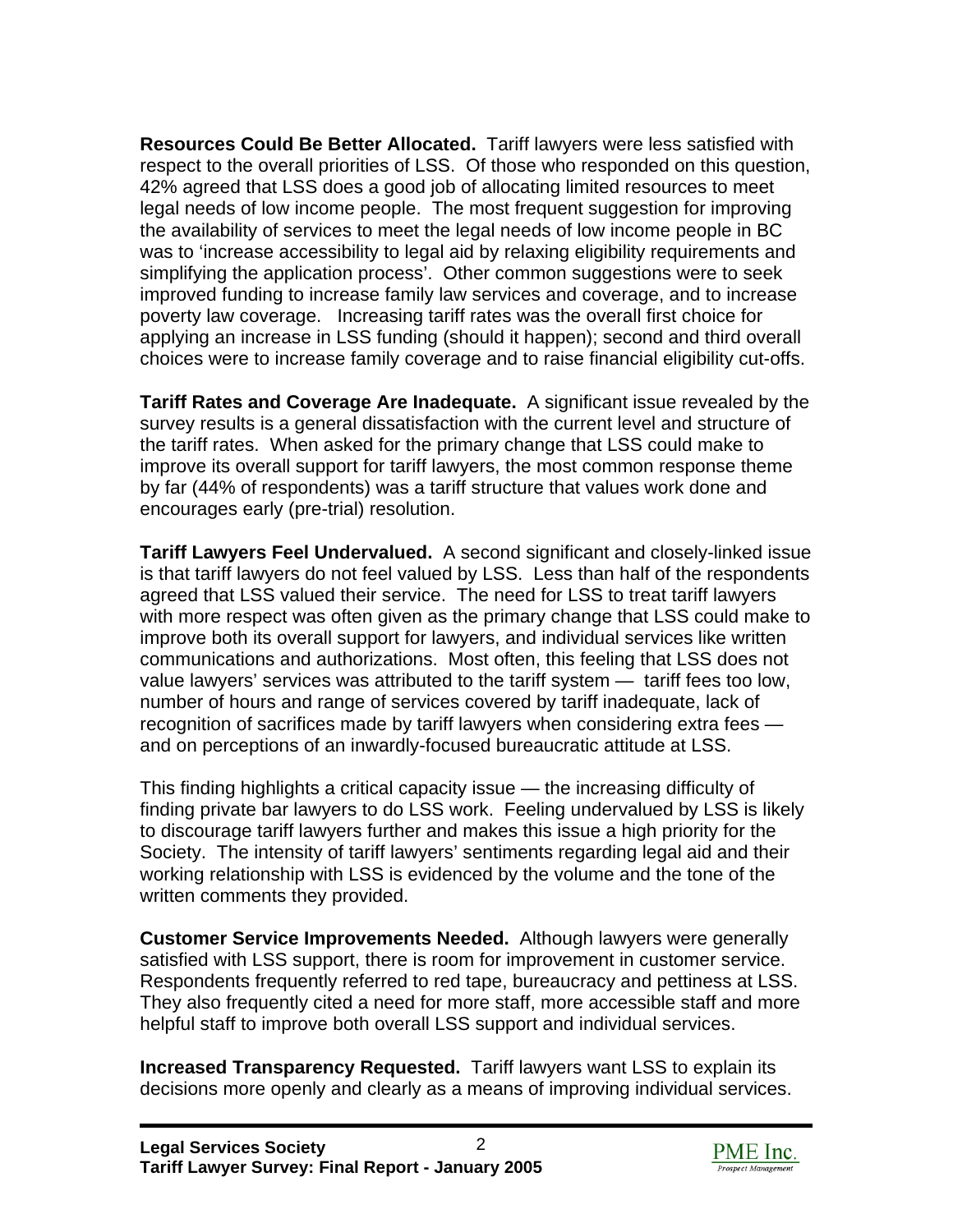**Resources Could Be Better Allocated.** Tariff lawyers were less satisfied with respect to the overall priorities of LSS. Of those who responded on this question, 42% agreed that LSS does a good job of allocating limited resources to meet legal needs of low income people. The most frequent suggestion for improving the availability of services to meet the legal needs of low income people in BC was to 'increase accessibility to legal aid by relaxing eligibility requirements and simplifying the application process'. Other common suggestions were to seek improved funding to increase family law services and coverage, and to increase poverty law coverage. Increasing tariff rates was the overall first choice for applying an increase in LSS funding (should it happen); second and third overall choices were to increase family coverage and to raise financial eligibility cut-offs.

**Tariff Rates and Coverage Are Inadequate.** A significant issue revealed by the survey results is a general dissatisfaction with the current level and structure of the tariff rates. When asked for the primary change that LSS could make to improve its overall support for tariff lawyers, the most common response theme by far (44% of respondents) was a tariff structure that values work done and encourages early (pre-trial) resolution.

**Tariff Lawyers Feel Undervalued.** A second significant and closely-linked issue is that tariff lawyers do not feel valued by LSS. Less than half of the respondents agreed that LSS valued their service. The need for LSS to treat tariff lawyers with more respect was often given as the primary change that LSS could make to improve both its overall support for lawyers, and individual services like written communications and authorizations. Most often, this feeling that LSS does not value lawyers' services was attributed to the tariff system — tariff fees too low, number of hours and range of services covered by tariff inadequate, lack of recognition of sacrifices made by tariff lawyers when considering extra fees — and on perceptions of an inwardly-focused bureaucratic attitude at LSS.

This finding highlights a critical capacity issue — the increasing difficulty of finding private bar lawyers to do LSS work. Feeling undervalued by LSS is likely to discourage tariff lawyers further and makes this issue a high priority for the Society. The intensity of tariff lawyers' sentiments regarding legal aid and their working relationship with LSS is evidenced by the volume and the tone of the written comments they provided.

**Customer Service Improvements Needed.** Although lawyers were generally satisfied with LSS support, there is room for improvement in customer service. Respondents frequently referred to red tape, bureaucracy and pettiness at LSS. They also frequently cited a need for more staff, more accessible staff and more helpful staff to improve both overall LSS support and individual services.

**Increased Transparency Requested.** Tariff lawyers want LSS to explain its decisions more openly and clearly as a means of improving individual services.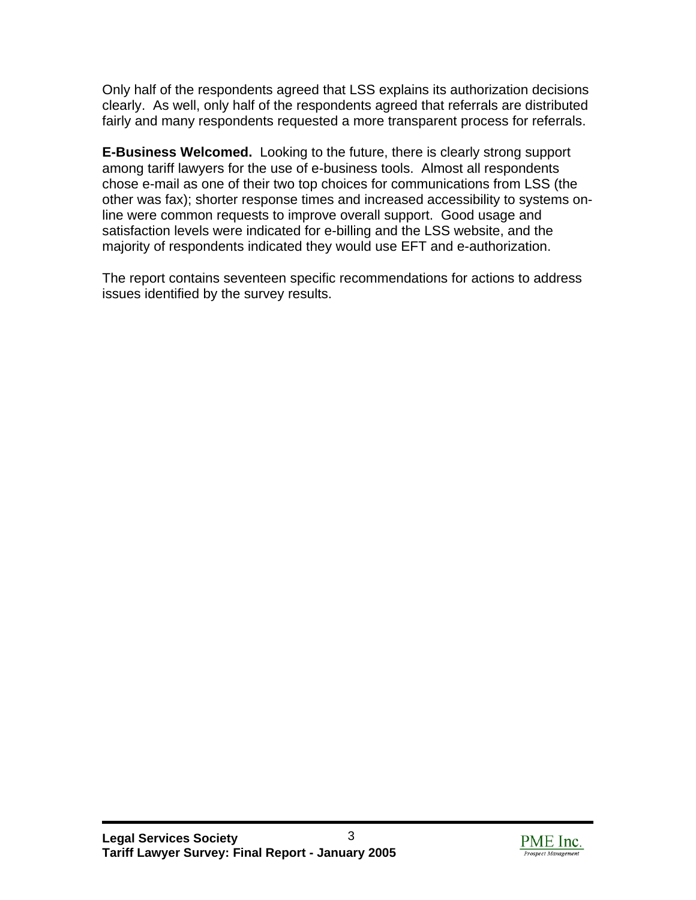Only half of the respondents agreed that LSS explains its authorization decisions clearly.  As well, only half of the respondents agreed that referrals are distributed fairly and many respondents requested a more transparent process for referrals.

**E-Business Welcomed.**  Looking to the future, there is clearly strong support among tariff lawyers for the use of e-business tools.  Almost all respondents chose e-mail as one of their two top choices for communications from LSS (the other was fax); shorter response times and increased accessibility to systems on-line were common requests to improve overall support.  Good usage and satisfaction levels were indicated for e-billing and the LSS website, and the majority of respondents indicated they would use EFT and e-authorization.

The report contains seventeen specific recommendations for actions to address issues identified by the survey results.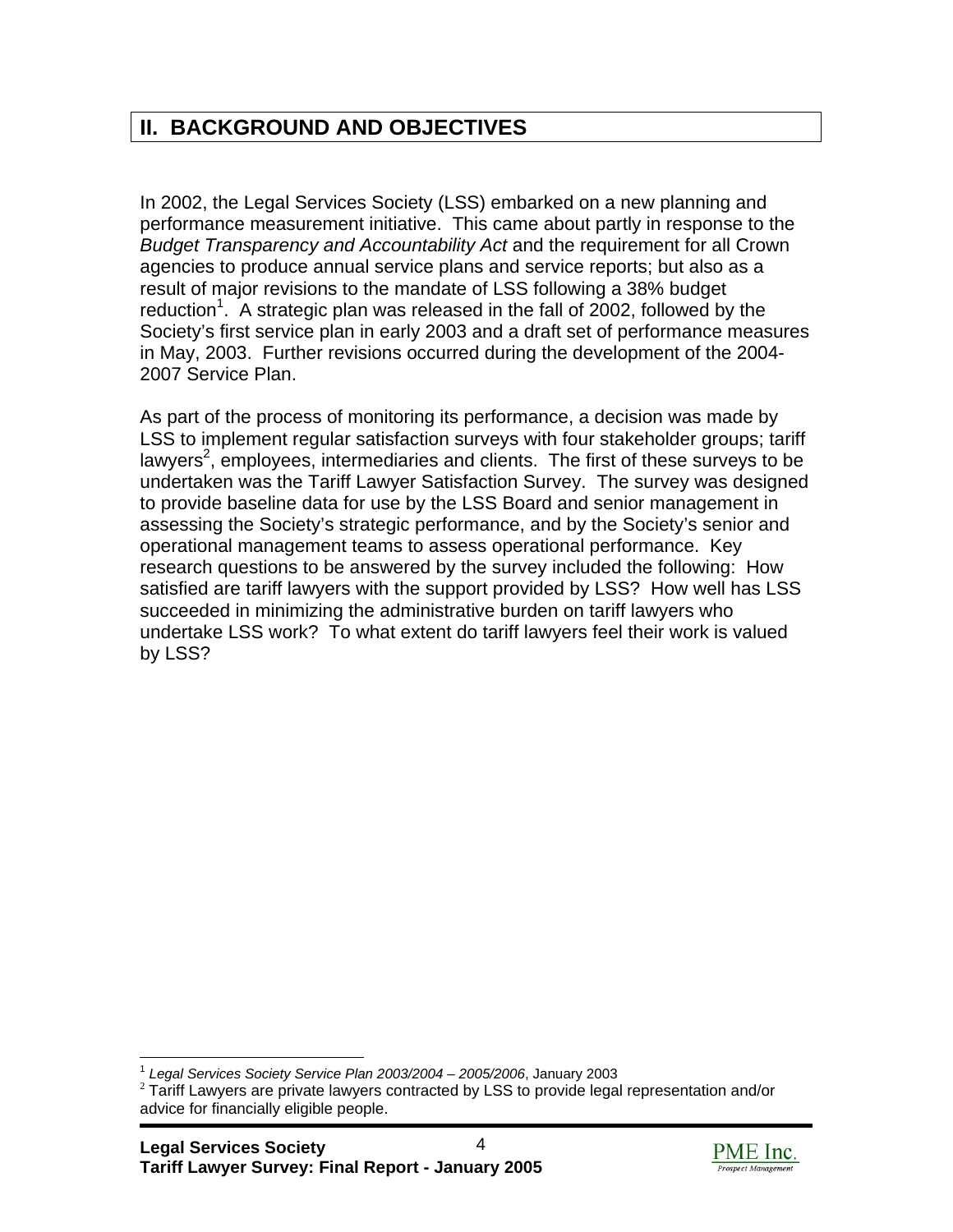## II. BACKGROUND AND OBJECTIVES

In 2002, the Legal Services Society (LSS) embarked on a new planning and performance measurement initiative. This came about partly in response to the *Budget Transparency and Accountability Act* and the requirement for all Crown agencies to produce annual service plans and service reports; but also as a result of major revisions to the mandate of LSS following a 38% budget reduction[1]. A strategic plan was released in the fall of 2002, followed by the Society's first service plan in early 2003 and a draft set of performance measures in May, 2003. Further revisions occurred during the development of the 2004-2007 Service Plan.

As part of the process of monitoring its performance, a decision was made by LSS to implement regular satisfaction surveys with four stakeholder groups; tariff lawyers[2], employees, intermediaries and clients. The first of these surveys to be undertaken was the Tariff Lawyer Satisfaction Survey. The survey was designed to provide baseline data for use by the LSS Board and senior management in assessing the Society's strategic performance, and by the Society's senior and operational management teams to assess operational performance. Key research questions to be answered by the survey included the following: How satisfied are tariff lawyers with the support provided by LSS? How well has LSS succeeded in minimizing the administrative burden on tariff lawyers who undertake LSS work? To what extent do tariff lawyers feel their work is valued by LSS?

---

[1] *Legal Services Society Service Plan 2003/2004 – 2005/2006*, January 2003

[2] Tariff Lawyers are private lawyers contracted by LSS to provide legal representation and/or advice for financially eligible people.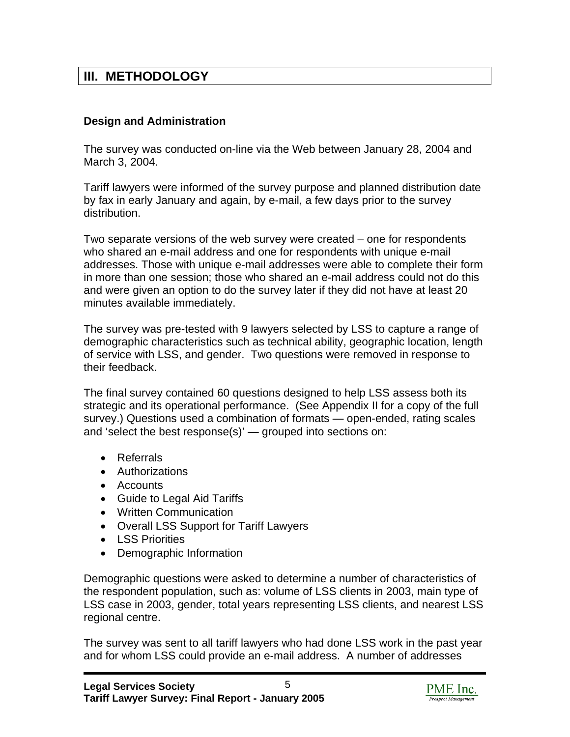## III. METHODOLOGY

### Design and Administration

The survey was conducted on-line via the Web between January 28, 2004 and March 3, 2004.

Tariff lawyers were informed of the survey purpose and planned distribution date by fax in early January and again, by e-mail, a few days prior to the survey distribution.

Two separate versions of the web survey were created – one for respondents who shared an e-mail address and one for respondents with unique e-mail addresses. Those with unique e-mail addresses were able to complete their form in more than one session; those who shared an e-mail address could not do this and were given an option to do the survey later if they did not have at least 20 minutes available immediately.

The survey was pre-tested with 9 lawyers selected by LSS to capture a range of demographic characteristics such as technical ability, geographic location, length of service with LSS, and gender. Two questions were removed in response to their feedback.

The final survey contained 60 questions designed to help LSS assess both its strategic and its operational performance. (See Appendix II for a copy of the full survey.) Questions used a combination of formats — open-ended, rating scales and 'select the best response(s)' — grouped into sections on:

- Referrals
- Authorizations
- Accounts
- Guide to Legal Aid Tariffs
- Written Communication
- Overall LSS Support for Tariff Lawyers
- LSS Priorities
- Demographic Information

Demographic questions were asked to determine a number of characteristics of the respondent population, such as: volume of LSS clients in 2003, main type of LSS case in 2003, gender, total years representing LSS clients, and nearest LSS regional centre.

The survey was sent to all tariff lawyers who had done LSS work in the past year and for whom LSS could provide an e-mail address. A number of addresses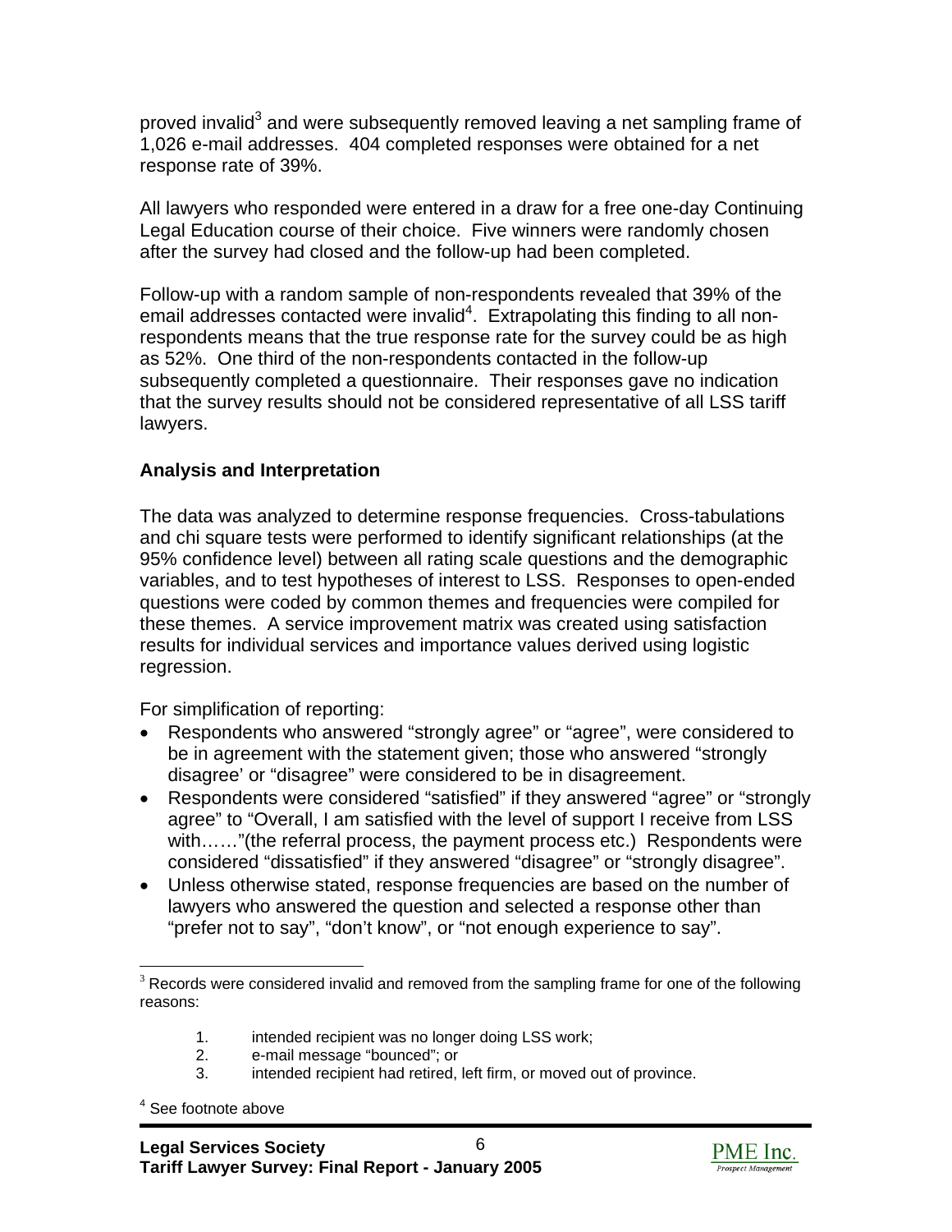proved invalid[3] and were subsequently removed leaving a net sampling frame of 1,026 e-mail addresses. 404 completed responses were obtained for a net response rate of 39%.

All lawyers who responded were entered in a draw for a free one-day Continuing Legal Education course of their choice. Five winners were randomly chosen after the survey had closed and the follow-up had been completed.

Follow-up with a random sample of non-respondents revealed that 39% of the email addresses contacted were invalid[4]. Extrapolating this finding to all non-respondents means that the true response rate for the survey could be as high as 52%. One third of the non-respondents contacted in the follow-up subsequently completed a questionnaire. Their responses gave no indication that the survey results should not be considered representative of all LSS tariff lawyers.

**Analysis and Interpretation**

The data was analyzed to determine response frequencies. Cross-tabulations and chi square tests were performed to identify significant relationships (at the 95% confidence level) between all rating scale questions and the demographic variables, and to test hypotheses of interest to LSS. Responses to open-ended questions were coded by common themes and frequencies were compiled for these themes. A service improvement matrix was created using satisfaction results for individual services and importance values derived using logistic regression.

For simplification of reporting:

- Respondents who answered "strongly agree" or "agree", were considered to be in agreement with the statement given; those who answered "strongly disagree' or "disagree" were considered to be in disagreement.
- Respondents were considered "satisfied" if they answered "agree" or "strongly agree" to "Overall, I am satisfied with the level of support I receive from LSS with……"(the referral process, the payment process etc.) Respondents were considered "dissatisfied" if they answered "disagree" or "strongly disagree".
- Unless otherwise stated, response frequencies are based on the number of lawyers who answered the question and selected a response other than "prefer not to say", "don't know", or "not enough experience to say".

---

[3] Records were considered invalid and removed from the sampling frame for one of the following reasons:

1. intended recipient was no longer doing LSS work;
2. e-mail message "bounced"; or
3. intended recipient had retired, left firm, or moved out of province.

[4] See footnote above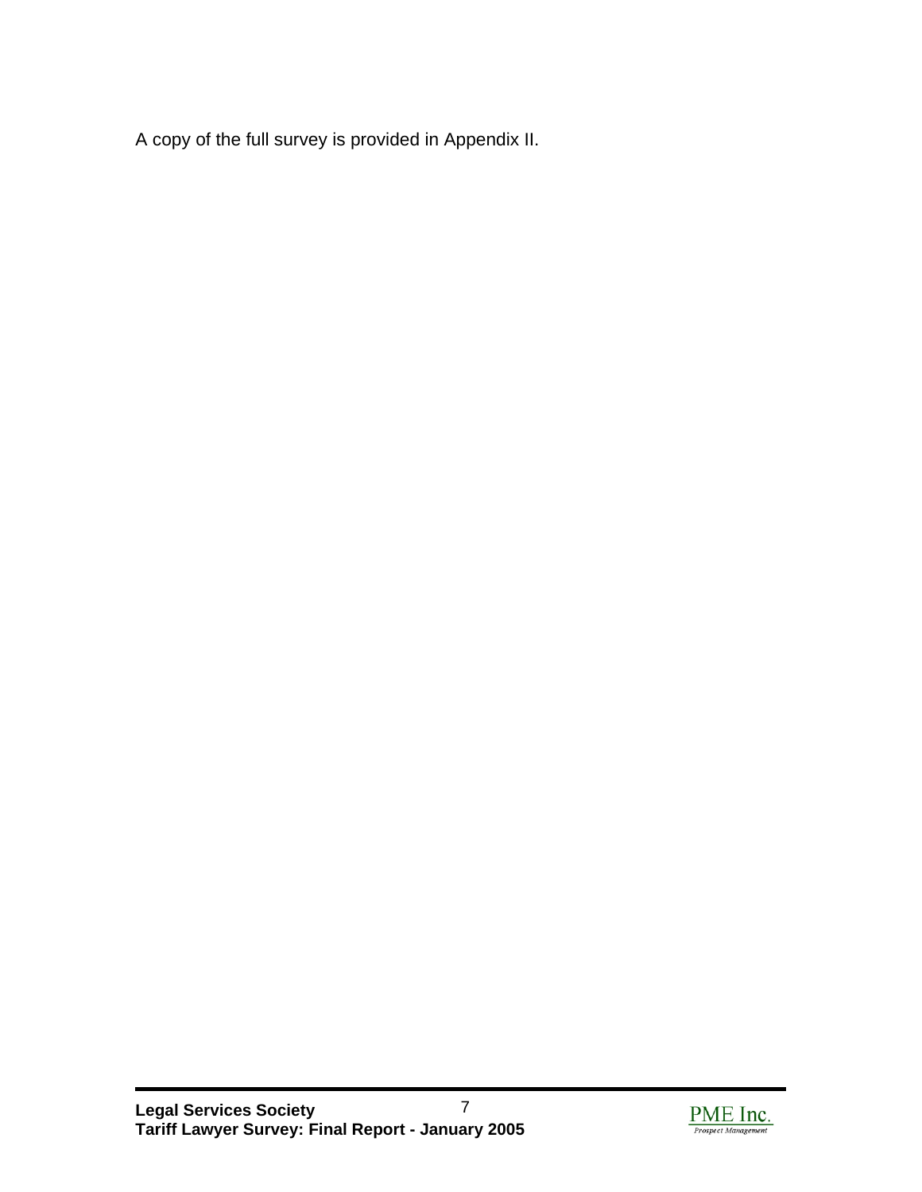A copy of the full survey is provided in Appendix II.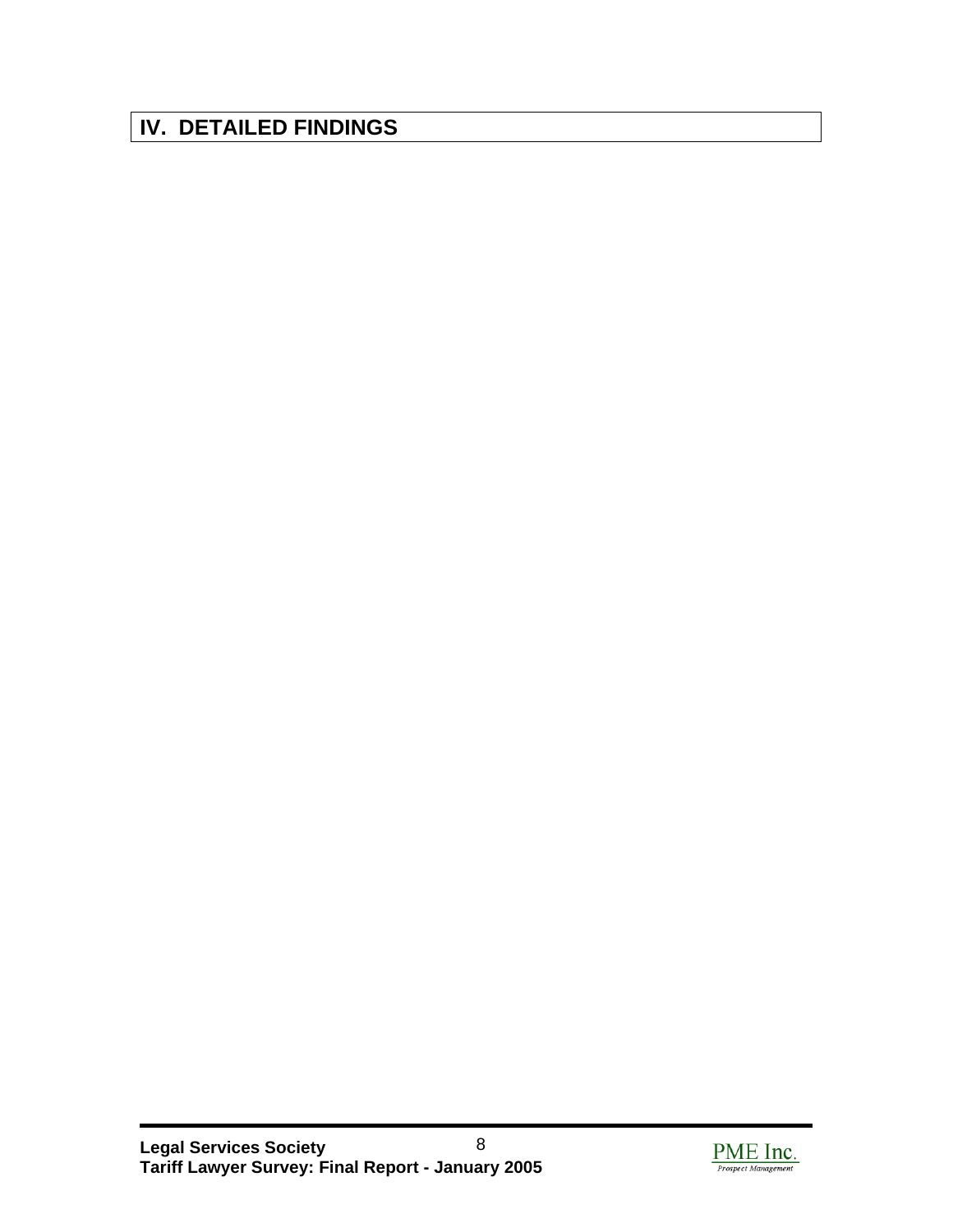# IV. DETAILED FINDINGS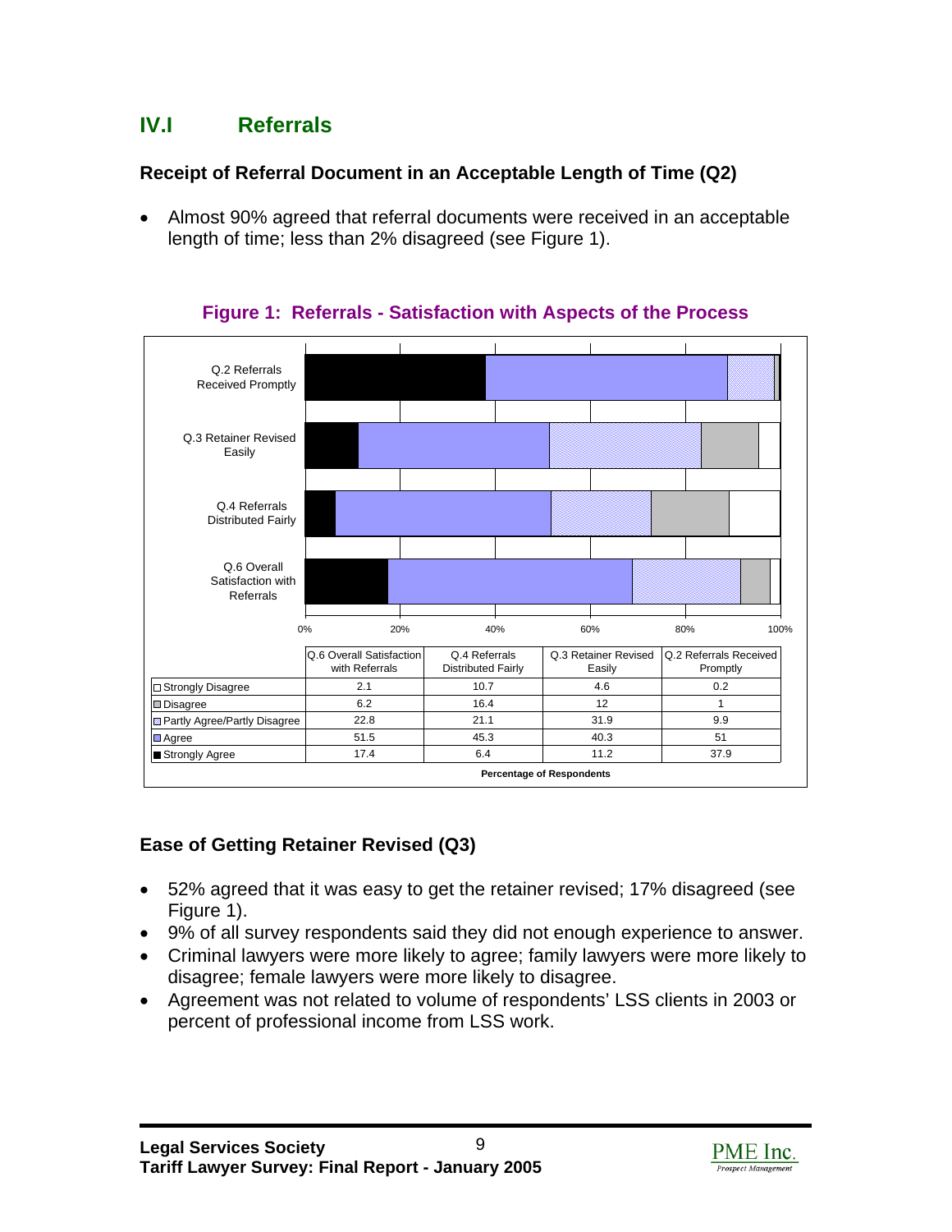## IV.I Referrals

### Receipt of Referral Document in an Acceptable Length of Time (Q2)

- Almost 90% agreed that referral documents were received in an acceptable length of time; less than 2% disagreed (see Figure 1).

**Figure 1: Referrals - Satisfaction with Aspects of the Process**

| | Q.6 Overall Satisfaction with Referrals | Q.4 Referrals Distributed Fairly | Q.3 Retainer Revised Easily | Q.2 Referrals Received Promptly |
|---|---|---|---|---|
| Strongly Disagree | 2.1 | 10.7 | 4.6 | 0.2 |
| Disagree | 6.2 | 16.4 | 12 | 1 |
| Partly Agree/Partly Disagree | 22.8 | 21.1 | 31.9 | 9.9 |
| Agree | 51.5 | 45.3 | 40.3 | 51 |
| Strongly Agree | 17.4 | 6.4 | 11.2 | 37.9 |

Percentage of Respondents

### Ease of Getting Retainer Revised (Q3)

- 52% agreed that it was easy to get the retainer revised; 17% disagreed (see Figure 1).
- 9% of all survey respondents said they did not enough experience to answer.
- Criminal lawyers were more likely to agree; family lawyers were more likely to disagree; female lawyers were more likely to disagree.
- Agreement was not related to volume of respondents' LSS clients in 2003 or percent of professional income from LSS work.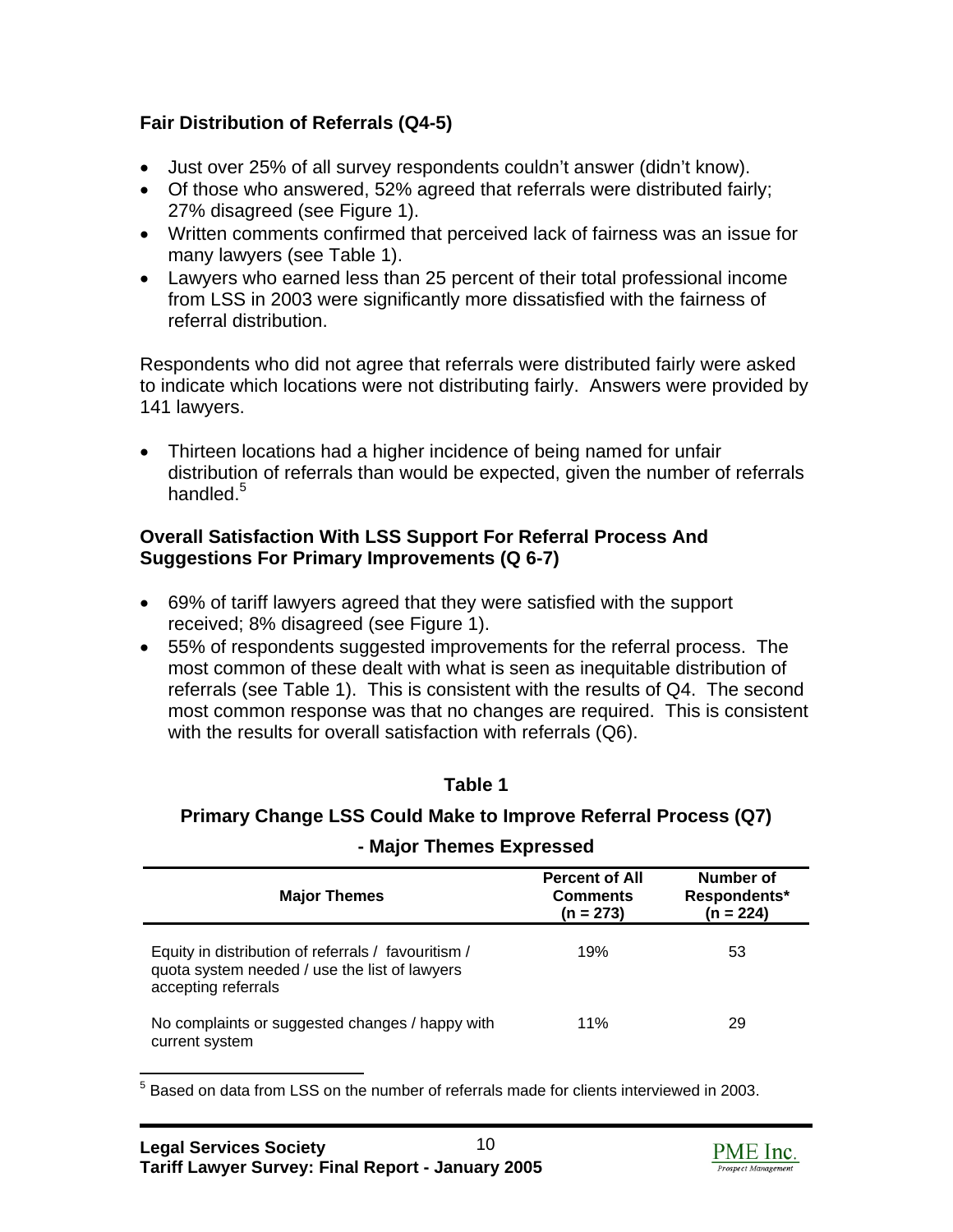**Fair Distribution of Referrals (Q4-5)**

- Just over 25% of all survey respondents couldn't answer (didn't know).
- Of those who answered, 52% agreed that referrals were distributed fairly; 27% disagreed (see Figure 1).
- Written comments confirmed that perceived lack of fairness was an issue for many lawyers (see Table 1).
- Lawyers who earned less than 25 percent of their total professional income from LSS in 2003 were significantly more dissatisfied with the fairness of referral distribution.

Respondents who did not agree that referrals were distributed fairly were asked to indicate which locations were not distributing fairly. Answers were provided by 141 lawyers.

- Thirteen locations had a higher incidence of being named for unfair distribution of referrals than would be expected, given the number of referrals handled.[5]

**Overall Satisfaction With LSS Support For Referral Process And Suggestions For Primary Improvements (Q 6-7)**

- 69% of tariff lawyers agreed that they were satisfied with the support received; 8% disagreed (see Figure 1).
- 55% of respondents suggested improvements for the referral process. The most common of these dealt with what is seen as inequitable distribution of referrals (see Table 1). This is consistent with the results of Q4. The second most common response was that no changes are required. This is consistent with the results for overall satisfaction with referrals (Q6).

**Table 1**

**Primary Change LSS Could Make to Improve Referral Process (Q7) - Major Themes Expressed**

| Major Themes | Percent of All Comments (n = 273) | Number of Respondents* (n = 224) |
|---|---|---|
| Equity in distribution of referrals / favouritism / quota system needed / use the list of lawyers accepting referrals | 19% | 53 |
| No complaints or suggested changes / happy with current system | 11% | 29 |

[5] Based on data from LSS on the number of referrals made for clients interviewed in 2003.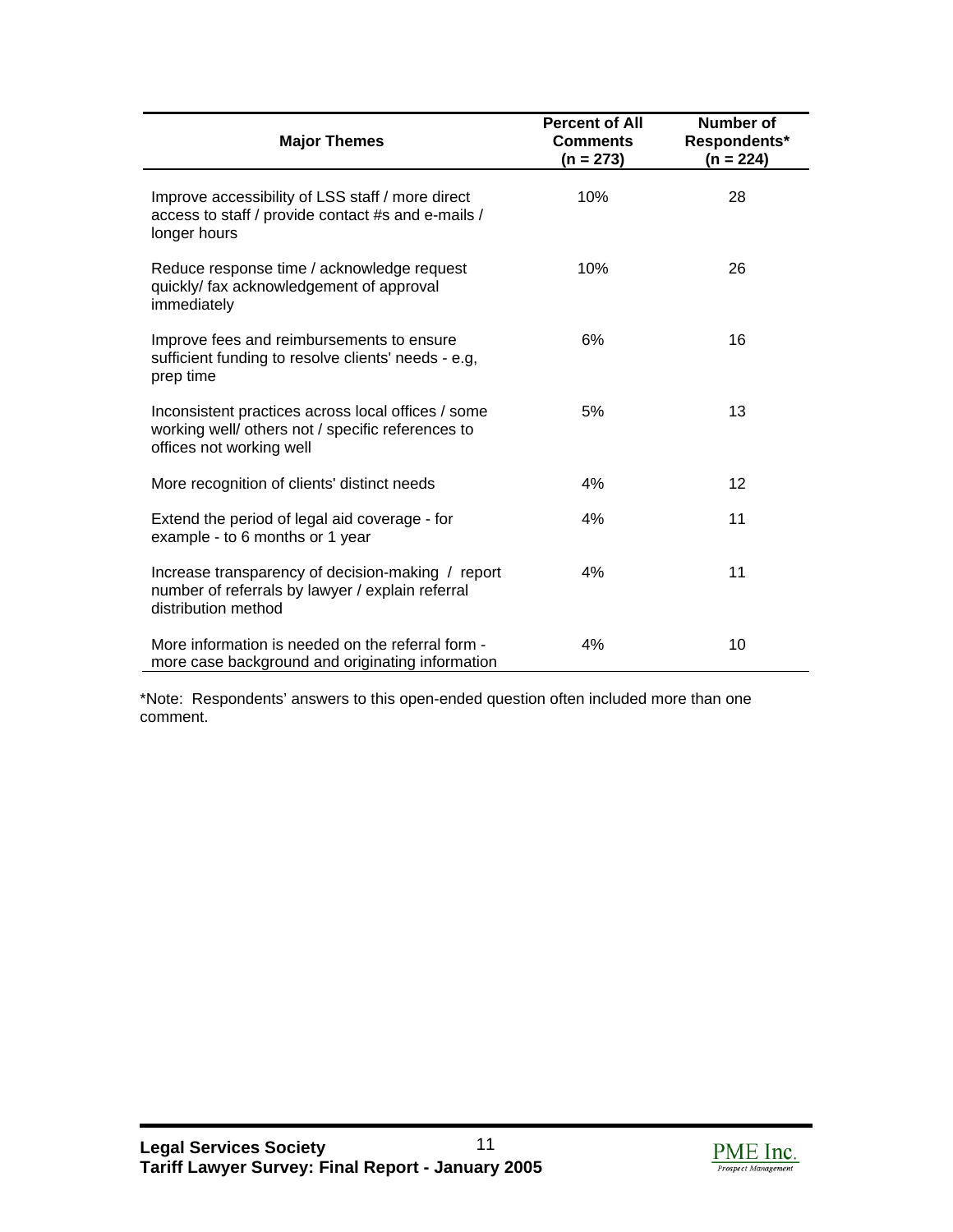| Major Themes | Percent of All Comments (n = 273) | Number of Respondents* (n = 224) |
|---|---|---|
| Improve accessibility of LSS staff / more direct access to staff / provide contact #s and e-mails / longer hours | 10% | 28 |
| Reduce response time / acknowledge request quickly/ fax acknowledgement of approval immediately | 10% | 26 |
| Improve fees and reimbursements to ensure sufficient funding to resolve clients' needs - e.g, prep time | 6% | 16 |
| Inconsistent practices across local offices / some working well/ others not / specific references to offices not working well | 5% | 13 |
| More recognition of clients' distinct needs | 4% | 12 |
| Extend the period of legal aid coverage - for example - to 6 months or 1 year | 4% | 11 |
| Increase transparency of decision-making / report number of referrals by lawyer / explain referral distribution method | 4% | 11 |
| More information is needed on the referral form - more case background and originating information | 4% | 10 |

*Note: Respondents' answers to this open-ended question often included more than one comment.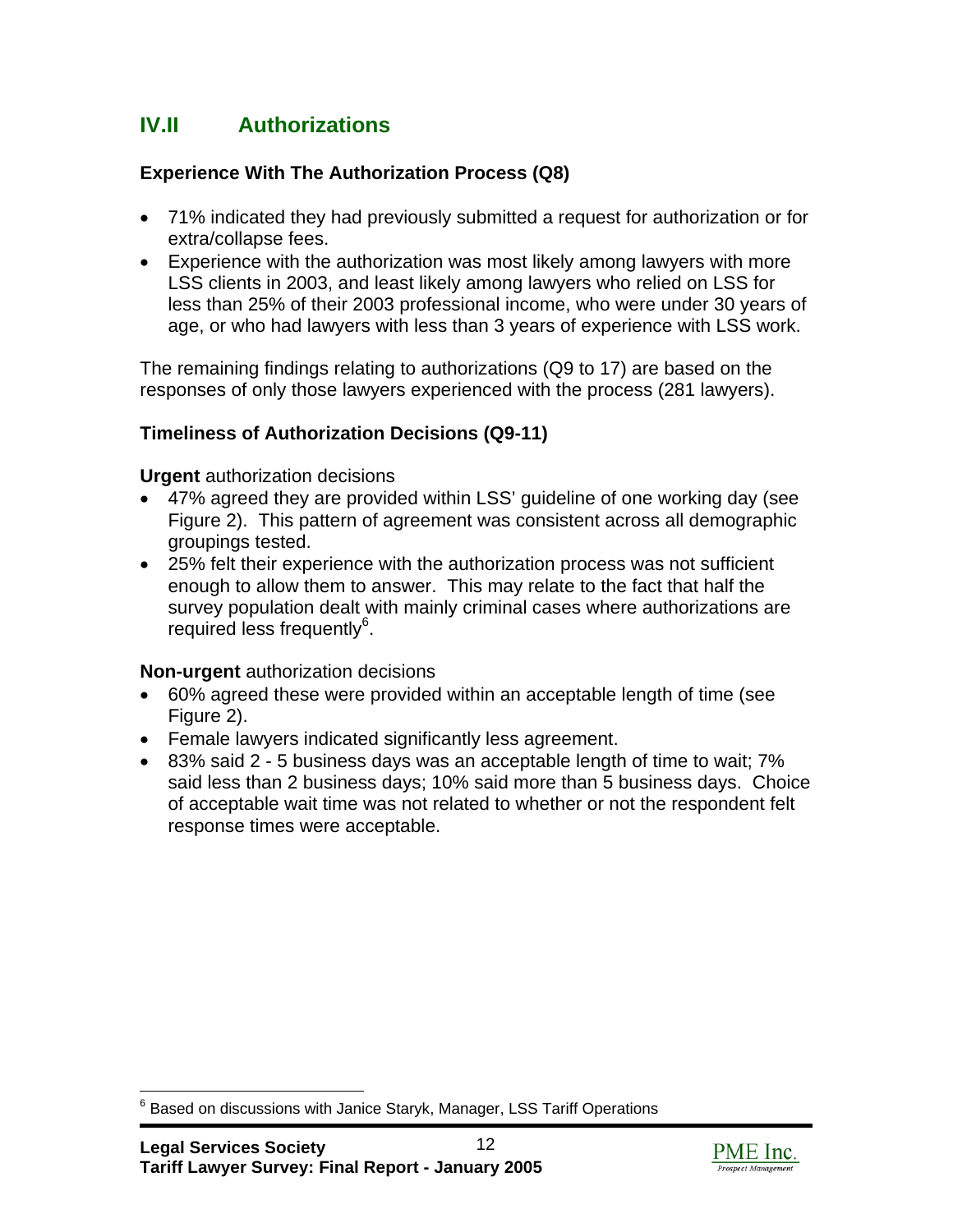## IV.II Authorizations

### Experience With The Authorization Process (Q8)

- 71% indicated they had previously submitted a request for authorization or for extra/collapse fees.
- Experience with the authorization was most likely among lawyers with more LSS clients in 2003, and least likely among lawyers who relied on LSS for less than 25% of their 2003 professional income, who were under 30 years of age, or who had lawyers with less than 3 years of experience with LSS work.

The remaining findings relating to authorizations (Q9 to 17) are based on the responses of only those lawyers experienced with the process (281 lawyers).

### Timeliness of Authorization Decisions (Q9-11)

**Urgent** authorization decisions

- 47% agreed they are provided within LSS' guideline of one working day (see Figure 2). This pattern of agreement was consistent across all demographic groupings tested.
- 25% felt their experience with the authorization process was not sufficient enough to allow them to answer. This may relate to the fact that half the survey population dealt with mainly criminal cases where authorizations are required less frequently[6].

**Non-urgent** authorization decisions

- 60% agreed these were provided within an acceptable length of time (see Figure 2).
- Female lawyers indicated significantly less agreement.
- 83% said 2 - 5 business days was an acceptable length of time to wait; 7% said less than 2 business days; 10% said more than 5 business days. Choice of acceptable wait time was not related to whether or not the respondent felt response times were acceptable.

---

[6] Based on discussions with Janice Staryk, Manager, LSS Tariff Operations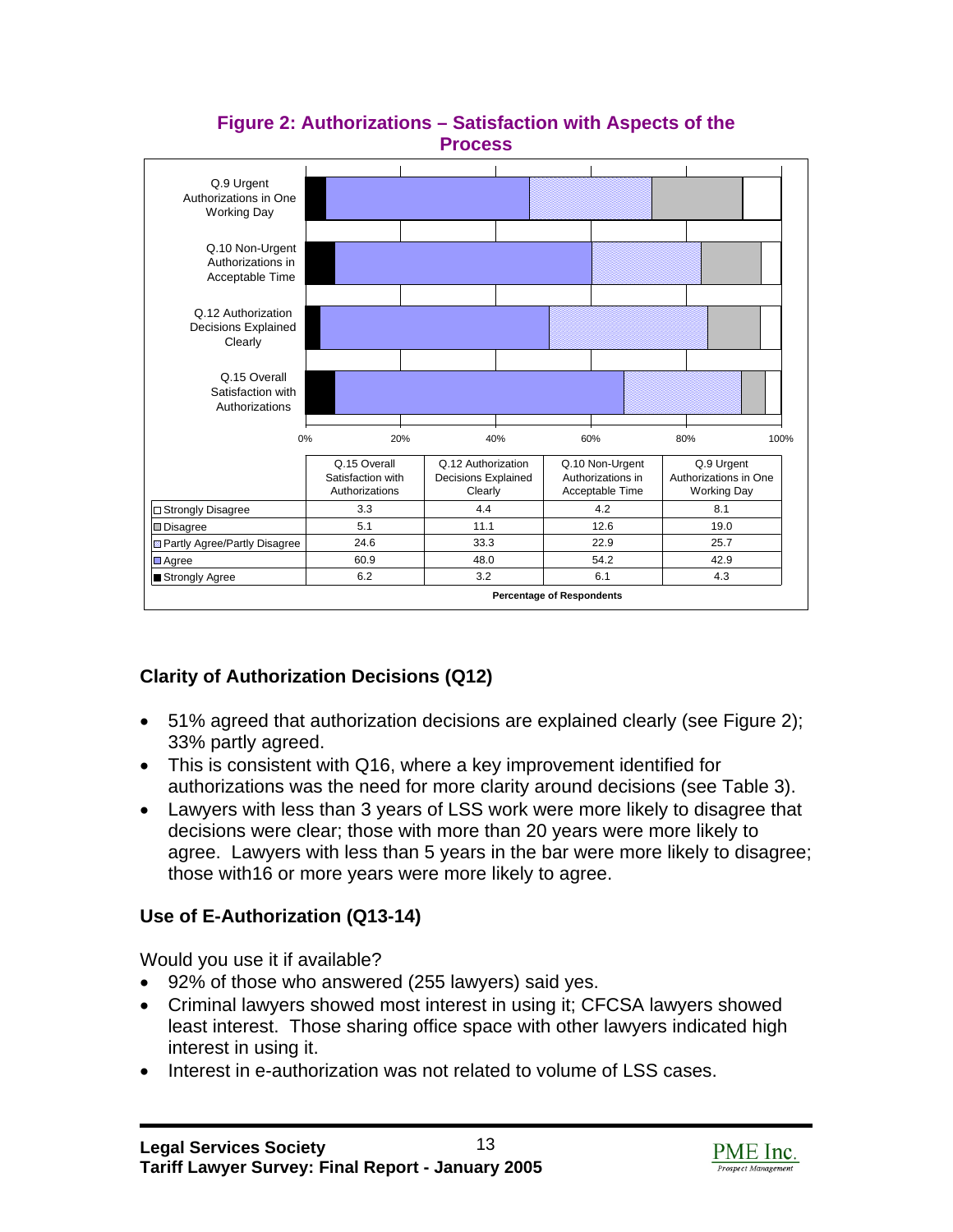**Figure 2: Authorizations – Satisfaction with Aspects of the Process**

| | Q.15 Overall Satisfaction with Authorizations | Q.12 Authorization Decisions Explained Clearly | Q.10 Non-Urgent Authorizations in Acceptable Time | Q.9 Urgent Authorizations in One Working Day |
|---|---|---|---|---|
| Strongly Disagree | 3.3 | 4.4 | 4.2 | 8.1 |
| Disagree | 5.1 | 11.1 | 12.6 | 19.0 |
| Partly Agree/Partly Disagree | 24.6 | 33.3 | 22.9 | 25.7 |
| Agree | 60.9 | 48.0 | 54.2 | 42.9 |
| Strongly Agree | 6.2 | 3.2 | 6.1 | 4.3 |

Percentage of Respondents

## Clarity of Authorization Decisions (Q12)

- 51% agreed that authorization decisions are explained clearly (see Figure 2); 33% partly agreed.
- This is consistent with Q16, where a key improvement identified for authorizations was the need for more clarity around decisions (see Table 3).
- Lawyers with less than 3 years of LSS work were more likely to disagree that decisions were clear; those with more than 20 years were more likely to agree. Lawyers with less than 5 years in the bar were more likely to disagree; those with16 or more years were more likely to agree.

## Use of E-Authorization (Q13-14)

Would you use it if available?

- 92% of those who answered (255 lawyers) said yes.
- Criminal lawyers showed most interest in using it; CFCSA lawyers showed least interest. Those sharing office space with other lawyers indicated high interest in using it.
- Interest in e-authorization was not related to volume of LSS cases.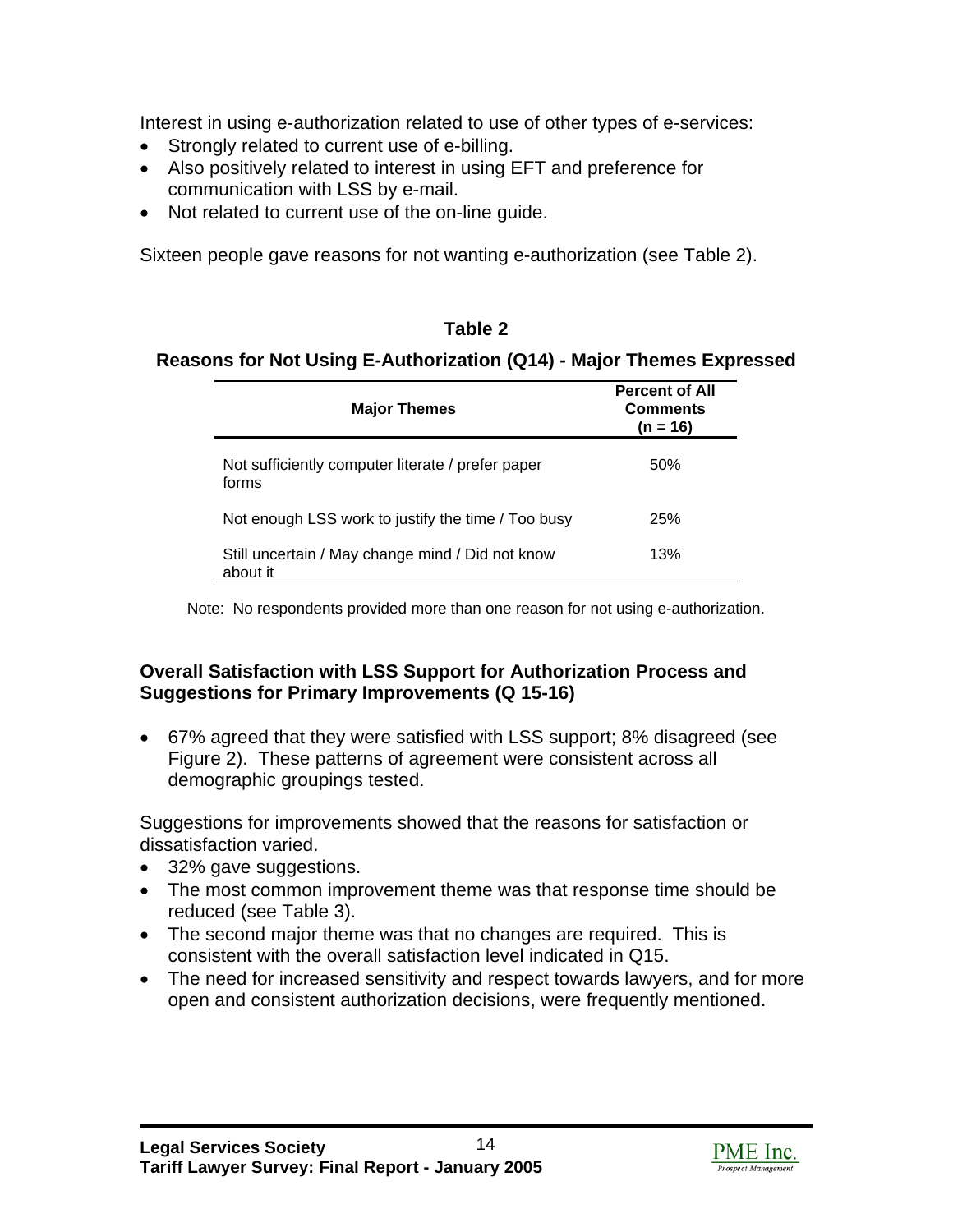Interest in using e-authorization related to use of other types of e-services:

- Strongly related to current use of e-billing.
- Also positively related to interest in using EFT and preference for communication with LSS by e-mail.
- Not related to current use of the on-line guide.

Sixteen people gave reasons for not wanting e-authorization (see Table 2).

**Table 2**

**Reasons for Not Using E-Authorization (Q14) - Major Themes Expressed**

| Major Themes | Percent of All Comments (n = 16) |
|---|---|
| Not sufficiently computer literate / prefer paper forms | 50% |
| Not enough LSS work to justify the time / Too busy | 25% |
| Still uncertain / May change mind / Did not know about it | 13% |

Note: No respondents provided more than one reason for not using e-authorization.

### Overall Satisfaction with LSS Support for Authorization Process and Suggestions for Primary Improvements (Q 15-16)

- 67% agreed that they were satisfied with LSS support; 8% disagreed (see Figure 2). These patterns of agreement were consistent across all demographic groupings tested.

Suggestions for improvements showed that the reasons for satisfaction or dissatisfaction varied.

- 32% gave suggestions.
- The most common improvement theme was that response time should be reduced (see Table 3).
- The second major theme was that no changes are required. This is consistent with the overall satisfaction level indicated in Q15.
- The need for increased sensitivity and respect towards lawyers, and for more open and consistent authorization decisions, were frequently mentioned.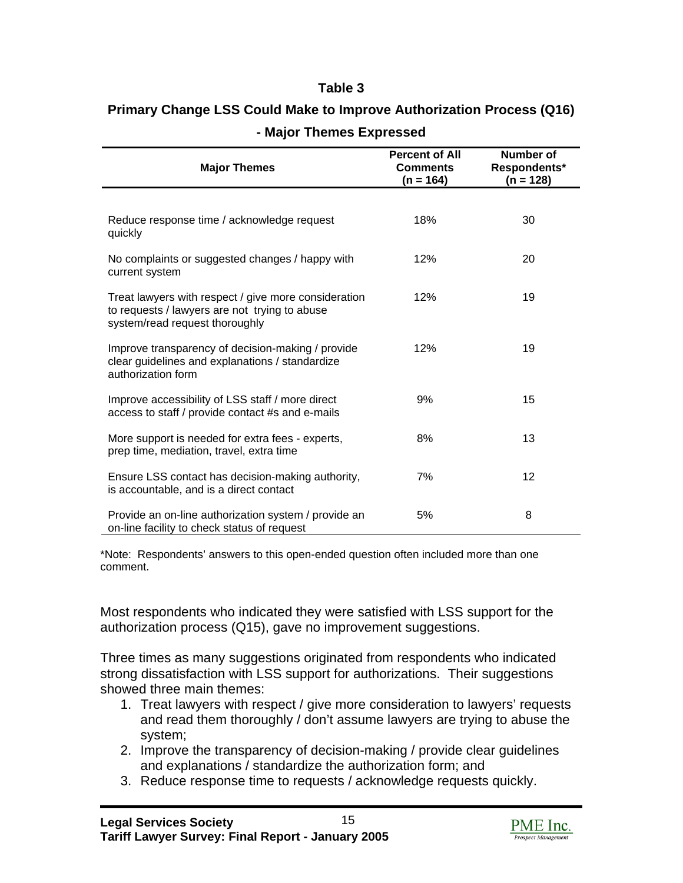**Table 3**

**Primary Change LSS Could Make to Improve Authorization Process (Q16) - Major Themes Expressed**

| Major Themes | Percent of All Comments (n = 164) | Number of Respondents* (n = 128) |
|---|---|---|
| Reduce response time / acknowledge request quickly | 18% | 30 |
| No complaints or suggested changes / happy with current system | 12% | 20 |
| Treat lawyers with respect / give more consideration to requests / lawyers are not trying to abuse system/read request thoroughly | 12% | 19 |
| Improve transparency of decision-making / provide clear guidelines and explanations / standardize authorization form | 12% | 19 |
| Improve accessibility of LSS staff / more direct access to staff / provide contact #s and e-mails | 9% | 15 |
| More support is needed for extra fees - experts, prep time, mediation, travel, extra time | 8% | 13 |
| Ensure LSS contact has decision-making authority, is accountable, and is a direct contact | 7% | 12 |
| Provide an on-line authorization system / provide an on-line facility to check status of request | 5% | 8 |

*Note: Respondents' answers to this open-ended question often included more than one comment.

Most respondents who indicated they were satisfied with LSS support for the authorization process (Q15), gave no improvement suggestions.

Three times as many suggestions originated from respondents who indicated strong dissatisfaction with LSS support for authorizations. Their suggestions showed three main themes:

1. Treat lawyers with respect / give more consideration to lawyers' requests and read them thoroughly / don't assume lawyers are trying to abuse the system;
2. Improve the transparency of decision-making / provide clear guidelines and explanations / standardize the authorization form; and
3. Reduce response time to requests / acknowledge requests quickly.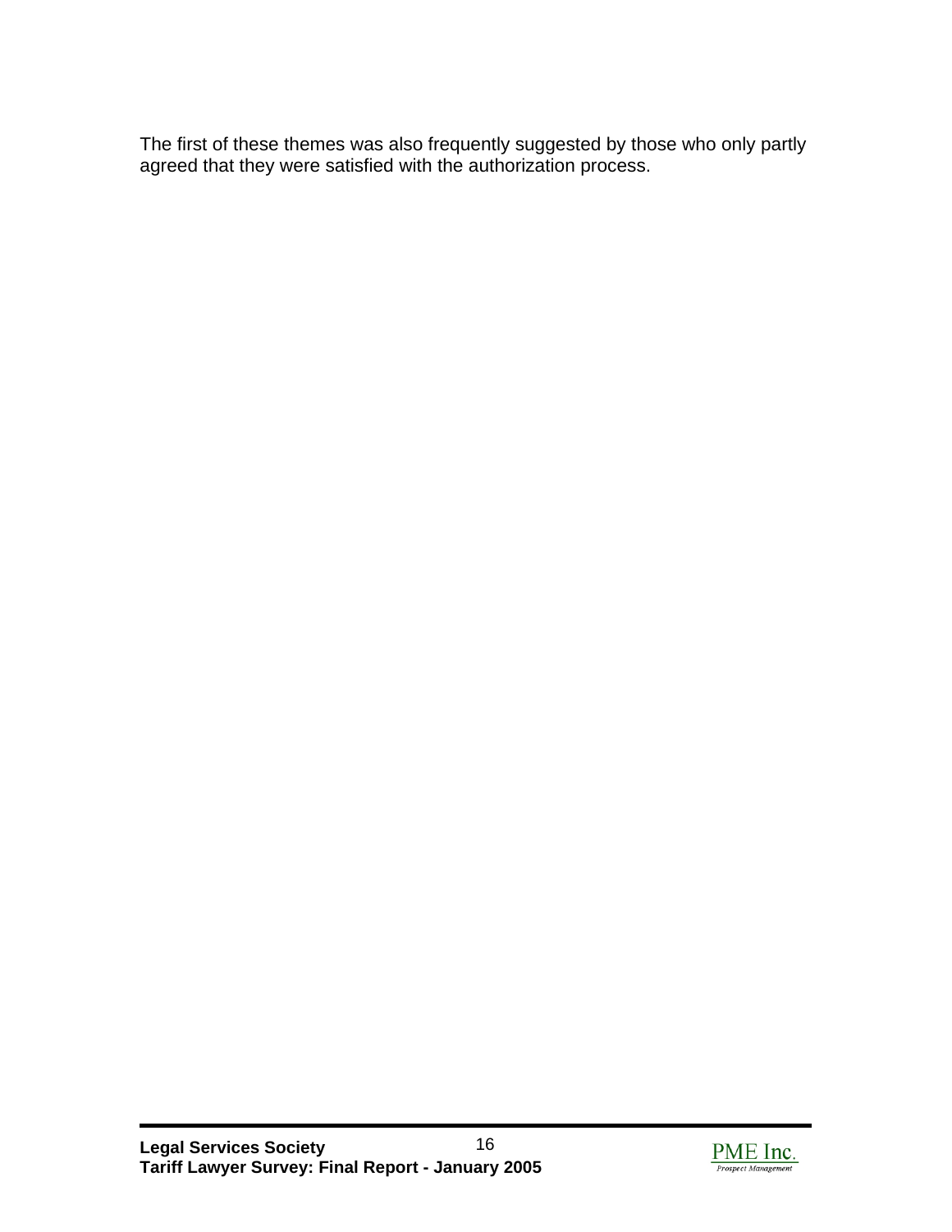The first of these themes was also frequently suggested by those who only partly agreed that they were satisfied with the authorization process.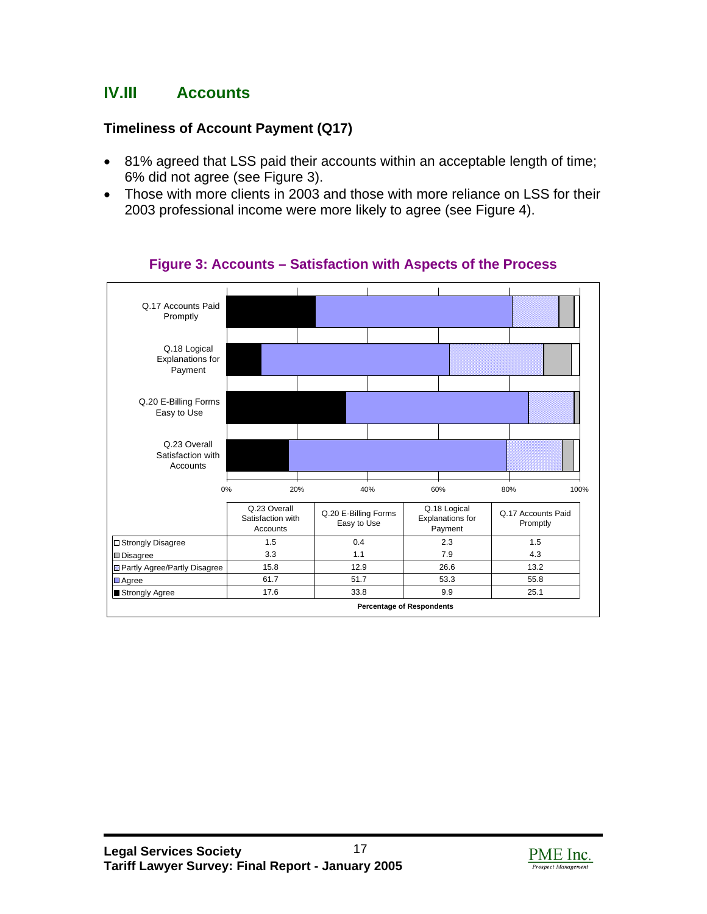## IV.III Accounts

### Timeliness of Account Payment (Q17)

- 81% agreed that LSS paid their accounts within an acceptable length of time; 6% did not agree (see Figure 3).
- Those with more clients in 2003 and those with more reliance on LSS for their 2003 professional income were more likely to agree (see Figure 4).

**Figure 3: Accounts – Satisfaction with Aspects of the Process**

| | Q.23 Overall Satisfaction with Accounts | Q.20 E-Billing Forms Easy to Use | Q.18 Logical Explanations for Payment | Q.17 Accounts Paid Promptly |
|---|---|---|---|---|
| Strongly Disagree | 1.5 | 0.4 | 2.3 | 1.5 |
| Disagree | 3.3 | 1.1 | 7.9 | 4.3 |
| Partly Agree/Partly Disagree | 15.8 | 12.9 | 26.6 | 13.2 |
| Agree | 61.7 | 51.7 | 53.3 | 55.8 |
| Strongly Agree | 17.6 | 33.8 | 9.9 | 25.1 |

Percentage of Respondents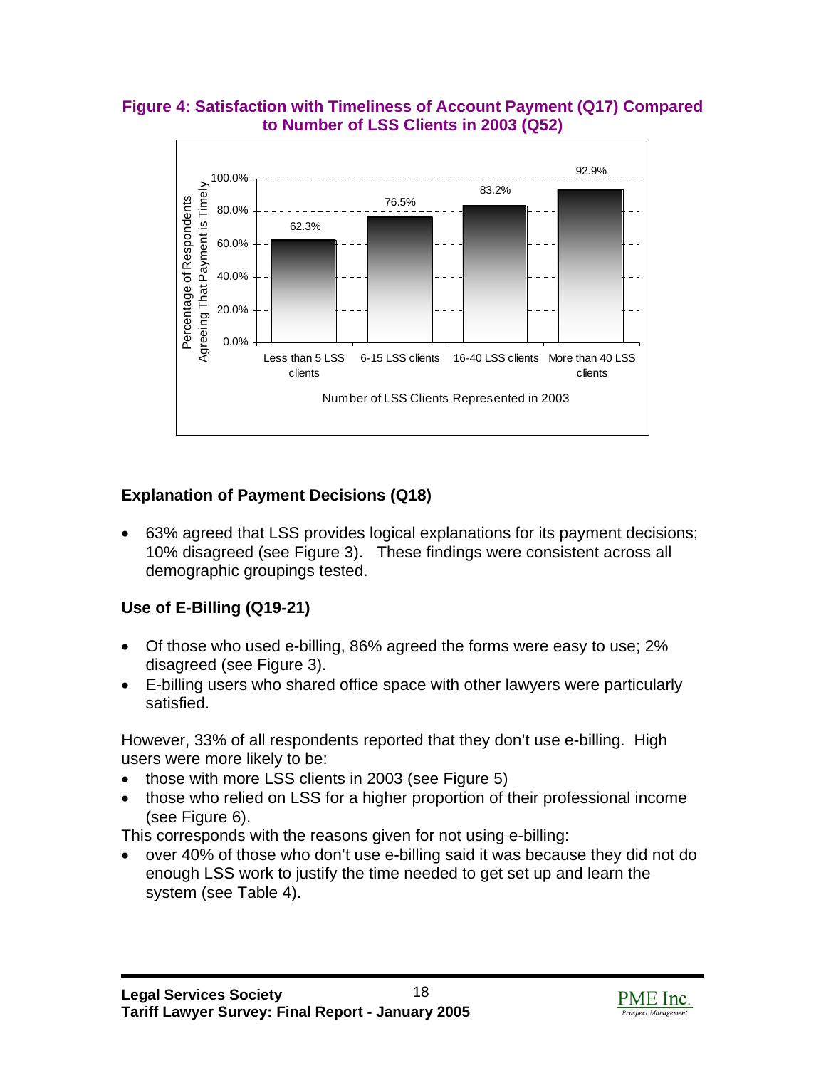**Figure 4: Satisfaction with Timeliness of Account Payment (Q17) Compared to Number of LSS Clients in 2003 (Q52)**

| Number of LSS Clients Represented in 2003 | Percentage of Respondents Agreeing That Payment is Timely |
|---|---|
| Less than 5 LSS clients | 62.3% |
| 6-15 LSS clients | 76.5% |
| 16-40 LSS clients | 83.2% |
| More than 40 LSS clients | 92.9% |

### Explanation of Payment Decisions (Q18)

- 63% agreed that LSS provides logical explanations for its payment decisions; 10% disagreed (see Figure 3). These findings were consistent across all demographic groupings tested.

### Use of E-Billing (Q19-21)

- Of those who used e-billing, 86% agreed the forms were easy to use; 2% disagreed (see Figure 3).
- E-billing users who shared office space with other lawyers were particularly satisfied.

However, 33% of all respondents reported that they don't use e-billing. High users were more likely to be:

- those with more LSS clients in 2003 (see Figure 5)
- those who relied on LSS for a higher proportion of their professional income (see Figure 6).

This corresponds with the reasons given for not using e-billing:

- over 40% of those who don't use e-billing said it was because they did not do enough LSS work to justify the time needed to get set up and learn the system (see Table 4).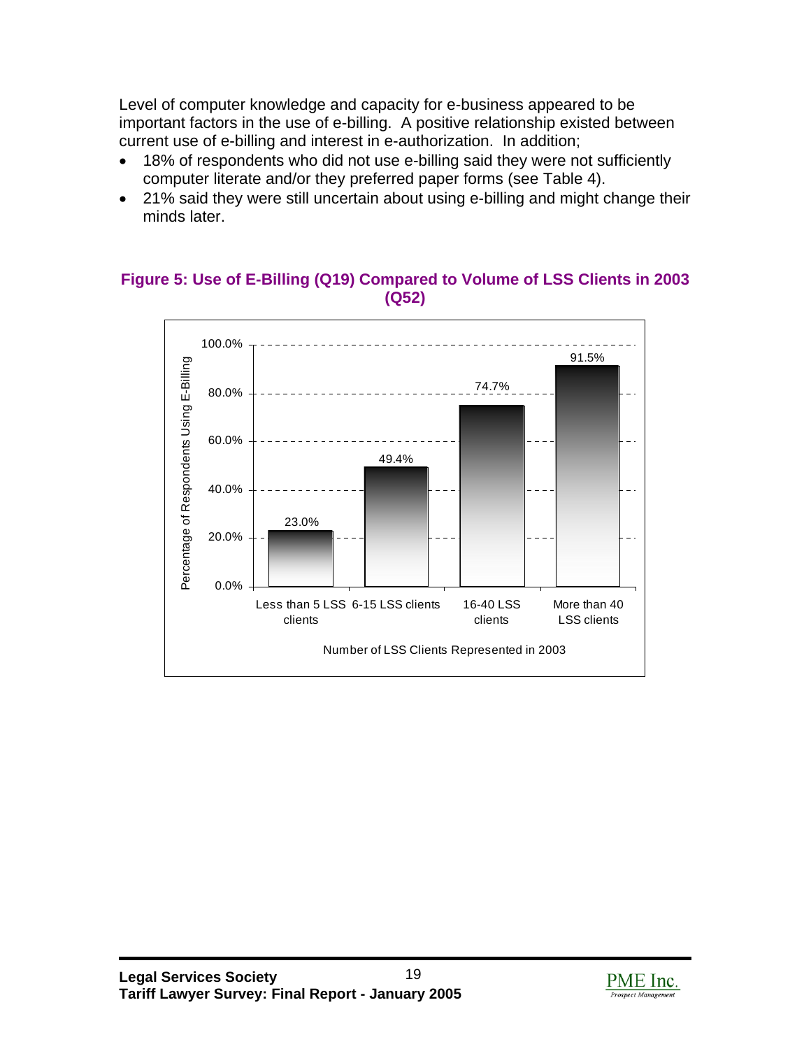Level of computer knowledge and capacity for e-business appeared to be important factors in the use of e-billing. A positive relationship existed between current use of e-billing and interest in e-authorization. In addition;

- 18% of respondents who did not use e-billing said they were not sufficiently computer literate and/or they preferred paper forms (see Table 4).
- 21% said they were still uncertain about using e-billing and might change their minds later.

**Figure 5: Use of E-Billing (Q19) Compared to Volume of LSS Clients in 2003 (Q52)**

| Number of LSS Clients Represented in 2003 | Percentage of Respondents Using E-Billing |
|---|---|
| Less than 5 LSS clients | 23.0% |
| 6-15 LSS clients | 49.4% |
| 16-40 LSS clients | 74.7% |
| More than 40 LSS clients | 91.5% |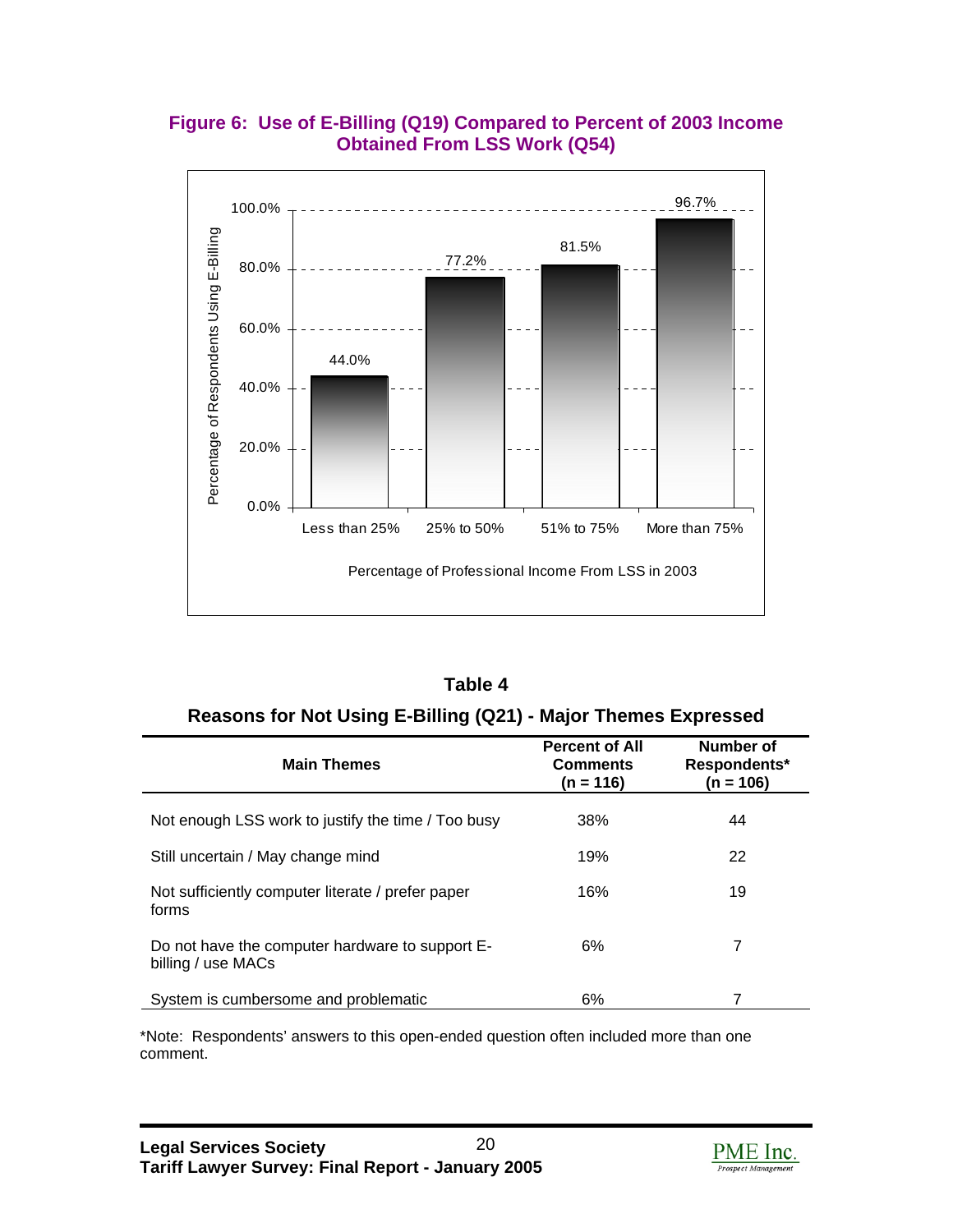**Figure 6: Use of E-Billing (Q19) Compared to Percent of 2003 Income Obtained From LSS Work (Q54)**

| Percentage of Professional Income From LSS in 2003 | Percentage of Respondents Using E-Billing |
|---|---|
| Less than 25% | 44.0% |
| 25% to 50% | 77.2% |
| 51% to 75% | 81.5% |
| More than 75% | 96.7% |

**Table 4**

**Reasons for Not Using E-Billing (Q21) - Major Themes Expressed**

| Main Themes | Percent of All Comments (n = 116) | Number of Respondents* (n = 106) |
|---|---|---|
| Not enough LSS work to justify the time / Too busy | 38% | 44 |
| Still uncertain / May change mind | 19% | 22 |
| Not sufficiently computer literate / prefer paper forms | 16% | 19 |
| Do not have the computer hardware to support E-billing / use MACs | 6% | 7 |
| System is cumbersome and problematic | 6% | 7 |

*Note: Respondents' answers to this open-ended question often included more than one comment.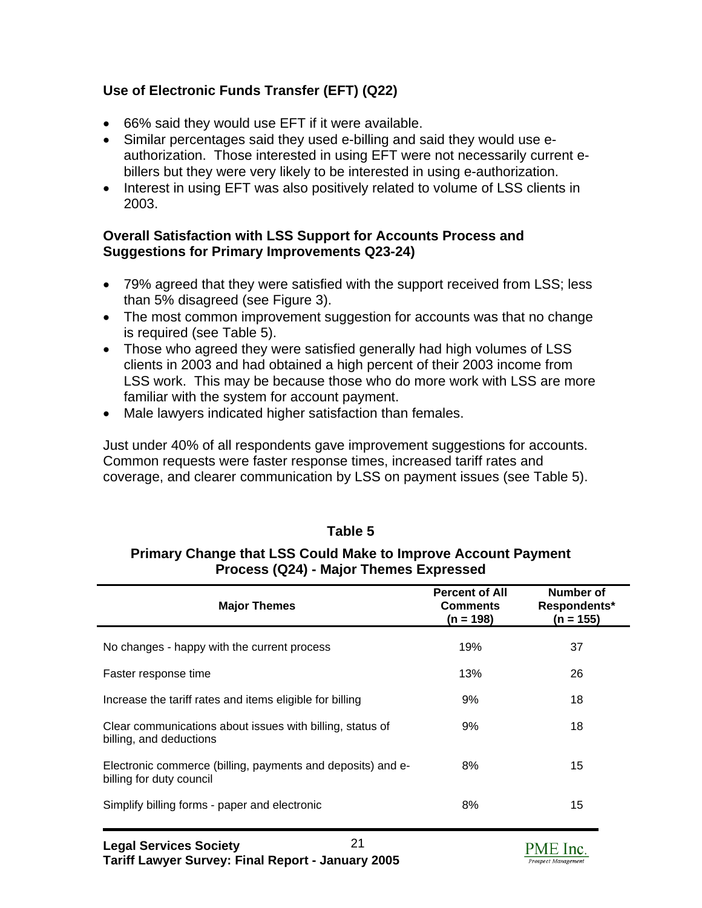### Use of Electronic Funds Transfer (EFT) (Q22)

- 66% said they would use EFT if it were available.
- Similar percentages said they used e-billing and said they would use e-authorization. Those interested in using EFT were not necessarily current e-billers but they were very likely to be interested in using e-authorization.
- Interest in using EFT was also positively related to volume of LSS clients in 2003.

### Overall Satisfaction with LSS Support for Accounts Process and Suggestions for Primary Improvements Q23-24)

- 79% agreed that they were satisfied with the support received from LSS; less than 5% disagreed (see Figure 3).
- The most common improvement suggestion for accounts was that no change is required (see Table 5).
- Those who agreed they were satisfied generally had high volumes of LSS clients in 2003 and had obtained a high percent of their 2003 income from LSS work. This may be because those who do more work with LSS are more familiar with the system for account payment.
- Male lawyers indicated higher satisfaction than females.

Just under 40% of all respondents gave improvement suggestions for accounts. Common requests were faster response times, increased tariff rates and coverage, and clearer communication by LSS on payment issues (see Table 5).

**Table 5**

**Primary Change that LSS Could Make to Improve Account Payment Process (Q24) - Major Themes Expressed**

| Major Themes | Percent of All Comments (n = 198) | Number of Respondents* (n = 155) |
|---|---|---|
| No changes - happy with the current process | 19% | 37 |
| Faster response time | 13% | 26 |
| Increase the tariff rates and items eligible for billing | 9% | 18 |
| Clear communications about issues with billing, status of billing, and deductions | 9% | 18 |
| Electronic commerce (billing, payments and deposits) and e-billing for duty council | 8% | 15 |
| Simplify billing forms - paper and electronic | 8% | 15 |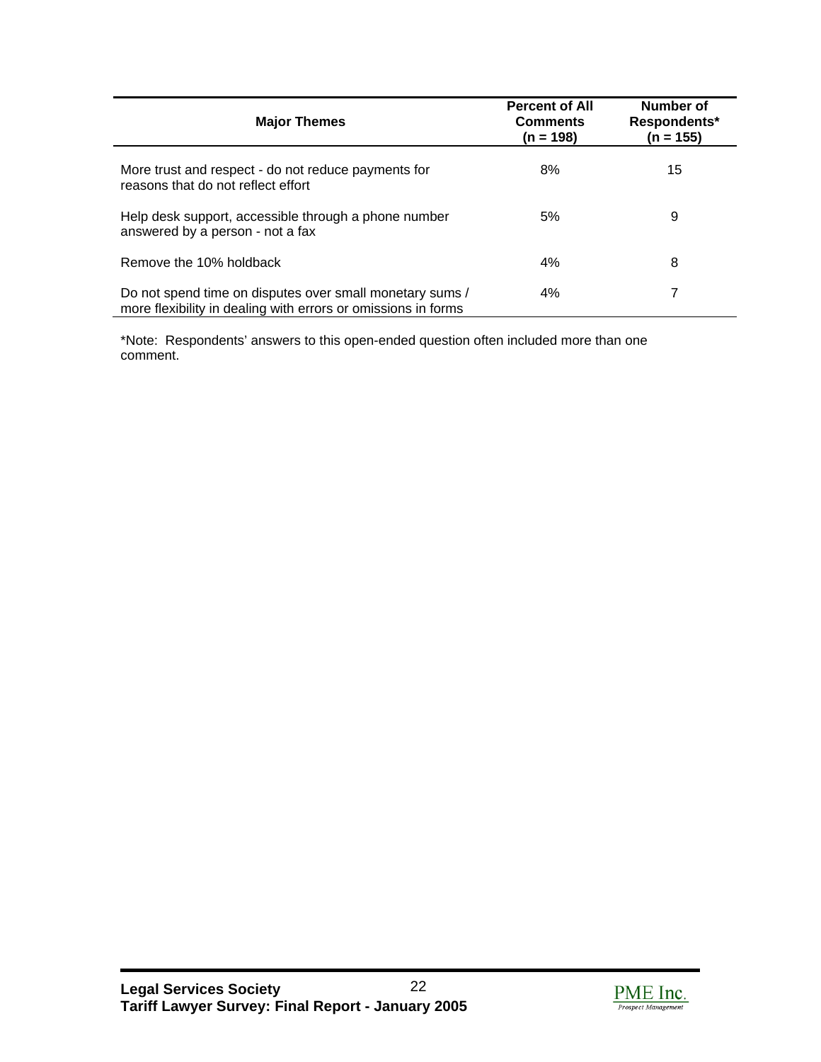| Major Themes | Percent of All Comments (n = 198) | Number of Respondents* (n = 155) |
|---|---|---|
| More trust and respect - do not reduce payments for reasons that do not reflect effort | 8% | 15 |
| Help desk support, accessible through a phone number answered by a person - not a fax | 5% | 9 |
| Remove the 10% holdback | 4% | 8 |
| Do not spend time on disputes over small monetary sums / more flexibility in dealing with errors or omissions in forms | 4% | 7 |

*Note: Respondents' answers to this open-ended question often included more than one comment.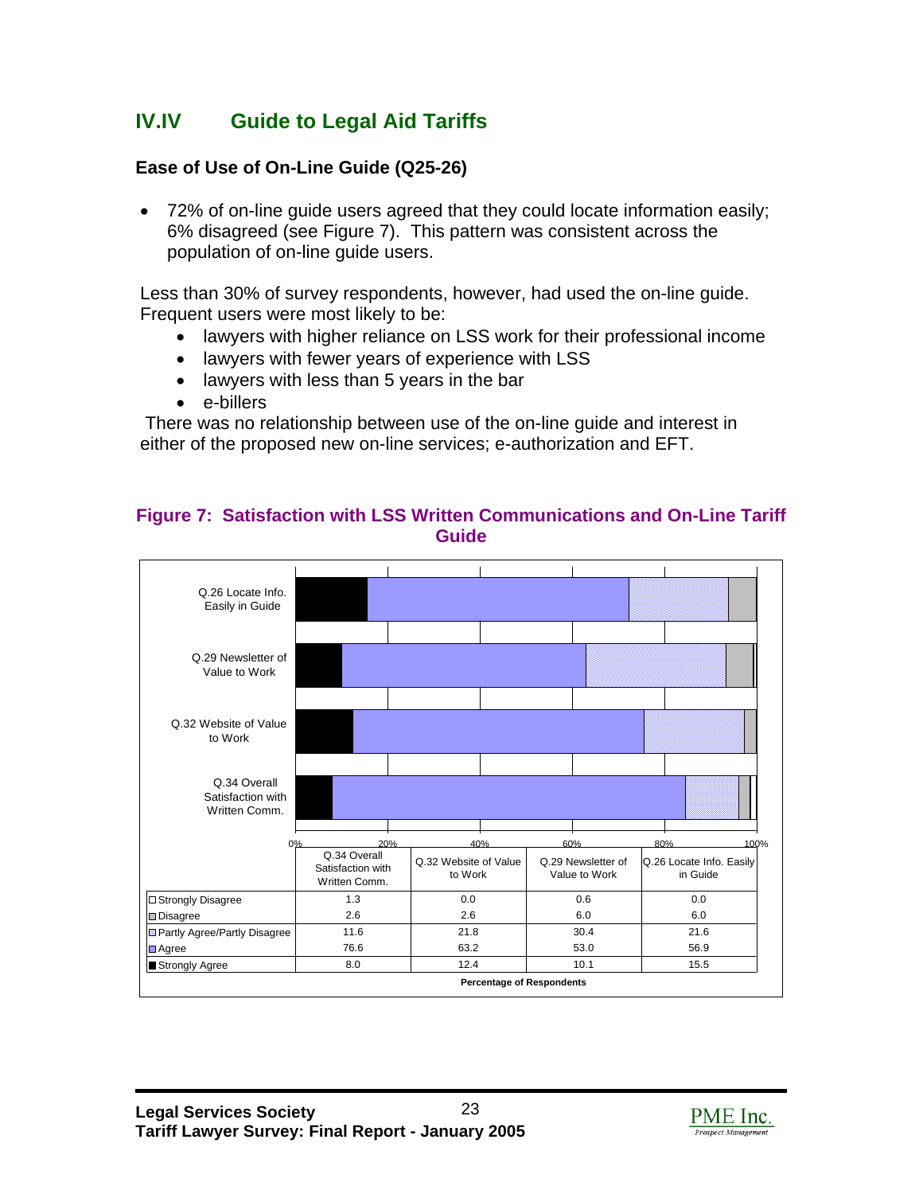## IV.IV Guide to Legal Aid Tariffs

### Ease of Use of On-Line Guide (Q25-26)

- 72% of on-line guide users agreed that they could locate information easily; 6% disagreed (see Figure 7). This pattern was consistent across the population of on-line guide users.

Less than 30% of survey respondents, however, had used the on-line guide. Frequent users were most likely to be:

- lawyers with higher reliance on LSS work for their professional income
- lawyers with fewer years of experience with LSS
- lawyers with less than 5 years in the bar
- e-billers

There was no relationship between use of the on-line guide and interest in either of the proposed new on-line services; e-authorization and EFT.

**Figure 7: Satisfaction with LSS Written Communications and On-Line Tariff Guide**

| | Q.34 Overall Satisfaction with Written Comm. | Q.32 Website of Value to Work | Q.29 Newsletter of Value to Work | Q.26 Locate Info. Easily in Guide |
|---|---|---|---|---|
| Strongly Disagree | 1.3 | 0.0 | 0.6 | 0.0 |
| Disagree | 2.6 | 2.6 | 6.0 | 6.0 |
| Partly Agree/Partly Disagree | 11.6 | 21.8 | 30.4 | 21.6 |
| Agree | 76.6 | 63.2 | 53.0 | 56.9 |
| Strongly Agree | 8.0 | 12.4 | 10.1 | 15.5 |

Percentage of Respondents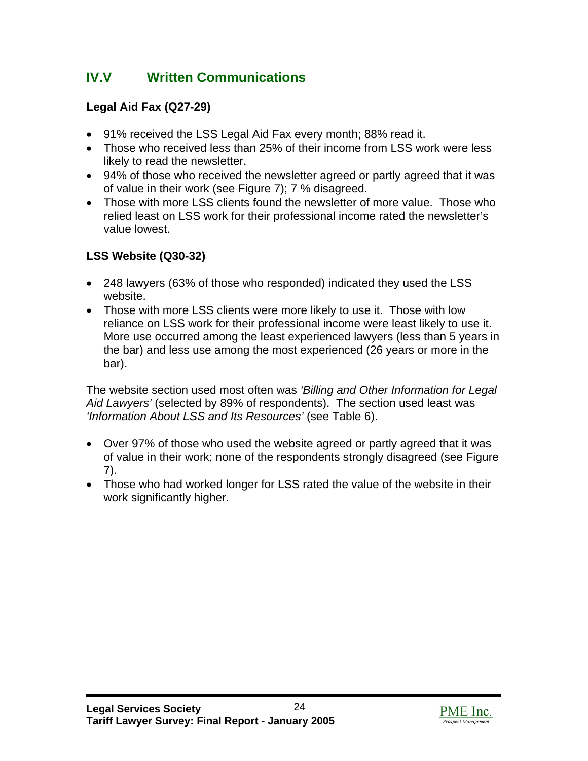## IV.V Written Communications

### Legal Aid Fax (Q27-29)

- 91% received the LSS Legal Aid Fax every month; 88% read it.
- Those who received less than 25% of their income from LSS work were less likely to read the newsletter.
- 94% of those who received the newsletter agreed or partly agreed that it was of value in their work (see Figure 7); 7 % disagreed.
- Those with more LSS clients found the newsletter of more value. Those who relied least on LSS work for their professional income rated the newsletter's value lowest.

### LSS Website (Q30-32)

- 248 lawyers (63% of those who responded) indicated they used the LSS website.
- Those with more LSS clients were more likely to use it. Those with low reliance on LSS work for their professional income were least likely to use it. More use occurred among the least experienced lawyers (less than 5 years in the bar) and less use among the most experienced (26 years or more in the bar).

The website section used most often was *'Billing and Other Information for Legal Aid Lawyers'* (selected by 89% of respondents). The section used least was *'Information About LSS and Its Resources'* (see Table 6).

- Over 97% of those who used the website agreed or partly agreed that it was of value in their work; none of the respondents strongly disagreed (see Figure 7).
- Those who had worked longer for LSS rated the value of the website in their work significantly higher.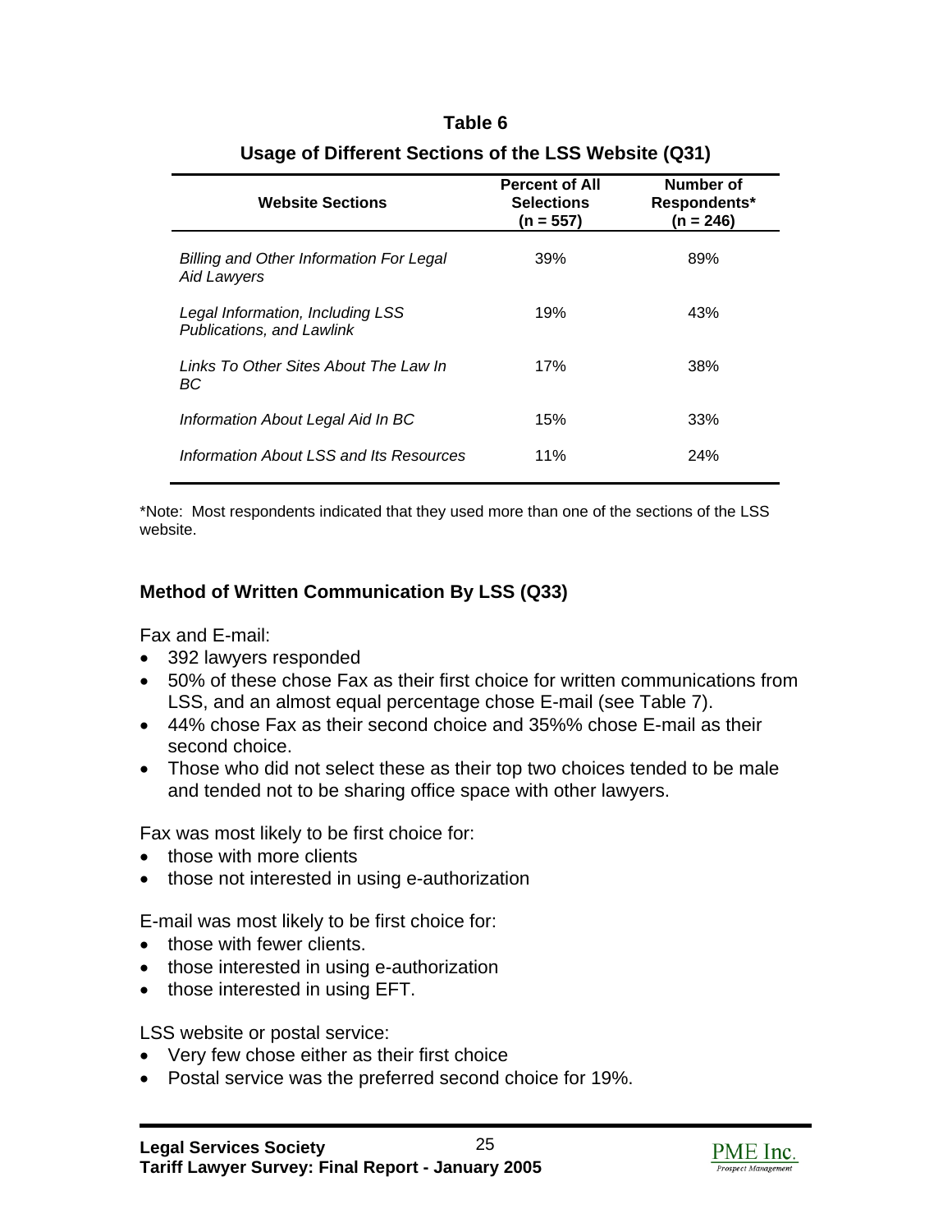**Table 6**

**Usage of Different Sections of the LSS Website (Q31)**

| Website Sections | Percent of All Selections (n = 557) | Number of Respondents* (n = 246) |
|---|---|---|
| *Billing and Other Information For Legal Aid Lawyers* | 39% | 89% |
| *Legal Information, Including LSS Publications, and Lawlink* | 19% | 43% |
| *Links To Other Sites About The Law In BC* | 17% | 38% |
| *Information About Legal Aid In BC* | 15% | 33% |
| *Information About LSS and Its Resources* | 11% | 24% |

*Note: Most respondents indicated that they used more than one of the sections of the LSS website.

### Method of Written Communication By LSS (Q33)

Fax and E-mail:

- 392 lawyers responded
- 50% of these chose Fax as their first choice for written communications from LSS, and an almost equal percentage chose E-mail (see Table 7).
- 44% chose Fax as their second choice and 35%% chose E-mail as their second choice.
- Those who did not select these as their top two choices tended to be male and tended not to be sharing office space with other lawyers.

Fax was most likely to be first choice for:

- those with more clients
- those not interested in using e-authorization

E-mail was most likely to be first choice for:

- those with fewer clients.
- those interested in using e-authorization
- those interested in using EFT.

LSS website or postal service:

- Very few chose either as their first choice
- Postal service was the preferred second choice for 19%.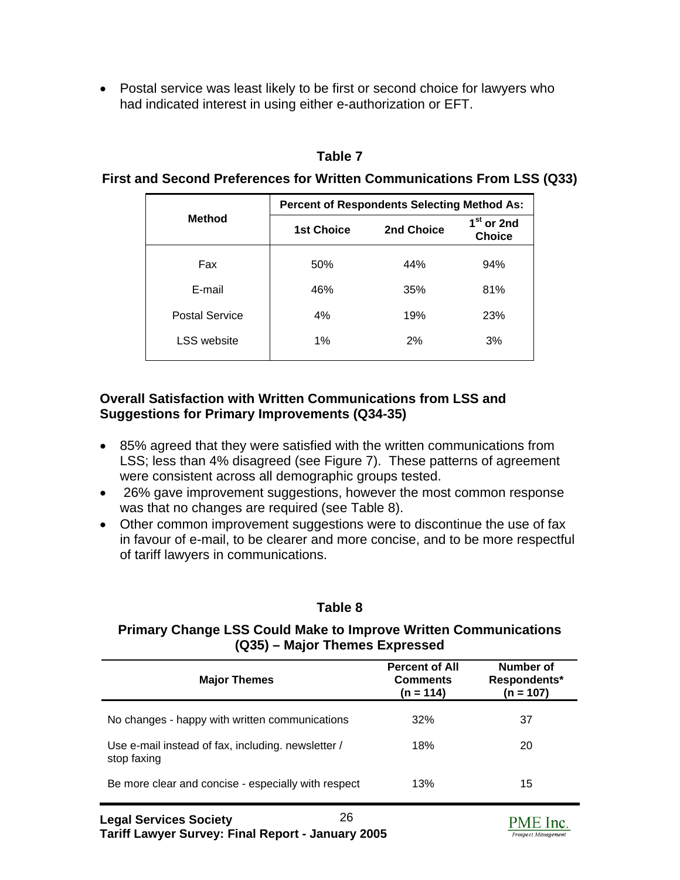- Postal service was least likely to be first or second choice for lawyers who had indicated interest in using either e-authorization or EFT.

**Table 7**

**First and Second Preferences for Written Communications From LSS (Q33)**

| Method | Percent of Respondents Selecting Method As: | | |
|---|---|---|---|
| | 1st Choice | 2nd Choice | 1st or 2nd Choice |
| Fax | 50% | 44% | 94% |
| E-mail | 46% | 35% | 81% |
| Postal Service | 4% | 19% | 23% |
| LSS website | 1% | 2% | 3% |

### Overall Satisfaction with Written Communications from LSS and Suggestions for Primary Improvements (Q34-35)

- 85% agreed that they were satisfied with the written communications from LSS; less than 4% disagreed (see Figure 7). These patterns of agreement were consistent across all demographic groups tested.
- 26% gave improvement suggestions, however the most common response was that no changes are required (see Table 8).
- Other common improvement suggestions were to discontinue the use of fax in favour of e-mail, to be clearer and more concise, and to be more respectful of tariff lawyers in communications.

**Table 8**

**Primary Change LSS Could Make to Improve Written Communications (Q35) – Major Themes Expressed**

| Major Themes | Percent of All Comments (n = 114) | Number of Respondents* (n = 107) |
|---|---|---|
| No changes - happy with written communications | 32% | 37 |
| Use e-mail instead of fax, including. newsletter / stop faxing | 18% | 20 |
| Be more clear and concise - especially with respect | 13% | 15 |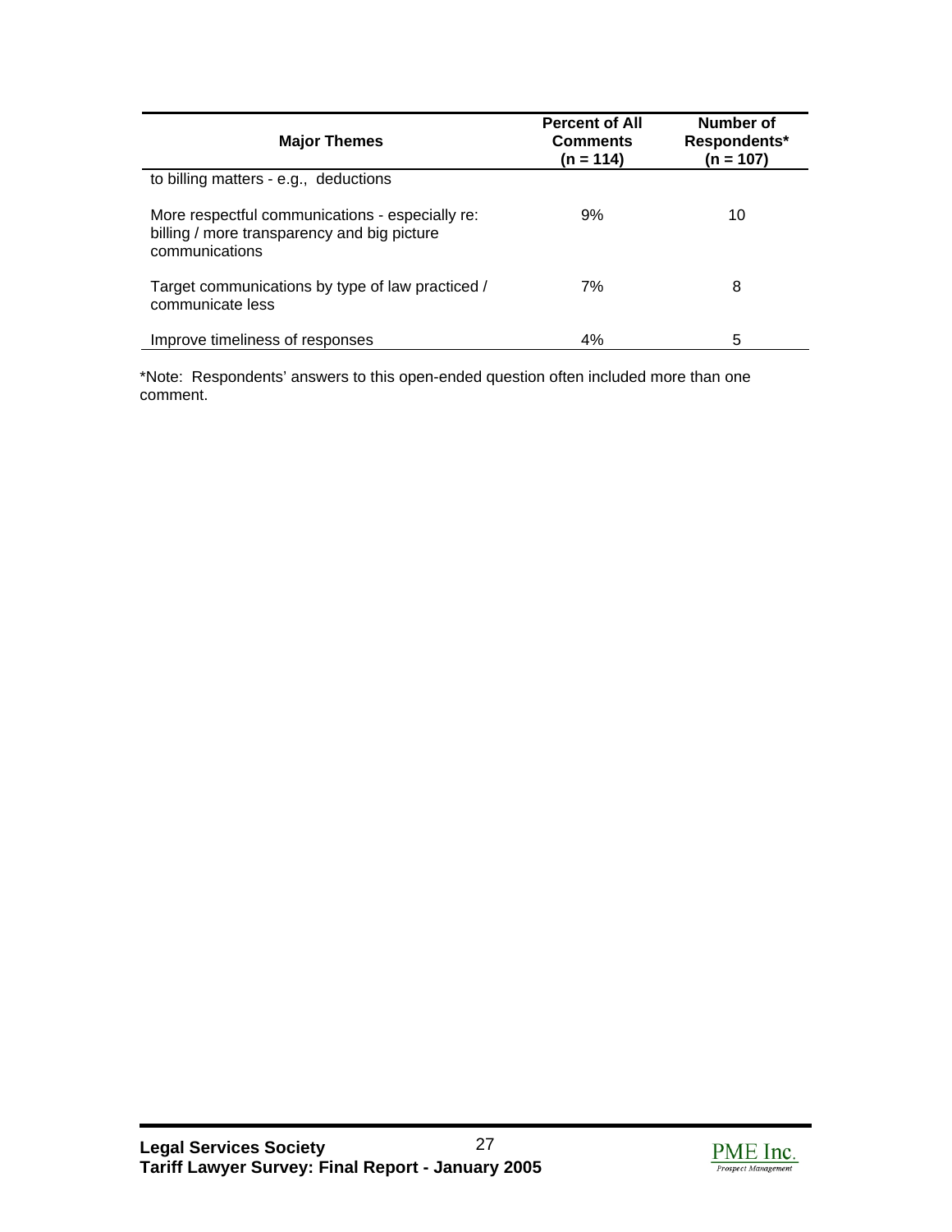| Major Themes | Percent of All Comments (n = 114) | Number of Respondents* (n = 107) |
|---|---|---|
| to billing matters - e.g., deductions | | |
| More respectful communications - especially re: billing / more transparency and big picture communications | 9% | 10 |
| Target communications by type of law practiced / communicate less | 7% | 8 |
| Improve timeliness of responses | 4% | 5 |

*Note: Respondents' answers to this open-ended question often included more than one comment.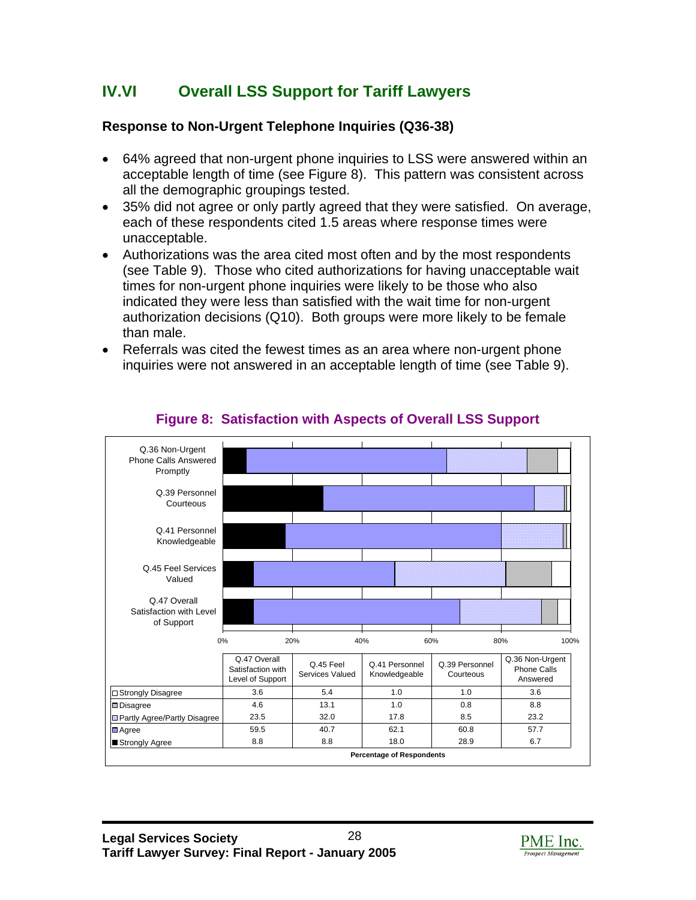## IV.VI Overall LSS Support for Tariff Lawyers

### Response to Non-Urgent Telephone Inquiries (Q36-38)

- 64% agreed that non-urgent phone inquiries to LSS were answered within an acceptable length of time (see Figure 8). This pattern was consistent across all the demographic groupings tested.
- 35% did not agree or only partly agreed that they were satisfied. On average, each of these respondents cited 1.5 areas where response times were unacceptable.
- Authorizations was the area cited most often and by the most respondents (see Table 9). Those who cited authorizations for having unacceptable wait times for non-urgent phone inquiries were likely to be those who also indicated they were less than satisfied with the wait time for non-urgent authorization decisions (Q10). Both groups were more likely to be female than male.
- Referrals was cited the fewest times as an area where non-urgent phone inquiries were not answered in an acceptable length of time (see Table 9).

**Figure 8: Satisfaction with Aspects of Overall LSS Support**

| | Q.47 Overall Satisfaction with Level of Support | Q.45 Feel Services Valued | Q.41 Personnel Knowledgeable | Q.39 Personnel Courteous | Q.36 Non-Urgent Phone Calls Answered |
|---|---|---|---|---|---|
| Strongly Disagree | 3.6 | 5.4 | 1.0 | 1.0 | 3.6 |
| Disagree | 4.6 | 13.1 | 1.0 | 0.8 | 8.8 |
| Partly Agree/Partly Disagree | 23.5 | 32.0 | 17.8 | 8.5 | 23.2 |
| Agree | 59.5 | 40.7 | 62.1 | 60.8 | 57.7 |
| Strongly Agree | 8.8 | 8.8 | 18.0 | 28.9 | 6.7 |

Percentage of Respondents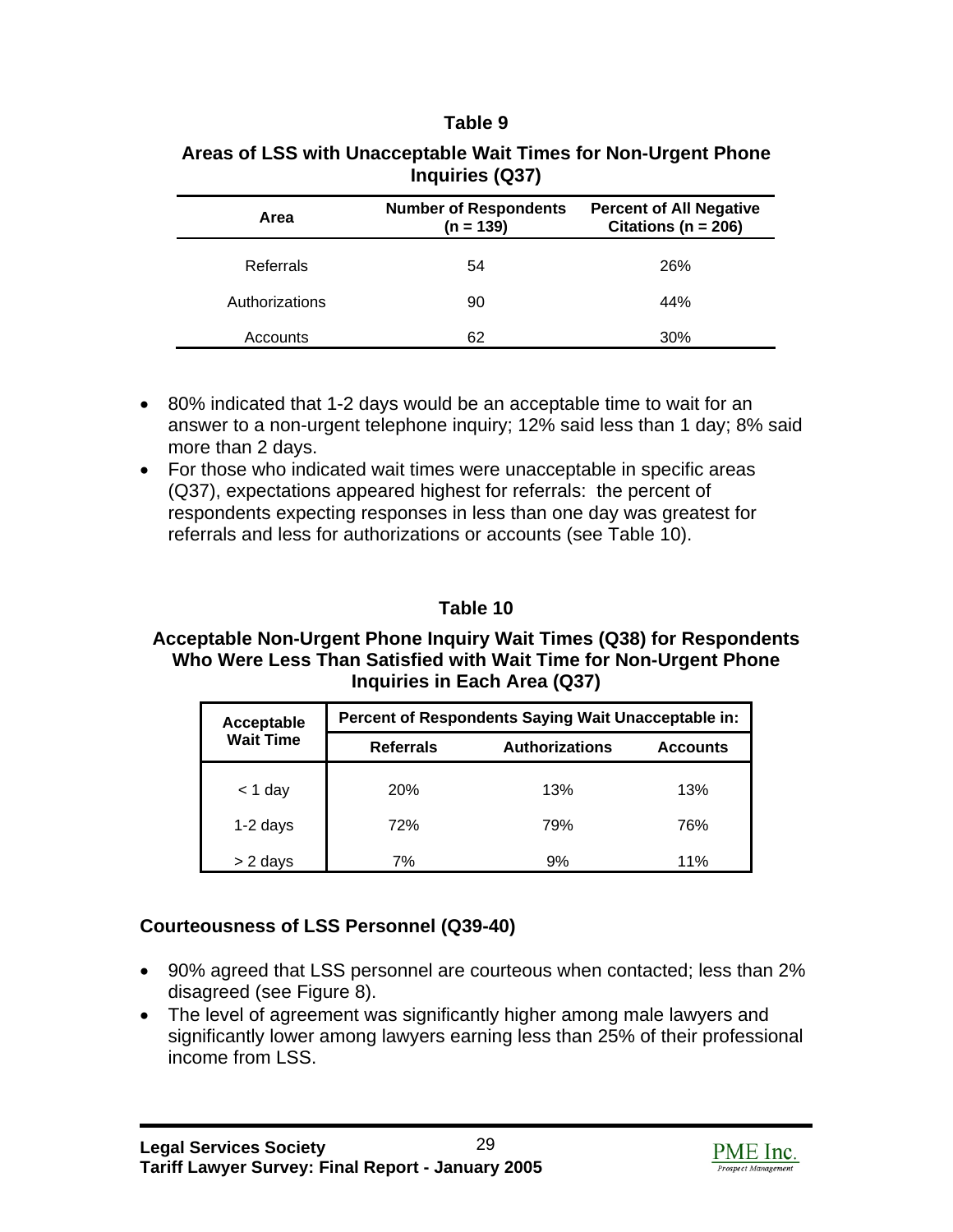**Table 9**

**Areas of LSS with Unacceptable Wait Times for Non-Urgent Phone Inquiries (Q37)**

| Area | Number of Respondents (n = 139) | Percent of All Negative Citations (n = 206) |
|---|---|---|
| Referrals | 54 | 26% |
| Authorizations | 90 | 44% |
| Accounts | 62 | 30% |

- 80% indicated that 1-2 days would be an acceptable time to wait for an answer to a non-urgent telephone inquiry; 12% said less than 1 day; 8% said more than 2 days.
- For those who indicated wait times were unacceptable in specific areas (Q37), expectations appeared highest for referrals: the percent of respondents expecting responses in less than one day was greatest for referrals and less for authorizations or accounts (see Table 10).

**Table 10**

**Acceptable Non-Urgent Phone Inquiry Wait Times (Q38) for Respondents Who Were Less Than Satisfied with Wait Time for Non-Urgent Phone Inquiries in Each Area (Q37)**

| Acceptable Wait Time | Percent of Respondents Saying Wait Unacceptable in: | | |
|---|---|---|---|
| | Referrals | Authorizations | Accounts |
| < 1 day | 20% | 13% | 13% |
| 1-2 days | 72% | 79% | 76% |
| > 2 days | 7% | 9% | 11% |

### Courteousness of LSS Personnel (Q39-40)

- 90% agreed that LSS personnel are courteous when contacted; less than 2% disagreed (see Figure 8).
- The level of agreement was significantly higher among male lawyers and significantly lower among lawyers earning less than 25% of their professional income from LSS.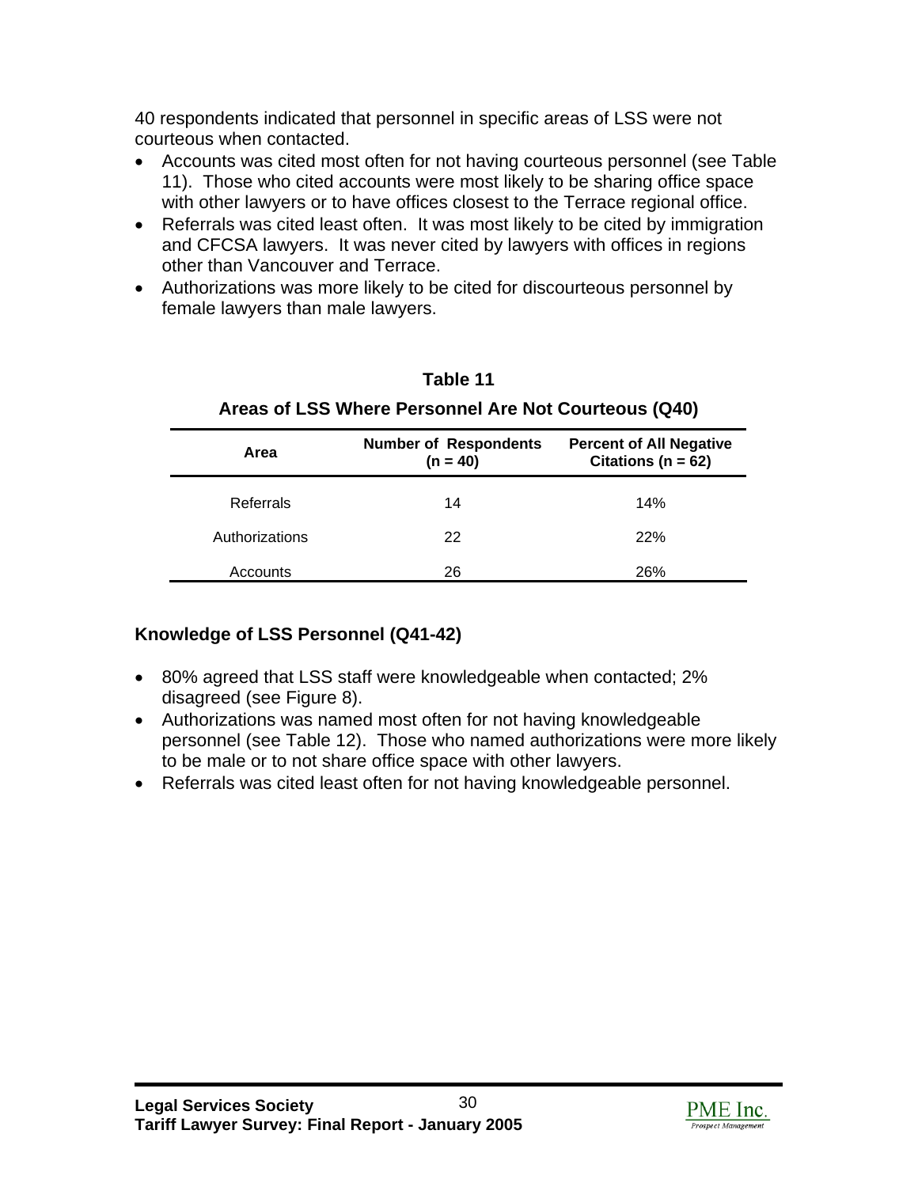40 respondents indicated that personnel in specific areas of LSS were not courteous when contacted.

- Accounts was cited most often for not having courteous personnel (see Table 11). Those who cited accounts were most likely to be sharing office space with other lawyers or to have offices closest to the Terrace regional office.
- Referrals was cited least often. It was most likely to be cited by immigration and CFCSA lawyers. It was never cited by lawyers with offices in regions other than Vancouver and Terrace.
- Authorizations was more likely to be cited for discourteous personnel by female lawyers than male lawyers.

**Table 11**

**Areas of LSS Where Personnel Are Not Courteous (Q40)**

| Area | Number of Respondents (n = 40) | Percent of All Negative Citations (n = 62) |
|---|---|---|
| Referrals | 14 | 14% |
| Authorizations | 22 | 22% |
| Accounts | 26 | 26% |

### Knowledge of LSS Personnel (Q41-42)

- 80% agreed that LSS staff were knowledgeable when contacted; 2% disagreed (see Figure 8).
- Authorizations was named most often for not having knowledgeable personnel (see Table 12). Those who named authorizations were more likely to be male or to not share office space with other lawyers.
- Referrals was cited least often for not having knowledgeable personnel.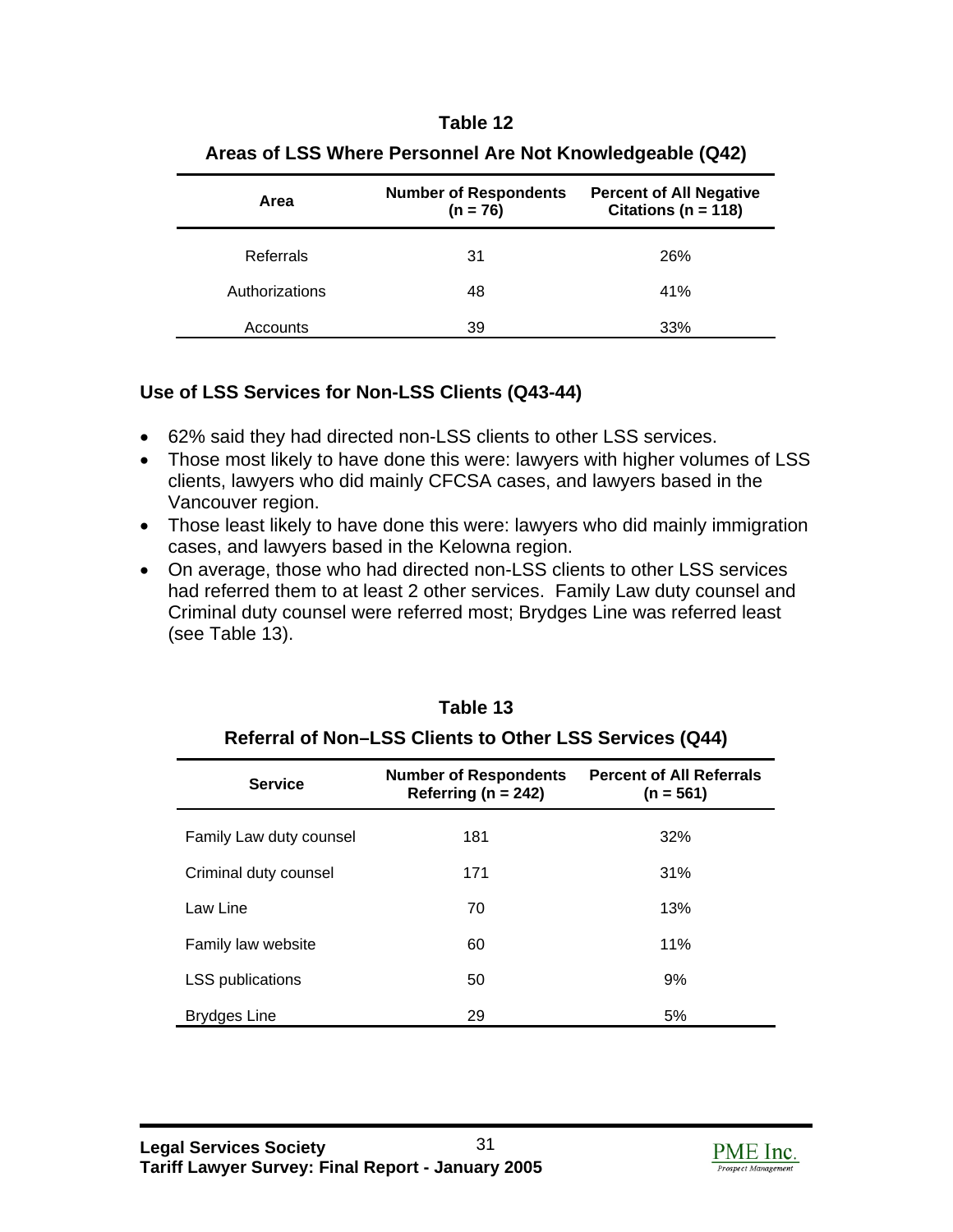**Table 12**

**Areas of LSS Where Personnel Are Not Knowledgeable (Q42)**

| Area | Number of Respondents (n = 76) | Percent of All Negative Citations (n = 118) |
|---|---|---|
| Referrals | 31 | 26% |
| Authorizations | 48 | 41% |
| Accounts | 39 | 33% |

### Use of LSS Services for Non-LSS Clients (Q43-44)

- 62% said they had directed non-LSS clients to other LSS services.
- Those most likely to have done this were: lawyers with higher volumes of LSS clients, lawyers who did mainly CFCSA cases, and lawyers based in the Vancouver region.
- Those least likely to have done this were: lawyers who did mainly immigration cases, and lawyers based in the Kelowna region.
- On average, those who had directed non-LSS clients to other LSS services had referred them to at least 2 other services. Family Law duty counsel and Criminal duty counsel were referred most; Brydges Line was referred least (see Table 13).

**Table 13**

**Referral of Non–LSS Clients to Other LSS Services (Q44)**

| Service | Number of Respondents Referring (n = 242) | Percent of All Referrals (n = 561) |
|---|---|---|
| Family Law duty counsel | 181 | 32% |
| Criminal duty counsel | 171 | 31% |
| Law Line | 70 | 13% |
| Family law website | 60 | 11% |
| LSS publications | 50 | 9% |
| Brydges Line | 29 | 5% |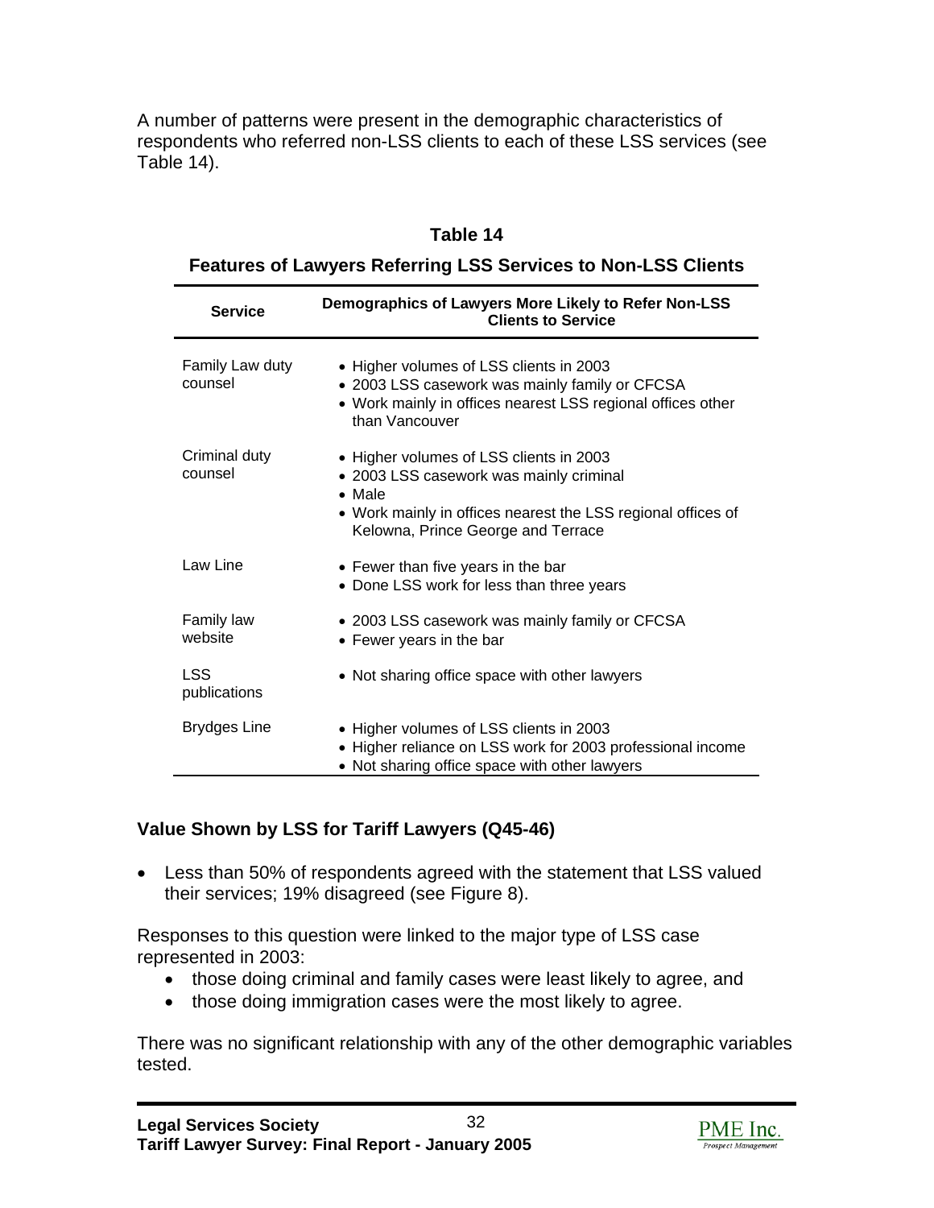A number of patterns were present in the demographic characteristics of respondents who referred non-LSS clients to each of these LSS services (see Table 14).

**Table 14**

**Features of Lawyers Referring LSS Services to Non-LSS Clients**

| Service | Demographics of Lawyers More Likely to Refer Non-LSS Clients to Service |
|---|---|
| Family Law duty counsel | • Higher volumes of LSS clients in 2003<br>• 2003 LSS casework was mainly family or CFCSA<br>• Work mainly in offices nearest LSS regional offices other than Vancouver |
| Criminal duty counsel | • Higher volumes of LSS clients in 2003<br>• 2003 LSS casework was mainly criminal<br>• Male<br>• Work mainly in offices nearest the LSS regional offices of Kelowna, Prince George and Terrace |
| Law Line | • Fewer than five years in the bar<br>• Done LSS work for less than three years |
| Family law website | • 2003 LSS casework was mainly family or CFCSA<br>• Fewer years in the bar |
| LSS publications | • Not sharing office space with other lawyers |
| Brydges Line | • Higher volumes of LSS clients in 2003<br>• Higher reliance on LSS work for 2003 professional income<br>• Not sharing office space with other lawyers |

### Value Shown by LSS for Tariff Lawyers (Q45-46)

- Less than 50% of respondents agreed with the statement that LSS valued their services; 19% disagreed (see Figure 8).

Responses to this question were linked to the major type of LSS case represented in 2003:

- those doing criminal and family cases were least likely to agree, and
- those doing immigration cases were the most likely to agree.

There was no significant relationship with any of the other demographic variables tested.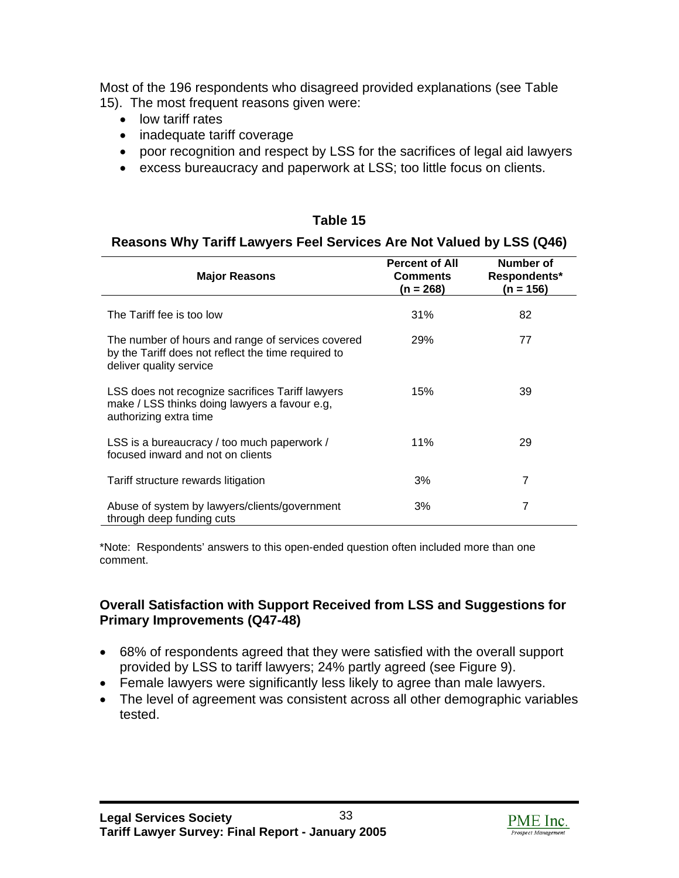Most of the 196 respondents who disagreed provided explanations (see Table 15). The most frequent reasons given were:

- low tariff rates
- inadequate tariff coverage
- poor recognition and respect by LSS for the sacrifices of legal aid lawyers
- excess bureaucracy and paperwork at LSS; too little focus on clients.

**Table 15**

**Reasons Why Tariff Lawyers Feel Services Are Not Valued by LSS (Q46)**

| Major Reasons | Percent of All Comments (n = 268) | Number of Respondents* (n = 156) |
|---|---|---|
| The Tariff fee is too low | 31% | 82 |
| The number of hours and range of services covered by the Tariff does not reflect the time required to deliver quality service | 29% | 77 |
| LSS does not recognize sacrifices Tariff lawyers make / LSS thinks doing lawyers a favour e.g, authorizing extra time | 15% | 39 |
| LSS is a bureaucracy / too much paperwork / focused inward and not on clients | 11% | 29 |
| Tariff structure rewards litigation | 3% | 7 |
| Abuse of system by lawyers/clients/government through deep funding cuts | 3% | 7 |

*Note: Respondents' answers to this open-ended question often included more than one comment.

### Overall Satisfaction with Support Received from LSS and Suggestions for Primary Improvements (Q47-48)

- 68% of respondents agreed that they were satisfied with the overall support provided by LSS to tariff lawyers; 24% partly agreed (see Figure 9).
- Female lawyers were significantly less likely to agree than male lawyers.
- The level of agreement was consistent across all other demographic variables tested.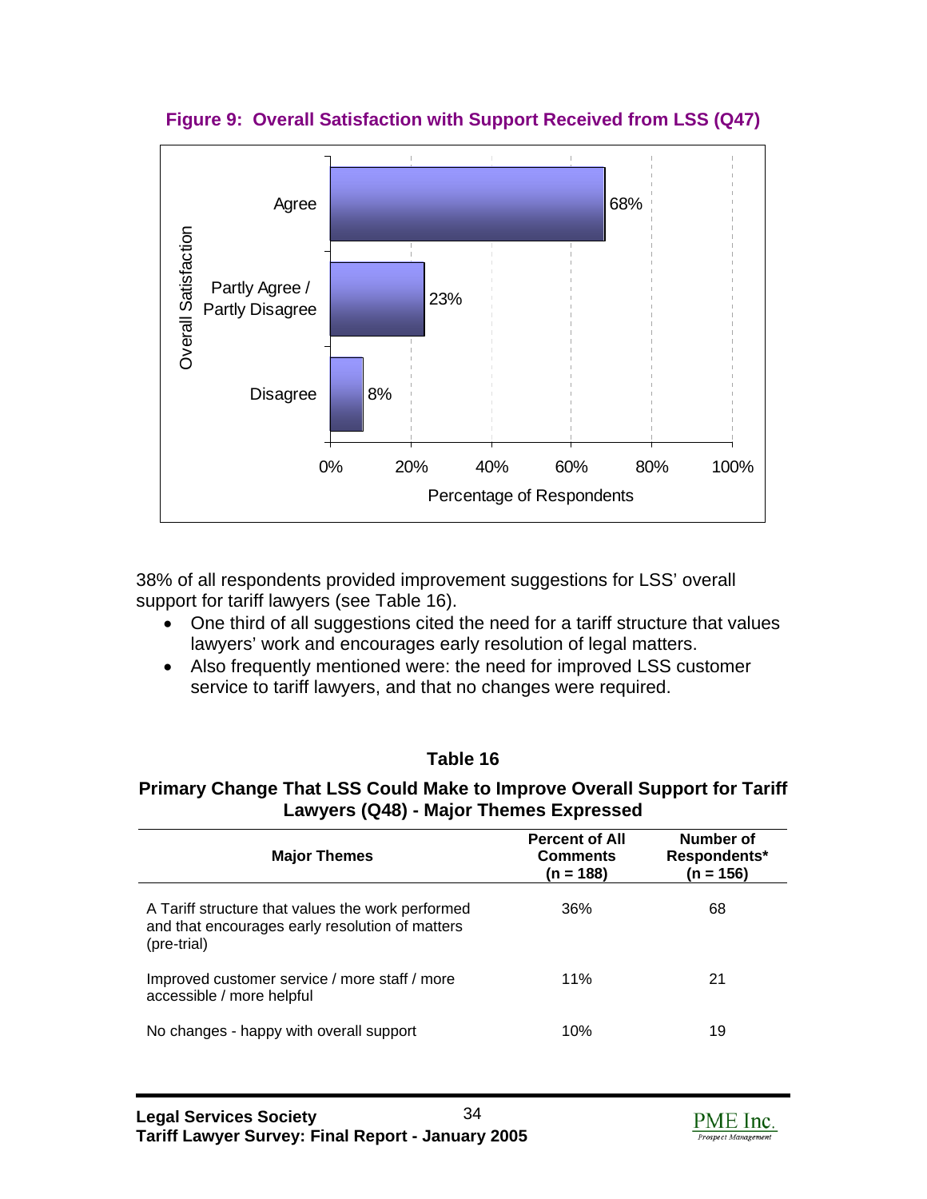**Figure 9: Overall Satisfaction with Support Received from LSS (Q47)**

| Overall Satisfaction | Percentage of Respondents |
|---|---|
| Agree | 68% |
| Partly Agree / Partly Disagree | 23% |
| Disagree | 8% |

38% of all respondents provided improvement suggestions for LSS' overall support for tariff lawyers (see Table 16).

- One third of all suggestions cited the need for a tariff structure that values lawyers' work and encourages early resolution of legal matters.
- Also frequently mentioned were: the need for improved LSS customer service to tariff lawyers, and that no changes were required.

**Table 16**

**Primary Change That LSS Could Make to Improve Overall Support for Tariff Lawyers (Q48) - Major Themes Expressed**

| Major Themes | Percent of All Comments (n = 188) | Number of Respondents* (n = 156) |
|---|---|---|
| A Tariff structure that values the work performed and that encourages early resolution of matters (pre-trial) | 36% | 68 |
| Improved customer service / more staff / more accessible / more helpful | 11% | 21 |
| No changes - happy with overall support | 10% | 19 |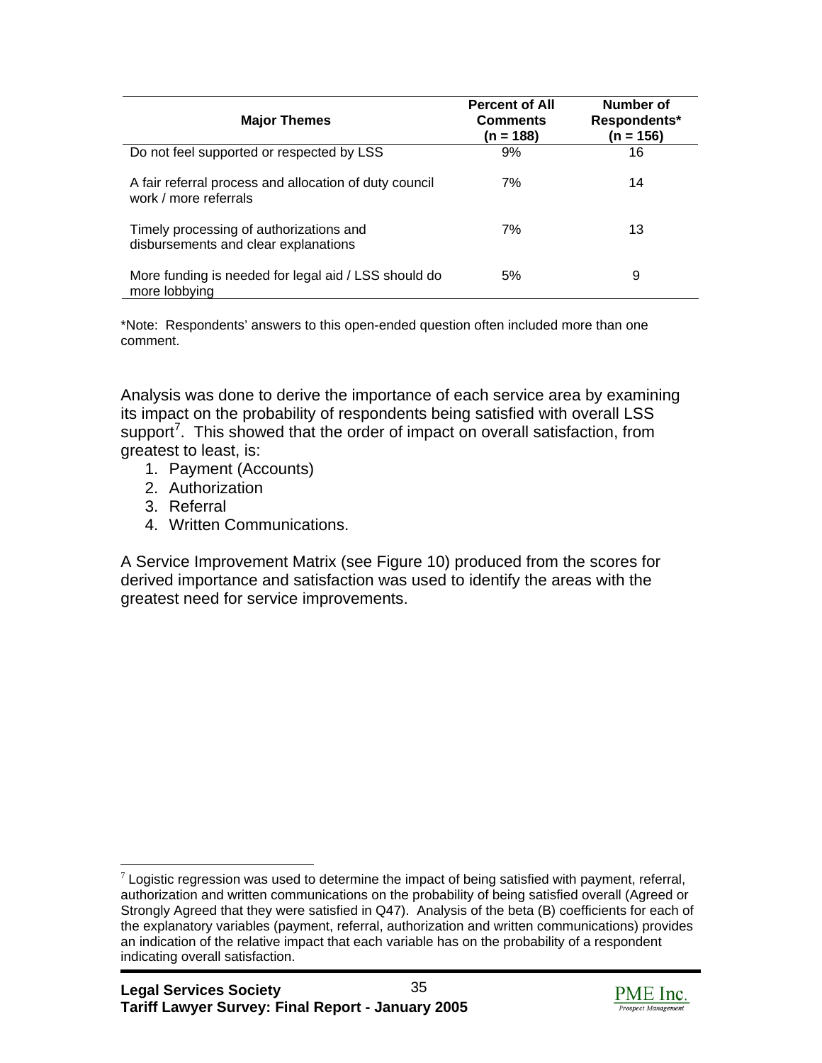| Major Themes | Percent of All Comments (n = 188) | Number of Respondents* (n = 156) |
|---|---|---|
| Do not feel supported or respected by LSS | 9% | 16 |
| A fair referral process and allocation of duty council work / more referrals | 7% | 14 |
| Timely processing of authorizations and disbursements and clear explanations | 7% | 13 |
| More funding is needed for legal aid / LSS should do more lobbying | 5% | 9 |

*Note: Respondents' answers to this open-ended question often included more than one comment.

Analysis was done to derive the importance of each service area by examining its impact on the probability of respondents being satisfied with overall LSS support[7]. This showed that the order of impact on overall satisfaction, from greatest to least, is:

1. Payment (Accounts)
2. Authorization
3. Referral
4. Written Communications.

A Service Improvement Matrix (see Figure 10) produced from the scores for derived importance and satisfaction was used to identify the areas with the greatest need for service improvements.

[7] Logistic regression was used to determine the impact of being satisfied with payment, referral, authorization and written communications on the probability of being satisfied overall (Agreed or Strongly Agreed that they were satisfied in Q47). Analysis of the beta (B) coefficients for each of the explanatory variables (payment, referral, authorization and written communications) provides an indication of the relative impact that each variable has on the probability of a respondent indicating overall satisfaction.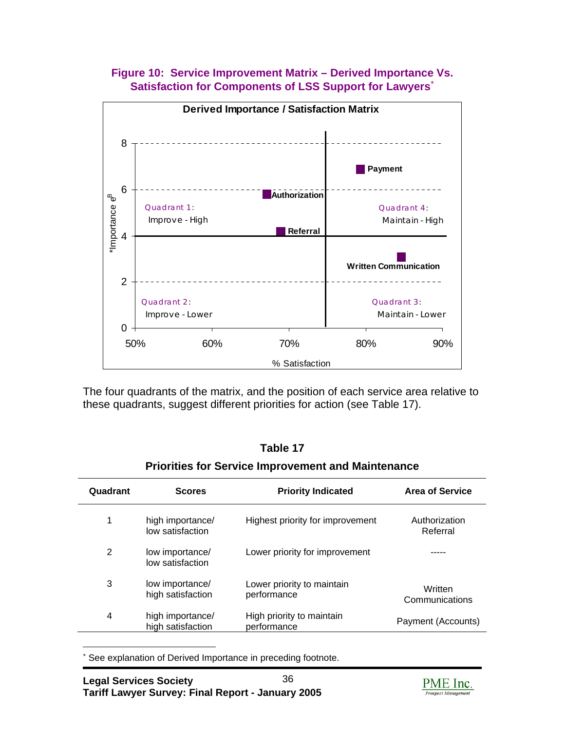**Figure 10: Service Improvement Matrix – Derived Importance Vs. Satisfaction for Components of LSS Support for Lawyers***

**Derived Importance / Satisfaction Matrix**

*Importance $e^B$

Quadrant 1: Improve - High

Quadrant 2: Improve - Lower

Quadrant 3: Maintain - Lower

Quadrant 4: Maintain - High

Payment, Authorization, Referral, Written Communication

% Satisfaction

The four quadrants of the matrix, and the position of each service area relative to these quadrants, suggest different priorities for action (see Table 17).

**Table 17**

**Priorities for Service Improvement and Maintenance**

| Quadrant | Scores | Priority Indicated | Area of Service |
|---|---|---|---|
| 1 | high importance/ low satisfaction | Highest priority for improvement | Authorization Referral |
| 2 | low importance/ low satisfaction | Lower priority for improvement | ----- |
| 3 | low importance/ high satisfaction | Lower priority to maintain performance | Written Communications |
| 4 | high importance/ high satisfaction | High priority to maintain performance | Payment (Accounts) |

* See explanation of Derived Importance in preceding footnote.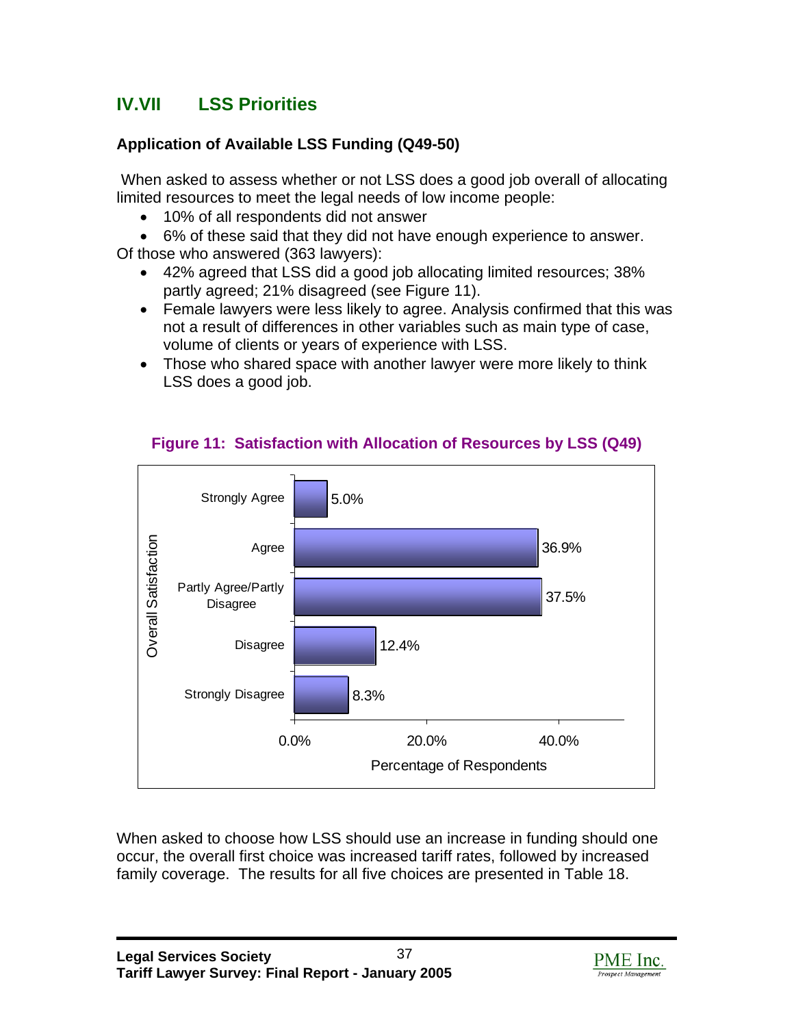## IV.VII LSS Priorities

### Application of Available LSS Funding (Q49-50)

When asked to assess whether or not LSS does a good job overall of allocating limited resources to meet the legal needs of low income people:

- 10% of all respondents did not answer
- 6% of these said that they did not have enough experience to answer.

Of those who answered (363 lawyers):

- 42% agreed that LSS did a good job allocating limited resources; 38% partly agreed; 21% disagreed (see Figure 11).
- Female lawyers were less likely to agree. Analysis confirmed that this was not a result of differences in other variables such as main type of case, volume of clients or years of experience with LSS.
- Those who shared space with another lawyer were more likely to think LSS does a good job.

**Figure 11: Satisfaction with Allocation of Resources by LSS (Q49)**

| Overall Satisfaction | Percentage of Respondents |
|---|---|
| Strongly Agree | 5.0% |
| Agree | 36.9% |
| Partly Agree/Partly Disagree | 37.5% |
| Disagree | 12.4% |
| Strongly Disagree | 8.3% |

When asked to choose how LSS should use an increase in funding should one occur, the overall first choice was increased tariff rates, followed by increased family coverage. The results for all five choices are presented in Table 18.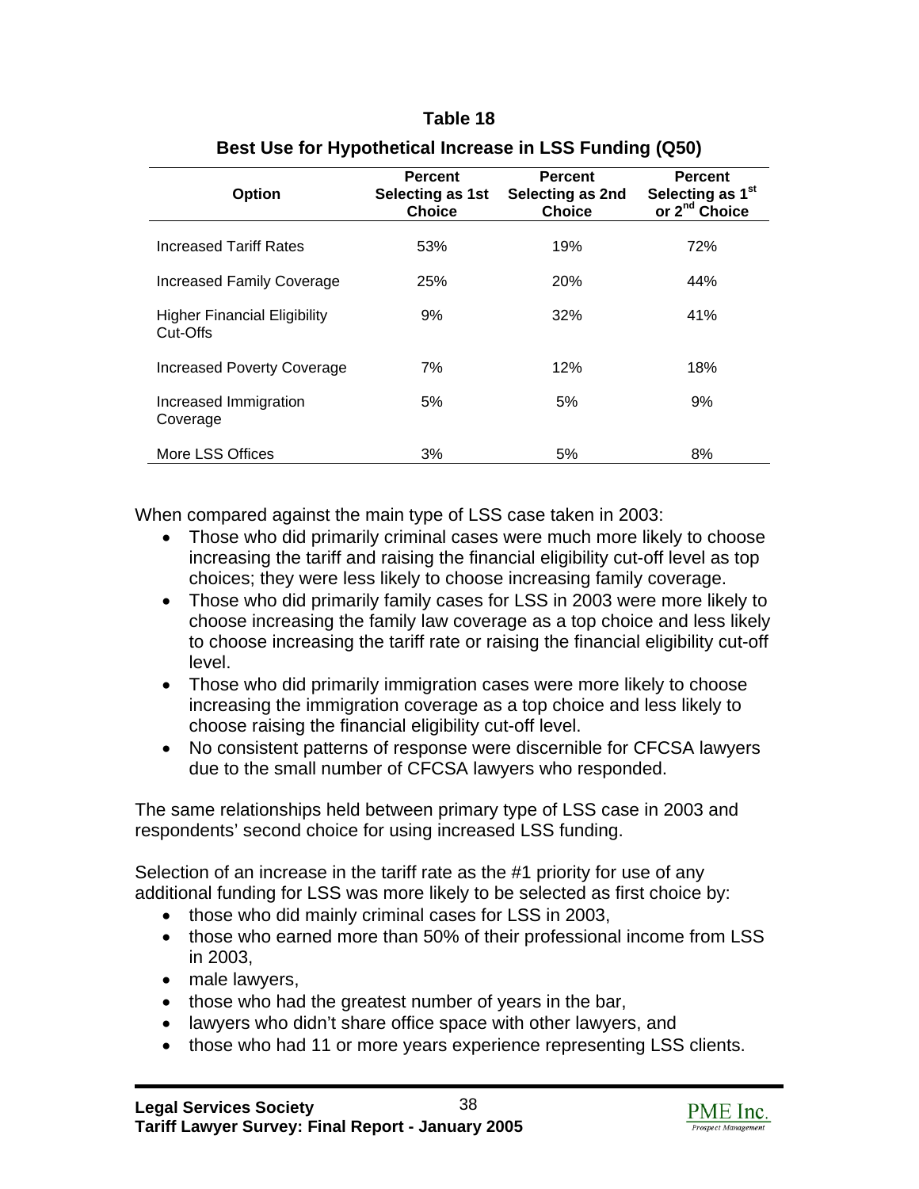**Table 18**

**Best Use for Hypothetical Increase in LSS Funding (Q50)**

| Option | Percent Selecting as 1st Choice | Percent Selecting as 2nd Choice | Percent Selecting as 1st or 2nd Choice |
|---|---|---|---|
| Increased Tariff Rates | 53% | 19% | 72% |
| Increased Family Coverage | 25% | 20% | 44% |
| Higher Financial Eligibility Cut-Offs | 9% | 32% | 41% |
| Increased Poverty Coverage | 7% | 12% | 18% |
| Increased Immigration Coverage | 5% | 5% | 9% |
| More LSS Offices | 3% | 5% | 8% |

When compared against the main type of LSS case taken in 2003:

- Those who did primarily criminal cases were much more likely to choose increasing the tariff and raising the financial eligibility cut-off level as top choices; they were less likely to choose increasing family coverage.
- Those who did primarily family cases for LSS in 2003 were more likely to choose increasing the family law coverage as a top choice and less likely to choose increasing the tariff rate or raising the financial eligibility cut-off level.
- Those who did primarily immigration cases were more likely to choose increasing the immigration coverage as a top choice and less likely to choose raising the financial eligibility cut-off level.
- No consistent patterns of response were discernible for CFCSA lawyers due to the small number of CFCSA lawyers who responded.

The same relationships held between primary type of LSS case in 2003 and respondents' second choice for using increased LSS funding.

Selection of an increase in the tariff rate as the #1 priority for use of any additional funding for LSS was more likely to be selected as first choice by:

- those who did mainly criminal cases for LSS in 2003,
- those who earned more than 50% of their professional income from LSS in 2003,
- male lawyers,
- those who had the greatest number of years in the bar,
- lawyers who didn't share office space with other lawyers, and
- those who had 11 or more years experience representing LSS clients.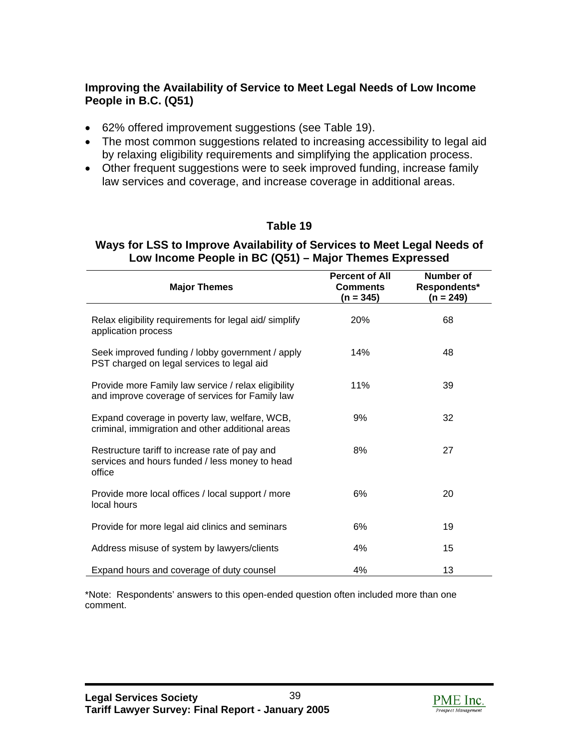### Improving the Availability of Service to Meet Legal Needs of Low Income People in B.C. (Q51)

- 62% offered improvement suggestions (see Table 19).
- The most common suggestions related to increasing accessibility to legal aid by relaxing eligibility requirements and simplifying the application process.
- Other frequent suggestions were to seek improved funding, increase family law services and coverage, and increase coverage in additional areas.

**Table 19**

**Ways for LSS to Improve Availability of Services to Meet Legal Needs of Low Income People in BC (Q51) – Major Themes Expressed**

| Major Themes | Percent of All Comments (n = 345) | Number of Respondents* (n = 249) |
|---|---|---|
| Relax eligibility requirements for legal aid/ simplify application process | 20% | 68 |
| Seek improved funding / lobby government / apply PST charged on legal services to legal aid | 14% | 48 |
| Provide more Family law service / relax eligibility and improve coverage of services for Family law | 11% | 39 |
| Expand coverage in poverty law, welfare, WCB, criminal, immigration and other additional areas | 9% | 32 |
| Restructure tariff to increase rate of pay and services and hours funded / less money to head office | 8% | 27 |
| Provide more local offices / local support / more local hours | 6% | 20 |
| Provide for more legal aid clinics and seminars | 6% | 19 |
| Address misuse of system by lawyers/clients | 4% | 15 |
| Expand hours and coverage of duty counsel | 4% | 13 |

*Note: Respondents' answers to this open-ended question often included more than one comment.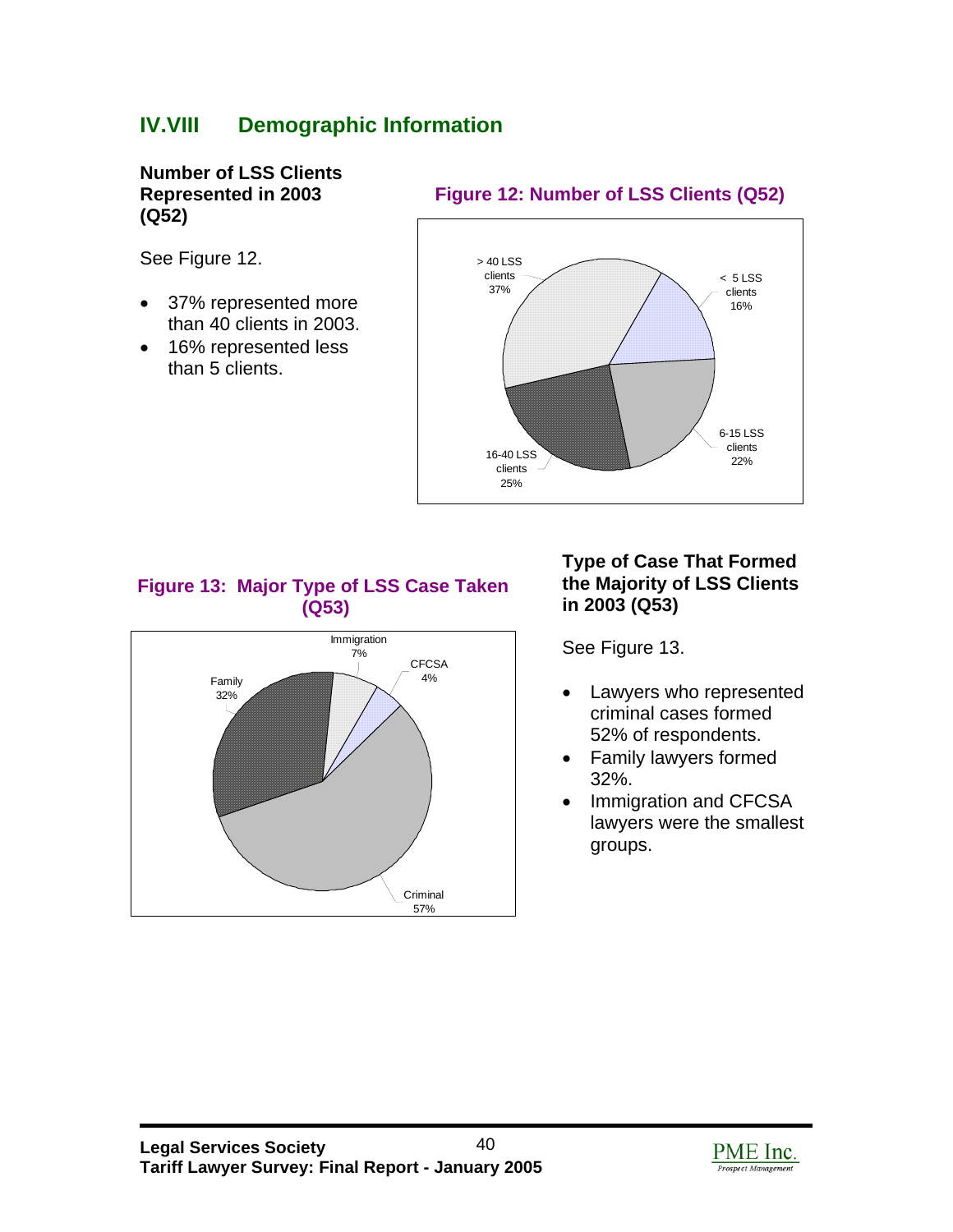## IV.VIII Demographic Information

**Number of LSS Clients Represented in 2003 (Q52)**

See Figure 12.

- 37% represented more than 40 clients in 2003.
- 16% represented less than 5 clients.

**Figure 12: Number of LSS Clients (Q52)**

> 40 LSS clients 37%

< 5 LSS clients 16%

6-15 LSS clients 22%

16-40 LSS clients 25%

**Figure 13: Major Type of LSS Case Taken (Q53)**

Immigration 7%

CFCSA 4%

Family 32%

Criminal 57%

**Type of Case That Formed the Majority of LSS Clients in 2003 (Q53)**

See Figure 13.

- Lawyers who represented criminal cases formed 52% of respondents.
- Family lawyers formed 32%.
- Immigration and CFCSA lawyers were the smallest groups.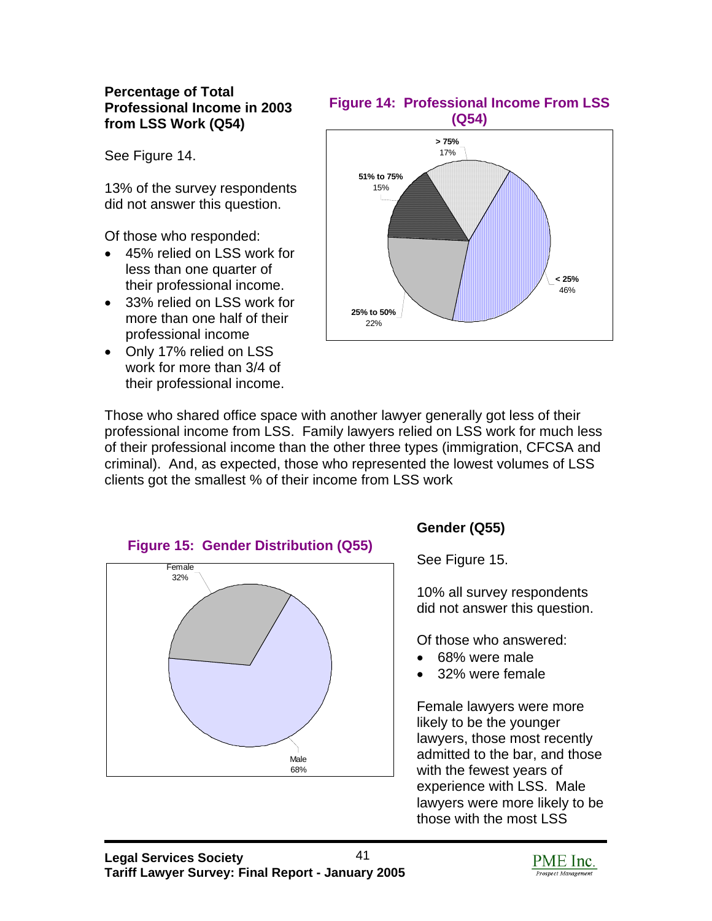### Percentage of Total Professional Income in 2003 from LSS Work (Q54)

See Figure 14.

13% of the survey respondents did not answer this question.

Of those who responded:

- 45% relied on LSS work for less than one quarter of their professional income.
- 33% relied on LSS work for more than one half of their professional income
- Only 17% relied on LSS work for more than 3/4 of their professional income.

**Figure 14: Professional Income From LSS (Q54)**

> 75%
17%

51% to 75%
15%

< 25%
46%

25% to 50%
22%

Those who shared office space with another lawyer generally got less of their professional income from LSS. Family lawyers relied on LSS work for much less of their professional income than the other three types (immigration, CFCSA and criminal). And, as expected, those who represented the lowest volumes of LSS clients got the smallest % of their income from LSS work

**Figure 15: Gender Distribution (Q55)**

Female
32%

Male
68%

### Gender (Q55)

See Figure 15.

10% all survey respondents did not answer this question.

Of those who answered:

- 68% were male
- 32% were female

Female lawyers were more likely to be the younger lawyers, those most recently admitted to the bar, and those with the fewest years of experience with LSS. Male lawyers were more likely to be those with the most LSS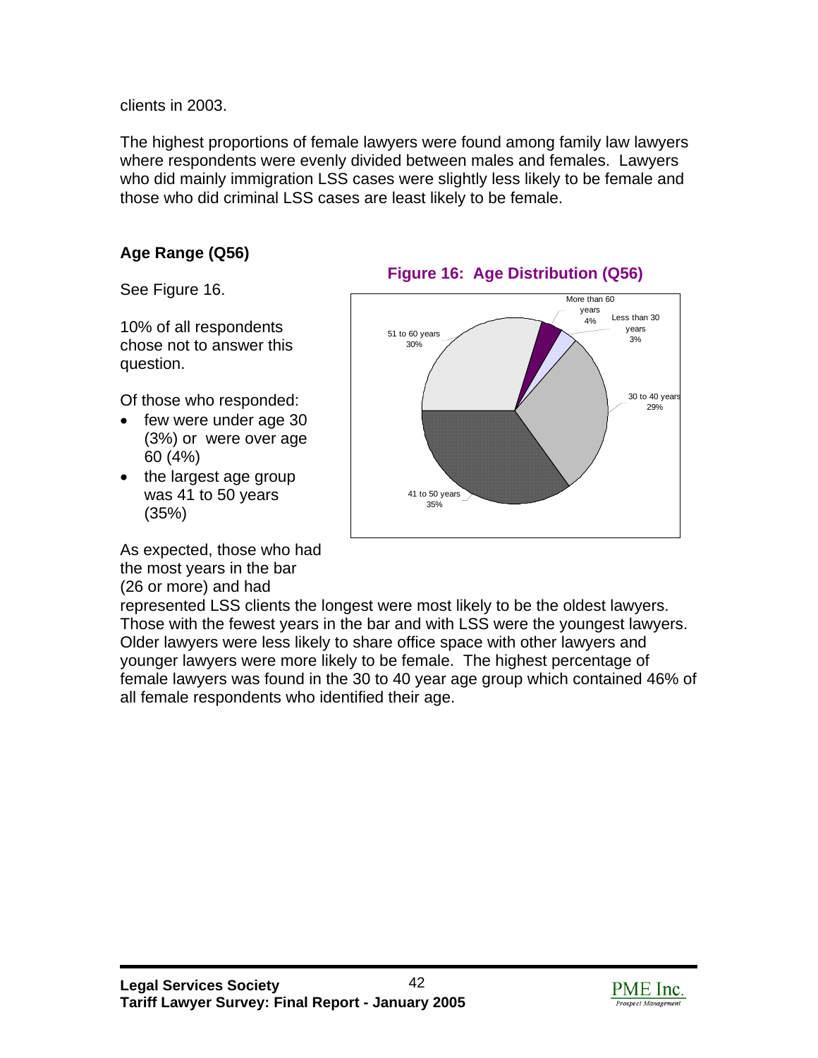clients in 2003.

The highest proportions of female lawyers were found among family law lawyers where respondents were evenly divided between males and females. Lawyers who did mainly immigration LSS cases were slightly less likely to be female and those who did criminal LSS cases are least likely to be female.

## Age Range (Q56)

See Figure 16.

10% of all respondents chose not to answer this question.

Of those who responded:

- few were under age 30 (3%) or were over age 60 (4%)
- the largest age group was 41 to 50 years (35%)

**Figure 16: Age Distribution (Q56)**

| Age group | Percentage |
|---|---|
| Less than 30 years | 3% |
| 30 to 40 years | 29% |
| 41 to 50 years | 35% |
| 51 to 60 years | 30% |
| More than 60 years | 4% |

As expected, those who had the most years in the bar (26 or more) and had represented LSS clients the longest were most likely to be the oldest lawyers. Those with the fewest years in the bar and with LSS were the youngest lawyers. Older lawyers were less likely to share office space with other lawyers and younger lawyers were more likely to be female. The highest percentage of female lawyers was found in the 30 to 40 year age group which contained 46% of all female respondents who identified their age.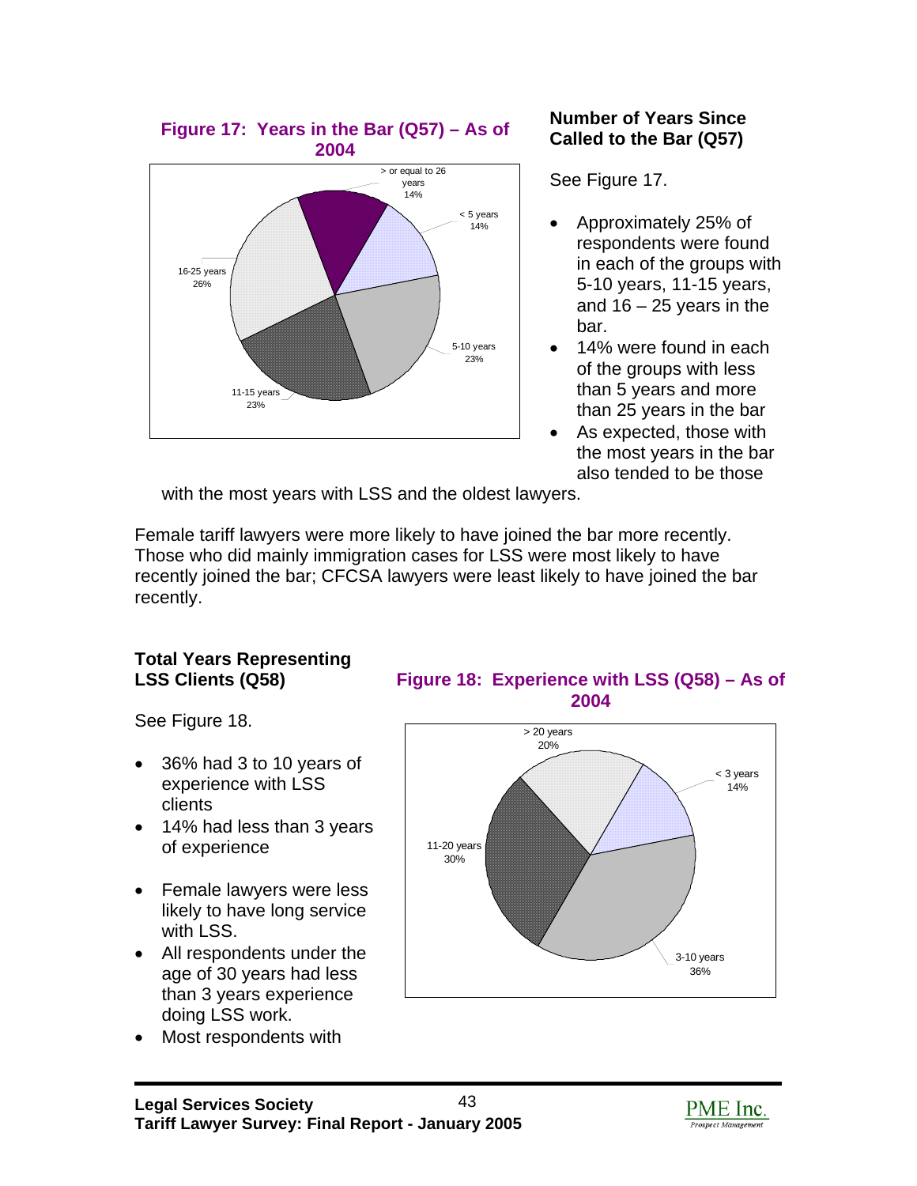**Figure 17: Years in the Bar (Q57) – As of 2004**

## Number of Years Since Called to the Bar (Q57)

See Figure 17.

- Approximately 25% of respondents were found in each of the groups with 5-10 years, 11-15 years, and 16 – 25 years in the bar.
- 14% were found in each of the groups with less than 5 years and more than 25 years in the bar
- As expected, those with the most years in the bar also tended to be those with the most years with LSS and the oldest lawyers.

Female tariff lawyers were more likely to have joined the bar more recently. Those who did mainly immigration cases for LSS were most likely to have recently joined the bar; CFCSA lawyers were least likely to have joined the bar recently.

## Total Years Representing LSS Clients (Q58)

**Figure 18: Experience with LSS (Q58) – As of 2004**

See Figure 18.

- 36% had 3 to 10 years of experience with LSS clients
- 14% had less than 3 years of experience
- Female lawyers were less likely to have long service with LSS.
- All respondents under the age of 30 years had less than 3 years experience doing LSS work.
- Most respondents with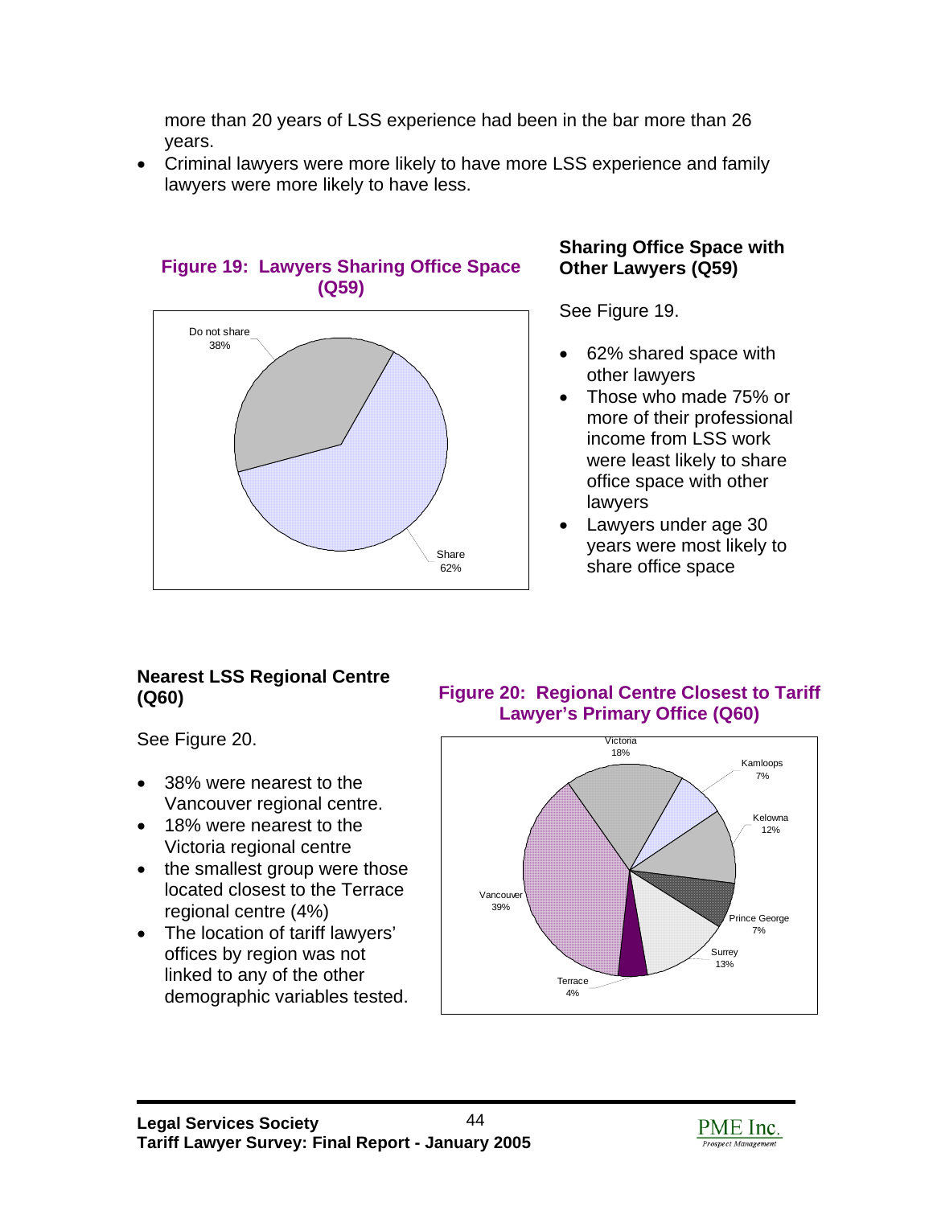more than 20 years of LSS experience had been in the bar more than 26 years.

- Criminal lawyers were more likely to have more LSS experience and family lawyers were more likely to have less.

**Figure 19: Lawyers Sharing Office Space (Q59)**

Do not share 38%

Share 62%

### Sharing Office Space with Other Lawyers (Q59)

See Figure 19.

- 62% shared space with other lawyers
- Those who made 75% or more of their professional income from LSS work were least likely to share office space with other lawyers
- Lawyers under age 30 years were most likely to share office space

### Nearest LSS Regional Centre (Q60)

See Figure 20.

- 38% were nearest to the Vancouver regional centre.
- 18% were nearest to the Victoria regional centre
- the smallest group were those located closest to the Terrace regional centre (4%)
- The location of tariff lawyers' offices by region was not linked to any of the other demographic variables tested.

**Figure 20: Regional Centre Closest to Tariff Lawyer's Primary Office (Q60)**

Victoria 18%

Kamloops 7%

Kelowna 12%

Prince George 7%

Surrey 13%

Terrace 4%

Vancouver 39%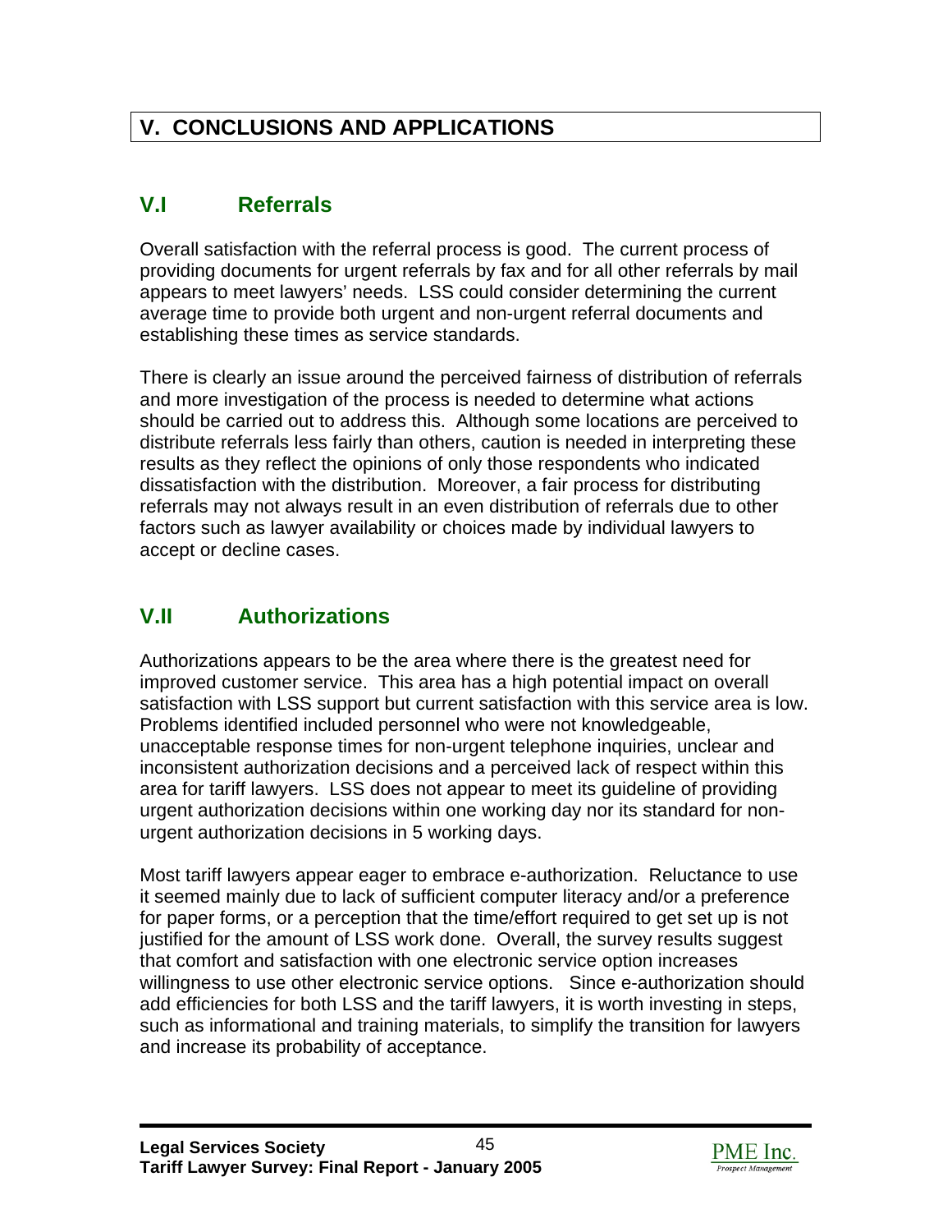# V. CONCLUSIONS AND APPLICATIONS

## V.I Referrals

Overall satisfaction with the referral process is good. The current process of providing documents for urgent referrals by fax and for all other referrals by mail appears to meet lawyers' needs. LSS could consider determining the current average time to provide both urgent and non-urgent referral documents and establishing these times as service standards.

There is clearly an issue around the perceived fairness of distribution of referrals and more investigation of the process is needed to determine what actions should be carried out to address this. Although some locations are perceived to distribute referrals less fairly than others, caution is needed in interpreting these results as they reflect the opinions of only those respondents who indicated dissatisfaction with the distribution. Moreover, a fair process for distributing referrals may not always result in an even distribution of referrals due to other factors such as lawyer availability or choices made by individual lawyers to accept or decline cases.

## V.II Authorizations

Authorizations appears to be the area where there is the greatest need for improved customer service. This area has a high potential impact on overall satisfaction with LSS support but current satisfaction with this service area is low. Problems identified included personnel who were not knowledgeable, unacceptable response times for non-urgent telephone inquiries, unclear and inconsistent authorization decisions and a perceived lack of respect within this area for tariff lawyers. LSS does not appear to meet its guideline of providing urgent authorization decisions within one working day nor its standard for non-urgent authorization decisions in 5 working days.

Most tariff lawyers appear eager to embrace e-authorization. Reluctance to use it seemed mainly due to lack of sufficient computer literacy and/or a preference for paper forms, or a perception that the time/effort required to get set up is not justified for the amount of LSS work done. Overall, the survey results suggest that comfort and satisfaction with one electronic service option increases willingness to use other electronic service options. Since e-authorization should add efficiencies for both LSS and the tariff lawyers, it is worth investing in steps, such as informational and training materials, to simplify the transition for lawyers and increase its probability of acceptance.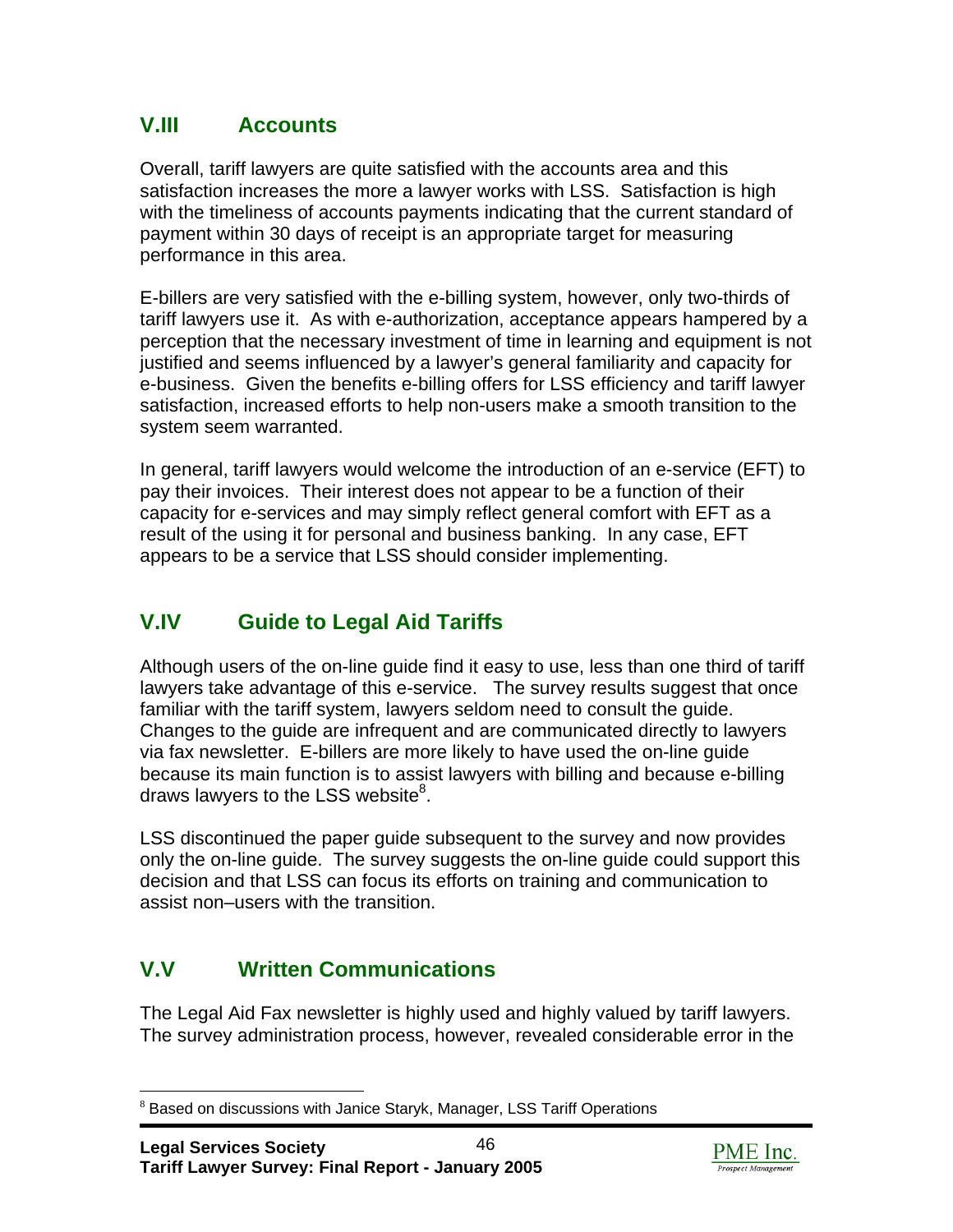## V.III Accounts

Overall, tariff lawyers are quite satisfied with the accounts area and this satisfaction increases the more a lawyer works with LSS. Satisfaction is high with the timeliness of accounts payments indicating that the current standard of payment within 30 days of receipt is an appropriate target for measuring performance in this area.

E-billers are very satisfied with the e-billing system, however, only two-thirds of tariff lawyers use it. As with e-authorization, acceptance appears hampered by a perception that the necessary investment of time in learning and equipment is not justified and seems influenced by a lawyer's general familiarity and capacity for e-business. Given the benefits e-billing offers for LSS efficiency and tariff lawyer satisfaction, increased efforts to help non-users make a smooth transition to the system seem warranted.

In general, tariff lawyers would welcome the introduction of an e-service (EFT) to pay their invoices. Their interest does not appear to be a function of their capacity for e-services and may simply reflect general comfort with EFT as a result of the using it for personal and business banking. In any case, EFT appears to be a service that LSS should consider implementing.

## V.IV Guide to Legal Aid Tariffs

Although users of the on-line guide find it easy to use, less than one third of tariff lawyers take advantage of this e-service. The survey results suggest that once familiar with the tariff system, lawyers seldom need to consult the guide. Changes to the guide are infrequent and are communicated directly to lawyers via fax newsletter. E-billers are more likely to have used the on-line guide because its main function is to assist lawyers with billing and because e-billing draws lawyers to the LSS website[8].

LSS discontinued the paper guide subsequent to the survey and now provides only the on-line guide. The survey suggests the on-line guide could support this decision and that LSS can focus its efforts on training and communication to assist non–users with the transition.

## V.V Written Communications

The Legal Aid Fax newsletter is highly used and highly valued by tariff lawyers. The survey administration process, however, revealed considerable error in the

[8] Based on discussions with Janice Staryk, Manager, LSS Tariff Operations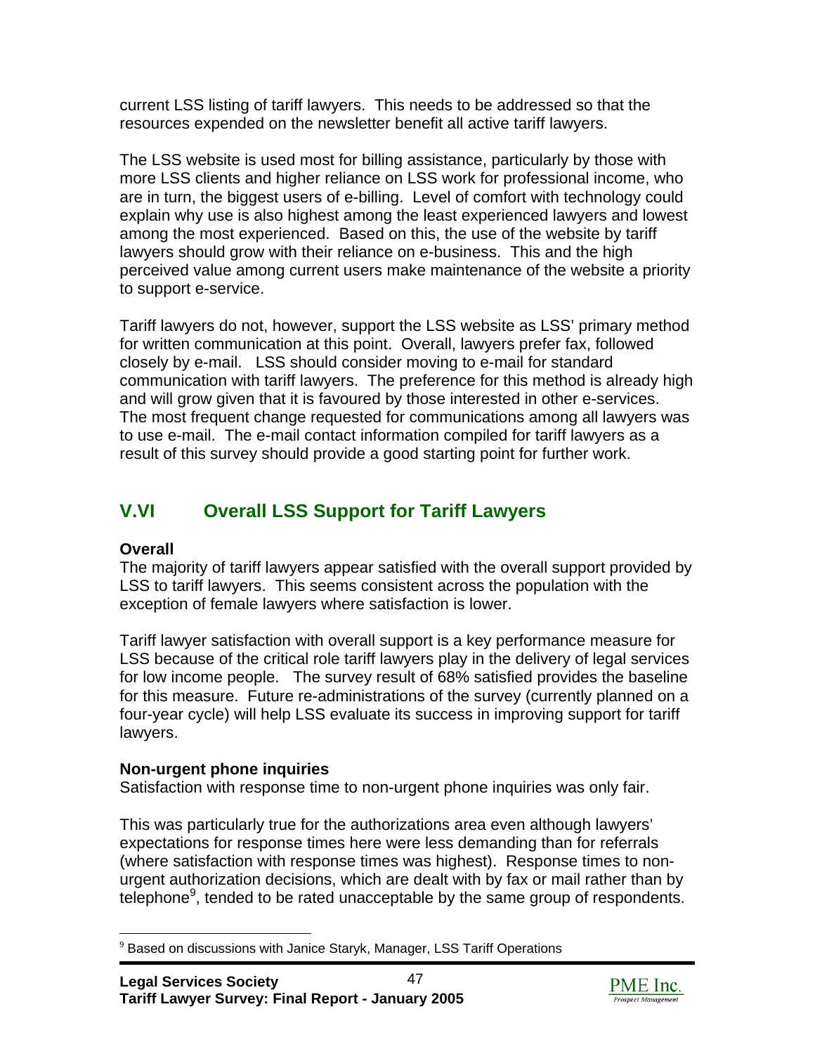current LSS listing of tariff lawyers. This needs to be addressed so that the resources expended on the newsletter benefit all active tariff lawyers.

The LSS website is used most for billing assistance, particularly by those with more LSS clients and higher reliance on LSS work for professional income, who are in turn, the biggest users of e-billing. Level of comfort with technology could explain why use is also highest among the least experienced lawyers and lowest among the most experienced. Based on this, the use of the website by tariff lawyers should grow with their reliance on e-business. This and the high perceived value among current users make maintenance of the website a priority to support e-service.

Tariff lawyers do not, however, support the LSS website as LSS' primary method for written communication at this point. Overall, lawyers prefer fax, followed closely by e-mail. LSS should consider moving to e-mail for standard communication with tariff lawyers. The preference for this method is already high and will grow given that it is favoured by those interested in other e-services. The most frequent change requested for communications among all lawyers was to use e-mail. The e-mail contact information compiled for tariff lawyers as a result of this survey should provide a good starting point for further work.

## V.VI Overall LSS Support for Tariff Lawyers

**Overall**

The majority of tariff lawyers appear satisfied with the overall support provided by LSS to tariff lawyers. This seems consistent across the population with the exception of female lawyers where satisfaction is lower.

Tariff lawyer satisfaction with overall support is a key performance measure for LSS because of the critical role tariff lawyers play in the delivery of legal services for low income people. The survey result of 68% satisfied provides the baseline for this measure. Future re-administrations of the survey (currently planned on a four-year cycle) will help LSS evaluate its success in improving support for tariff lawyers.

**Non-urgent phone inquiries**

Satisfaction with response time to non-urgent phone inquiries was only fair.

This was particularly true for the authorizations area even although lawyers' expectations for response times here were less demanding than for referrals (where satisfaction with response times was highest). Response times to non-urgent authorization decisions, which are dealt with by fax or mail rather than by telephone[9], tended to be rated unacceptable by the same group of respondents.

[9] Based on discussions with Janice Staryk, Manager, LSS Tariff Operations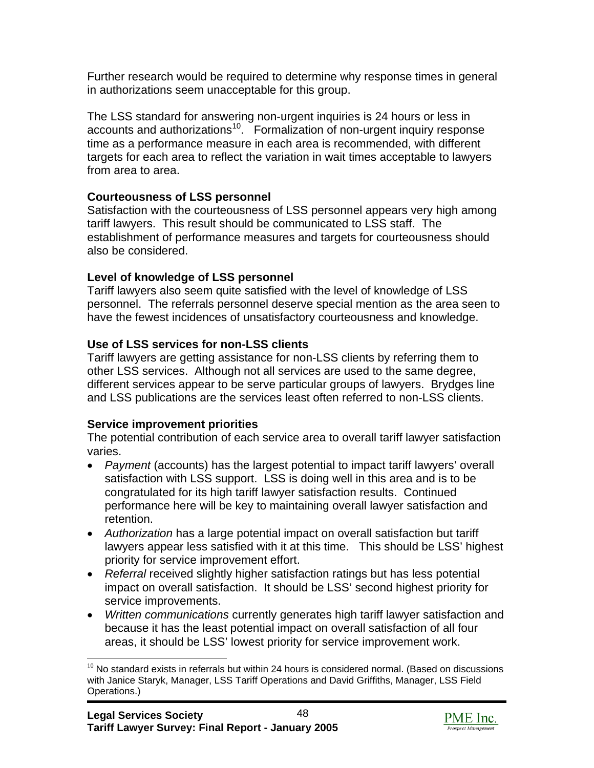Further research would be required to determine why response times in general in authorizations seem unacceptable for this group.

The LSS standard for answering non-urgent inquiries is 24 hours or less in accounts and authorizations[10]. Formalization of non-urgent inquiry response time as a performance measure in each area is recommended, with different targets for each area to reflect the variation in wait times acceptable to lawyers from area to area.

**Courteousness of LSS personnel**
Satisfaction with the courteousness of LSS personnel appears very high among tariff lawyers. This result should be communicated to LSS staff. The establishment of performance measures and targets for courteousness should also be considered.

**Level of knowledge of LSS personnel**
Tariff lawyers also seem quite satisfied with the level of knowledge of LSS personnel. The referrals personnel deserve special mention as the area seen to have the fewest incidences of unsatisfactory courteousness and knowledge.

**Use of LSS services for non-LSS clients**
Tariff lawyers are getting assistance for non-LSS clients by referring them to other LSS services. Although not all services are used to the same degree, different services appear to be serve particular groups of lawyers. Brydges line and LSS publications are the services least often referred to non-LSS clients.

**Service improvement priorities**
The potential contribution of each service area to overall tariff lawyer satisfaction varies.

- *Payment* (accounts) has the largest potential to impact tariff lawyers' overall satisfaction with LSS support. LSS is doing well in this area and is to be congratulated for its high tariff lawyer satisfaction results. Continued performance here will be key to maintaining overall lawyer satisfaction and retention.
- *Authorization* has a large potential impact on overall satisfaction but tariff lawyers appear less satisfied with it at this time. This should be LSS' highest priority for service improvement effort.
- *Referral* received slightly higher satisfaction ratings but has less potential impact on overall satisfaction. It should be LSS' second highest priority for service improvements.
- *Written communications* currently generates high tariff lawyer satisfaction and because it has the least potential impact on overall satisfaction of all four areas, it should be LSS' lowest priority for service improvement work.

[10] No standard exists in referrals but within 24 hours is considered normal. (Based on discussions with Janice Staryk, Manager, LSS Tariff Operations and David Griffiths, Manager, LSS Field Operations.)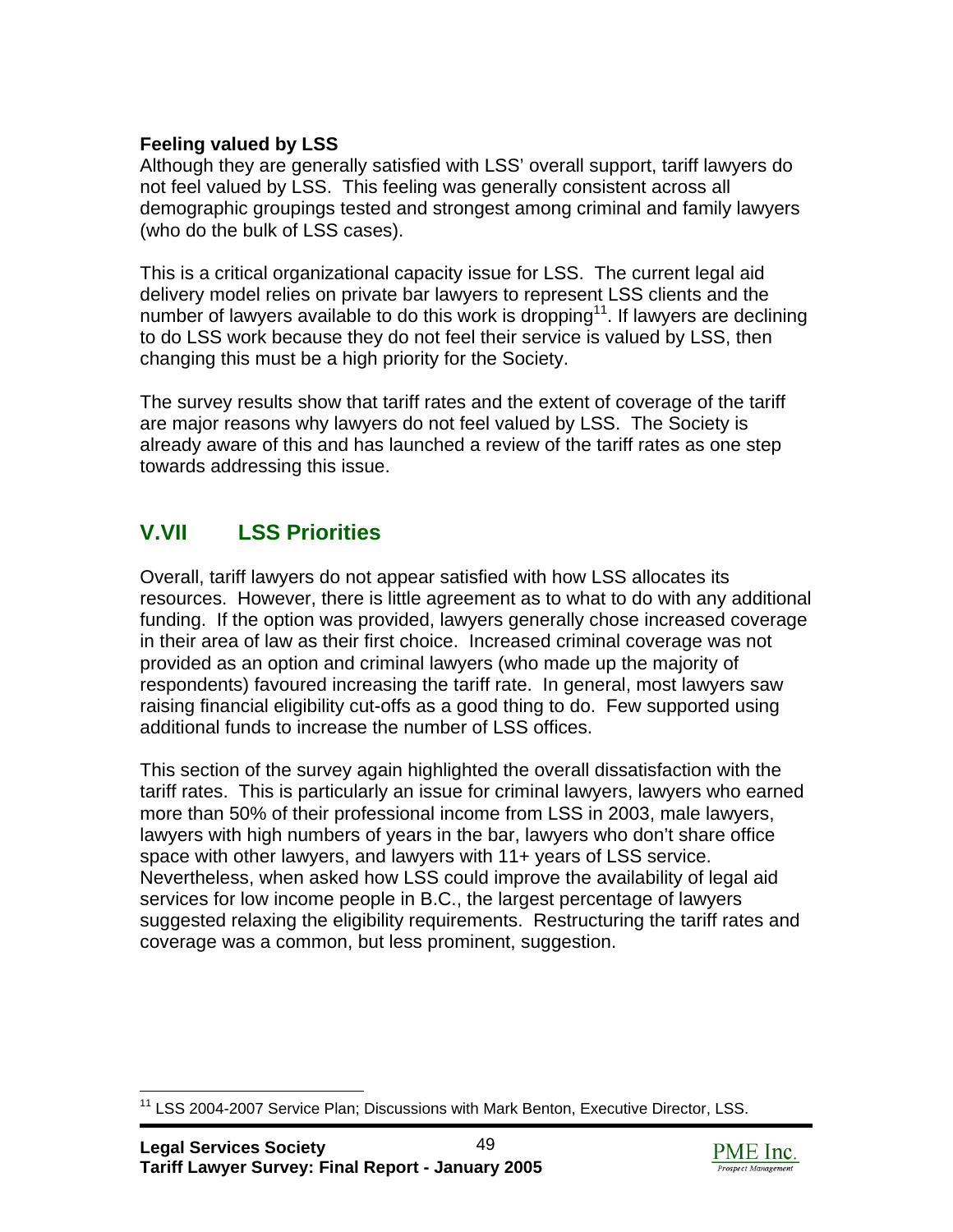**Feeling valued by LSS**

Although they are generally satisfied with LSS' overall support, tariff lawyers do not feel valued by LSS. This feeling was generally consistent across all demographic groupings tested and strongest among criminal and family lawyers (who do the bulk of LSS cases).

This is a critical organizational capacity issue for LSS. The current legal aid delivery model relies on private bar lawyers to represent LSS clients and the number of lawyers available to do this work is dropping[11]. If lawyers are declining to do LSS work because they do not feel their service is valued by LSS, then changing this must be a high priority for the Society.

The survey results show that tariff rates and the extent of coverage of the tariff are major reasons why lawyers do not feel valued by LSS. The Society is already aware of this and has launched a review of the tariff rates as one step towards addressing this issue.

## V.VII LSS Priorities

Overall, tariff lawyers do not appear satisfied with how LSS allocates its resources. However, there is little agreement as to what to do with any additional funding. If the option was provided, lawyers generally chose increased coverage in their area of law as their first choice. Increased criminal coverage was not provided as an option and criminal lawyers (who made up the majority of respondents) favoured increasing the tariff rate. In general, most lawyers saw raising financial eligibility cut-offs as a good thing to do. Few supported using additional funds to increase the number of LSS offices.

This section of the survey again highlighted the overall dissatisfaction with the tariff rates. This is particularly an issue for criminal lawyers, lawyers who earned more than 50% of their professional income from LSS in 2003, male lawyers, lawyers with high numbers of years in the bar, lawyers who don't share office space with other lawyers, and lawyers with 11+ years of LSS service. Nevertheless, when asked how LSS could improve the availability of legal aid services for low income people in B.C., the largest percentage of lawyers suggested relaxing the eligibility requirements. Restructuring the tariff rates and coverage was a common, but less prominent, suggestion.

[11] LSS 2004-2007 Service Plan; Discussions with Mark Benton, Executive Director, LSS.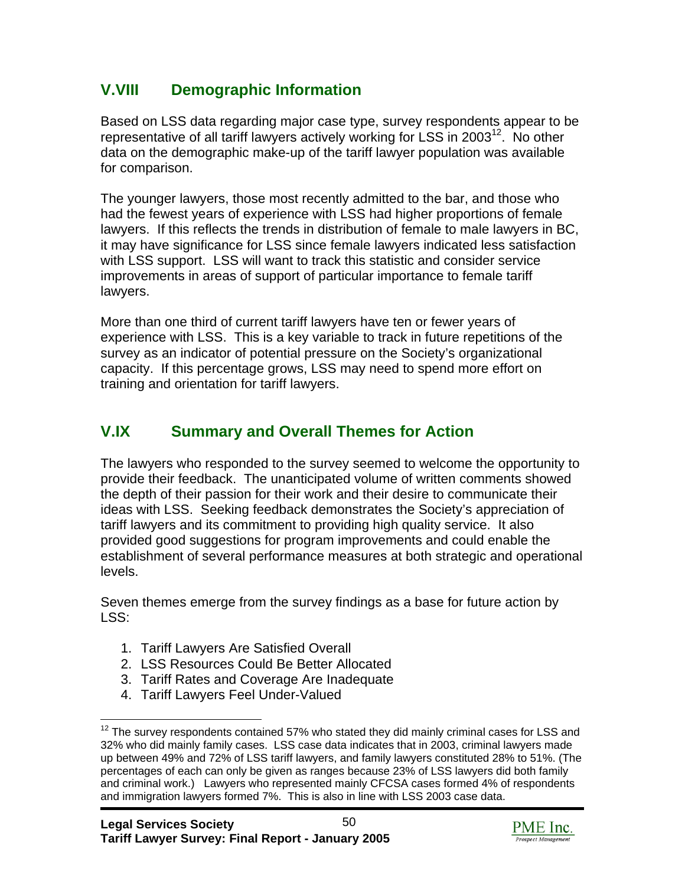## V.VIII Demographic Information

Based on LSS data regarding major case type, survey respondents appear to be representative of all tariff lawyers actively working for LSS in 2003[12]. No other data on the demographic make-up of the tariff lawyer population was available for comparison.

The younger lawyers, those most recently admitted to the bar, and those who had the fewest years of experience with LSS had higher proportions of female lawyers. If this reflects the trends in distribution of female to male lawyers in BC, it may have significance for LSS since female lawyers indicated less satisfaction with LSS support. LSS will want to track this statistic and consider service improvements in areas of support of particular importance to female tariff lawyers.

More than one third of current tariff lawyers have ten or fewer years of experience with LSS. This is a key variable to track in future repetitions of the survey as an indicator of potential pressure on the Society's organizational capacity. If this percentage grows, LSS may need to spend more effort on training and orientation for tariff lawyers.

## V.IX Summary and Overall Themes for Action

The lawyers who responded to the survey seemed to welcome the opportunity to provide their feedback. The unanticipated volume of written comments showed the depth of their passion for their work and their desire to communicate their ideas with LSS. Seeking feedback demonstrates the Society's appreciation of tariff lawyers and its commitment to providing high quality service. It also provided good suggestions for program improvements and could enable the establishment of several performance measures at both strategic and operational levels.

Seven themes emerge from the survey findings as a base for future action by LSS:

1. Tariff Lawyers Are Satisfied Overall
2. LSS Resources Could Be Better Allocated
3. Tariff Rates and Coverage Are Inadequate
4. Tariff Lawyers Feel Under-Valued

[12] The survey respondents contained 57% who stated they did mainly criminal cases for LSS and 32% who did mainly family cases. LSS case data indicates that in 2003, criminal lawyers made up between 49% and 72% of LSS tariff lawyers, and family lawyers constituted 28% to 51%. (The percentages of each can only be given as ranges because 23% of LSS lawyers did both family and criminal work.) Lawyers who represented mainly CFCSA cases formed 4% of respondents and immigration lawyers formed 7%. This is also in line with LSS 2003 case data.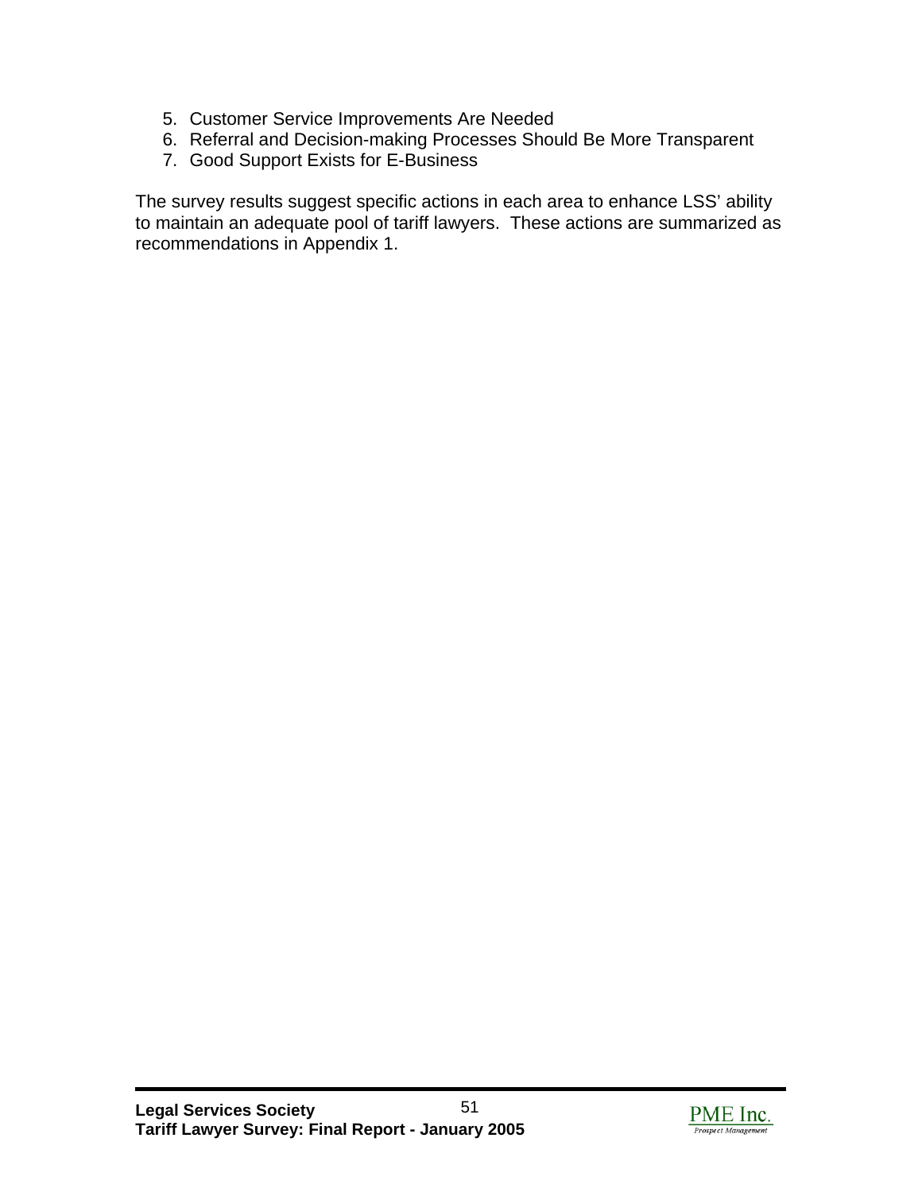5. Customer Service Improvements Are Needed
6. Referral and Decision-making Processes Should Be More Transparent
7. Good Support Exists for E-Business

The survey results suggest specific actions in each area to enhance LSS' ability to maintain an adequate pool of tariff lawyers. These actions are summarized as recommendations in Appendix 1.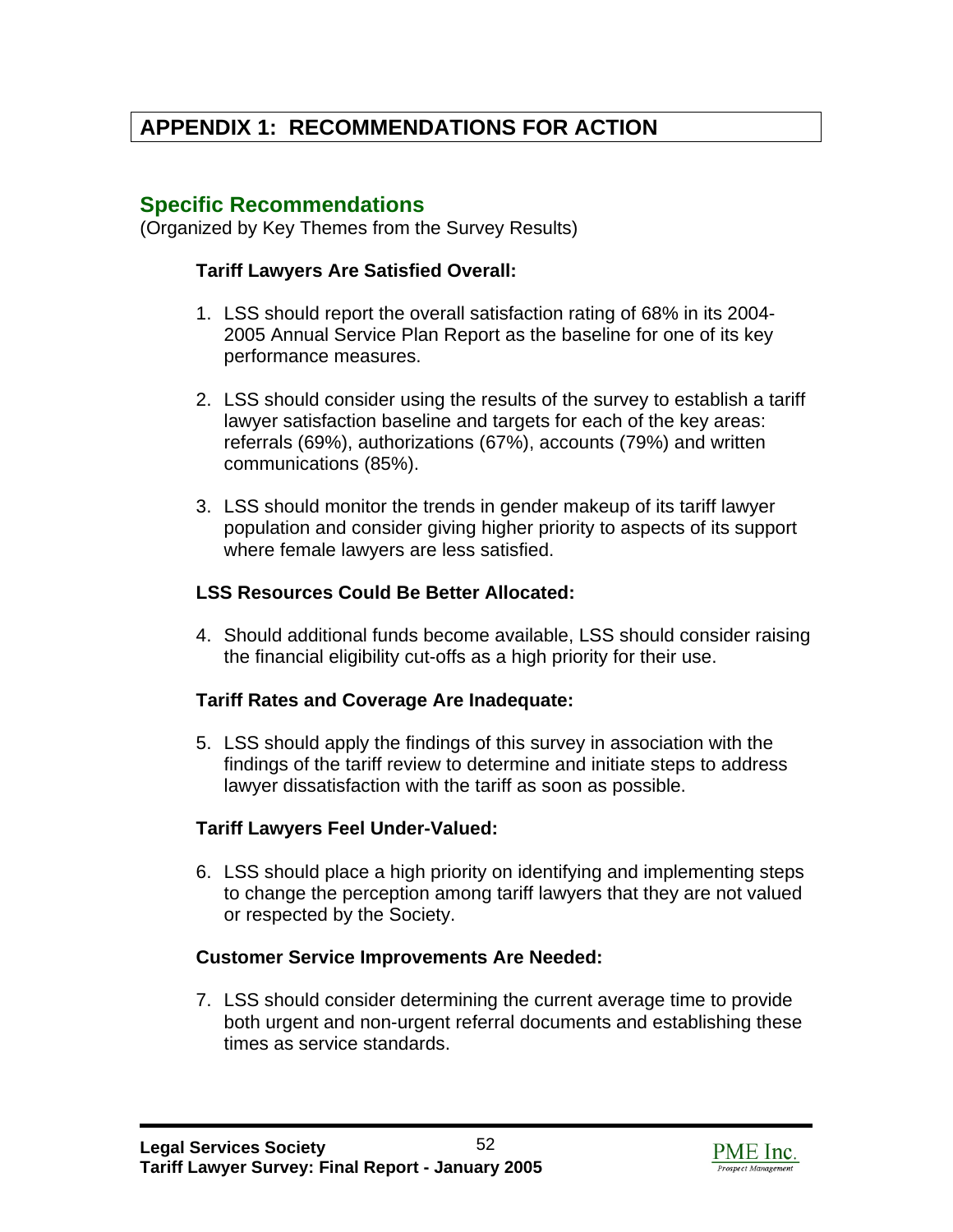# APPENDIX 1: RECOMMENDATIONS FOR ACTION

## Specific Recommendations

(Organized by Key Themes from the Survey Results)

**Tariff Lawyers Are Satisfied Overall:**

1. LSS should report the overall satisfaction rating of 68% in its 2004-2005 Annual Service Plan Report as the baseline for one of its key performance measures.

2. LSS should consider using the results of the survey to establish a tariff lawyer satisfaction baseline and targets for each of the key areas: referrals (69%), authorizations (67%), accounts (79%) and written communications (85%).

3. LSS should monitor the trends in gender makeup of its tariff lawyer population and consider giving higher priority to aspects of its support where female lawyers are less satisfied.

**LSS Resources Could Be Better Allocated:**

4. Should additional funds become available, LSS should consider raising the financial eligibility cut-offs as a high priority for their use.

**Tariff Rates and Coverage Are Inadequate:**

5. LSS should apply the findings of this survey in association with the findings of the tariff review to determine and initiate steps to address lawyer dissatisfaction with the tariff as soon as possible.

**Tariff Lawyers Feel Under-Valued:**

6. LSS should place a high priority on identifying and implementing steps to change the perception among tariff lawyers that they are not valued or respected by the Society.

**Customer Service Improvements Are Needed:**

7. LSS should consider determining the current average time to provide both urgent and non-urgent referral documents and establishing these times as service standards.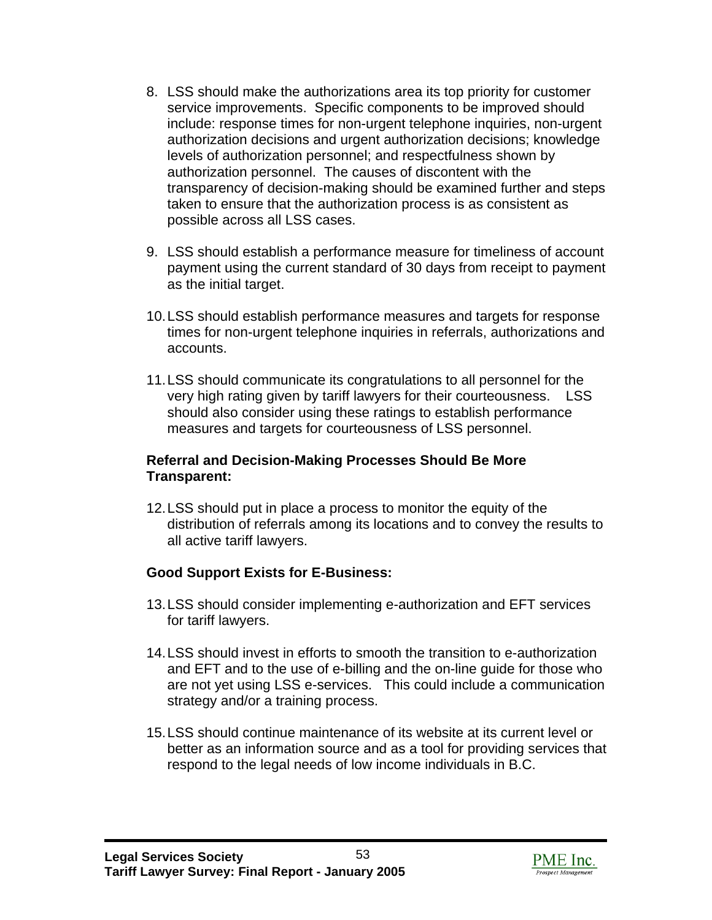8. LSS should make the authorizations area its top priority for customer service improvements. Specific components to be improved should include: response times for non-urgent telephone inquiries, non-urgent authorization decisions and urgent authorization decisions; knowledge levels of authorization personnel; and respectfulness shown by authorization personnel. The causes of discontent with the transparency of decision-making should be examined further and steps taken to ensure that the authorization process is as consistent as possible across all LSS cases.

9. LSS should establish a performance measure for timeliness of account payment using the current standard of 30 days from receipt to payment as the initial target.

10. LSS should establish performance measures and targets for response times for non-urgent telephone inquiries in referrals, authorizations and accounts.

11. LSS should communicate its congratulations to all personnel for the very high rating given by tariff lawyers for their courteousness. LSS should also consider using these ratings to establish performance measures and targets for courteousness of LSS personnel.

**Referral and Decision-Making Processes Should Be More Transparent:**

12. LSS should put in place a process to monitor the equity of the distribution of referrals among its locations and to convey the results to all active tariff lawyers.

**Good Support Exists for E-Business:**

13. LSS should consider implementing e-authorization and EFT services for tariff lawyers.

14. LSS should invest in efforts to smooth the transition to e-authorization and EFT and to the use of e-billing and the on-line guide for those who are not yet using LSS e-services. This could include a communication strategy and/or a training process.

15. LSS should continue maintenance of its website at its current level or better as an information source and as a tool for providing services that respond to the legal needs of low income individuals in B.C.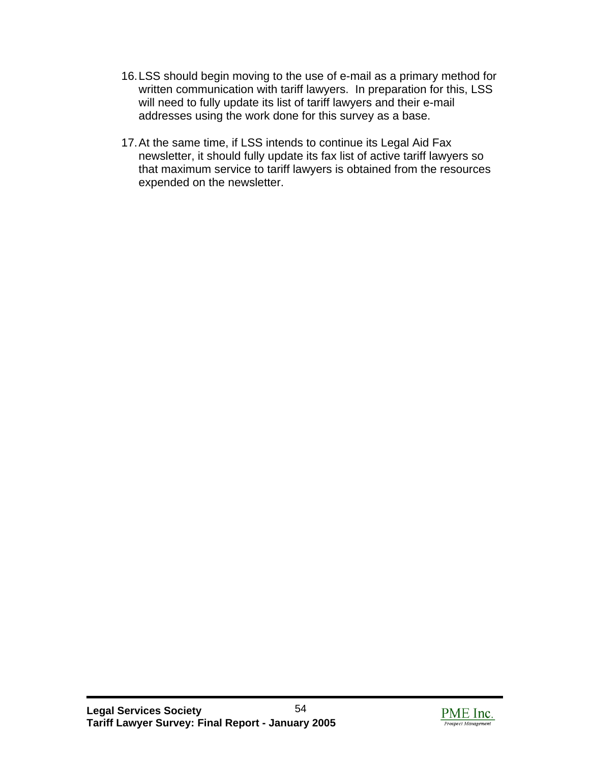16. LSS should begin moving to the use of e-mail as a primary method for written communication with tariff lawyers. In preparation for this, LSS will need to fully update its list of tariff lawyers and their e-mail addresses using the work done for this survey as a base.

17. At the same time, if LSS intends to continue its Legal Aid Fax newsletter, it should fully update its fax list of active tariff lawyers so that maximum service to tariff lawyers is obtained from the resources expended on the newsletter.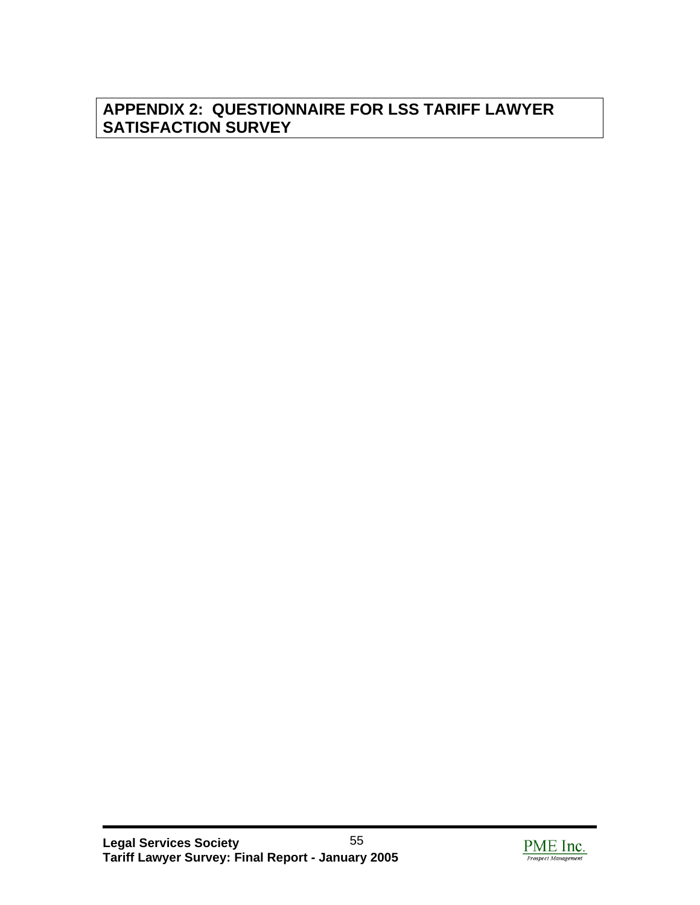# APPENDIX 2: QUESTIONNAIRE FOR LSS TARIFF LAWYER SATISFACTION SURVEY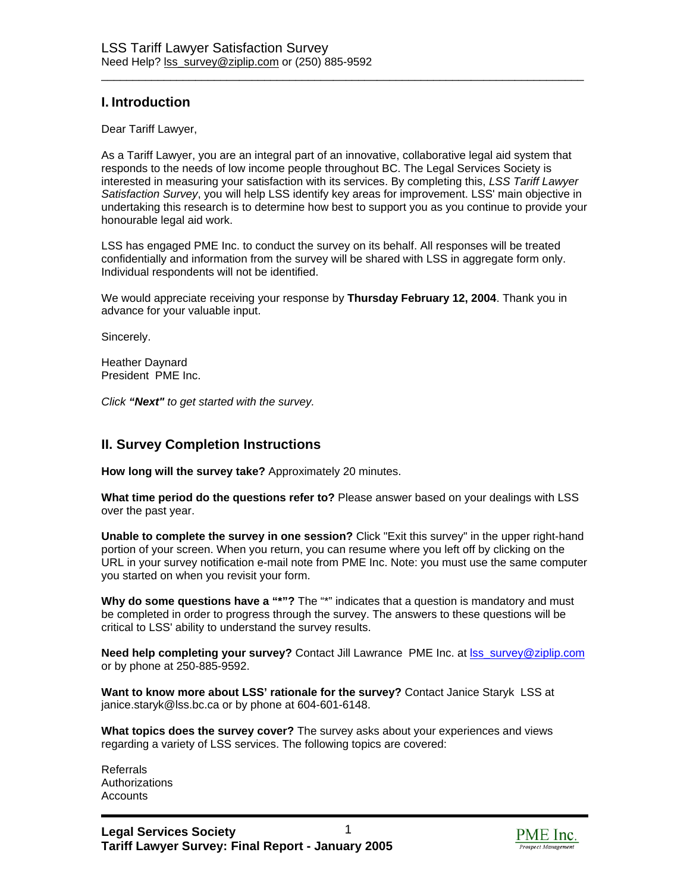LSS Tariff Lawyer Satisfaction Survey
Need Help? lss_survey@ziplip.com or (250) 885-9592

## I. Introduction

Dear Tariff Lawyer,

As a Tariff Lawyer, you are an integral part of an innovative, collaborative legal aid system that responds to the needs of low income people throughout BC. The Legal Services Society is interested in measuring your satisfaction with its services. By completing this, *LSS Tariff Lawyer Satisfaction Survey*, you will help LSS identify key areas for improvement. LSS' main objective in undertaking this research is to determine how best to support you as you continue to provide your honourable legal aid work.

LSS has engaged PME Inc. to conduct the survey on its behalf. All responses will be treated confidentially and information from the survey will be shared with LSS in aggregate form only. Individual respondents will not be identified.

We would appreciate receiving your response by **Thursday February 12, 2004**. Thank you in advance for your valuable input.

Sincerely.

Heather Daynard
President PME Inc.

*Click **"Next"** to get started with the survey.*

## II. Survey Completion Instructions

**How long will the survey take?** Approximately 20 minutes.

**What time period do the questions refer to?** Please answer based on your dealings with LSS over the past year.

**Unable to complete the survey in one session?** Click "Exit this survey" in the upper right-hand portion of your screen. When you return, you can resume where you left off by clicking on the URL in your survey notification e-mail note from PME Inc. Note: you must use the same computer you started on when you revisit your form.

**Why do some questions have a "*"?** The "*" indicates that a question is mandatory and must be completed in order to progress through the survey. The answers to these questions will be critical to LSS' ability to understand the survey results.

**Need help completing your survey?** Contact Jill Lawrance PME Inc. at lss_survey@ziplip.com or by phone at 250-885-9592.

**Want to know more about LSS' rationale for the survey?** Contact Janice Staryk LSS at janice.staryk@lss.bc.ca or by phone at 604-601-6148.

**What topics does the survey cover?** The survey asks about your experiences and views regarding a variety of LSS services. The following topics are covered:

Referrals
Authorizations
Accounts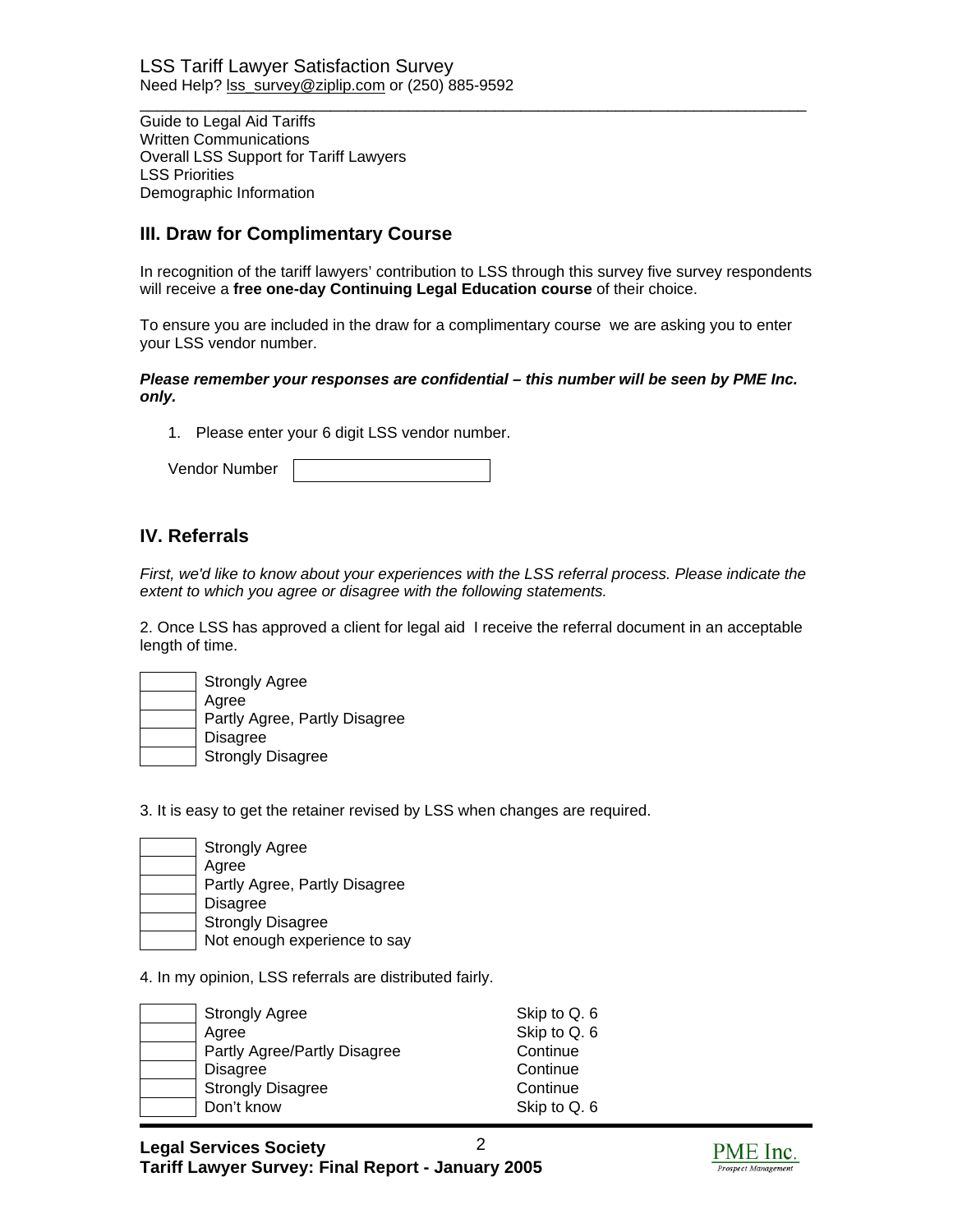LSS Tariff Lawyer Satisfaction Survey
Need Help? lss_survey@ziplip.com or (250) 885-9592

Guide to Legal Aid Tariffs
Written Communications
Overall LSS Support for Tariff Lawyers
LSS Priorities
Demographic Information

## III. Draw for Complimentary Course

In recognition of the tariff lawyers' contribution to LSS through this survey five survey respondents will receive a **free one-day Continuing Legal Education course** of their choice.

To ensure you are included in the draw for a complimentary course we are asking you to enter your LSS vendor number.

***Please remember your responses are confidential – this number will be seen by PME Inc. only.***

1. Please enter your 6 digit LSS vendor number.

Vendor Number [ ]

## IV. Referrals

*First, we'd like to know about your experiences with the LSS referral process. Please indicate the extent to which you agree or disagree with the following statements.*

2. Once LSS has approved a client for legal aid I receive the referral document in an acceptable length of time.

- [ ] Strongly Agree
- [ ] Agree
- [ ] Partly Agree, Partly Disagree
- [ ] Disagree
- [ ] Strongly Disagree

3. It is easy to get the retainer revised by LSS when changes are required.

- [ ] Strongly Agree
- [ ] Agree
- [ ] Partly Agree, Partly Disagree
- [ ] Disagree
- [ ] Strongly Disagree
- [ ] Not enough experience to say

4. In my opinion, LSS referrals are distributed fairly.

| | Response | |
|---|---|---|
| [ ] | Strongly Agree | Skip to Q. 6 |
| [ ] | Agree | Skip to Q. 6 |
| [ ] | Partly Agree/Partly Disagree | Continue |
| [ ] | Disagree | Continue |
| [ ] | Strongly Disagree | Continue |
| [ ] | Don't know | Skip to Q. 6 |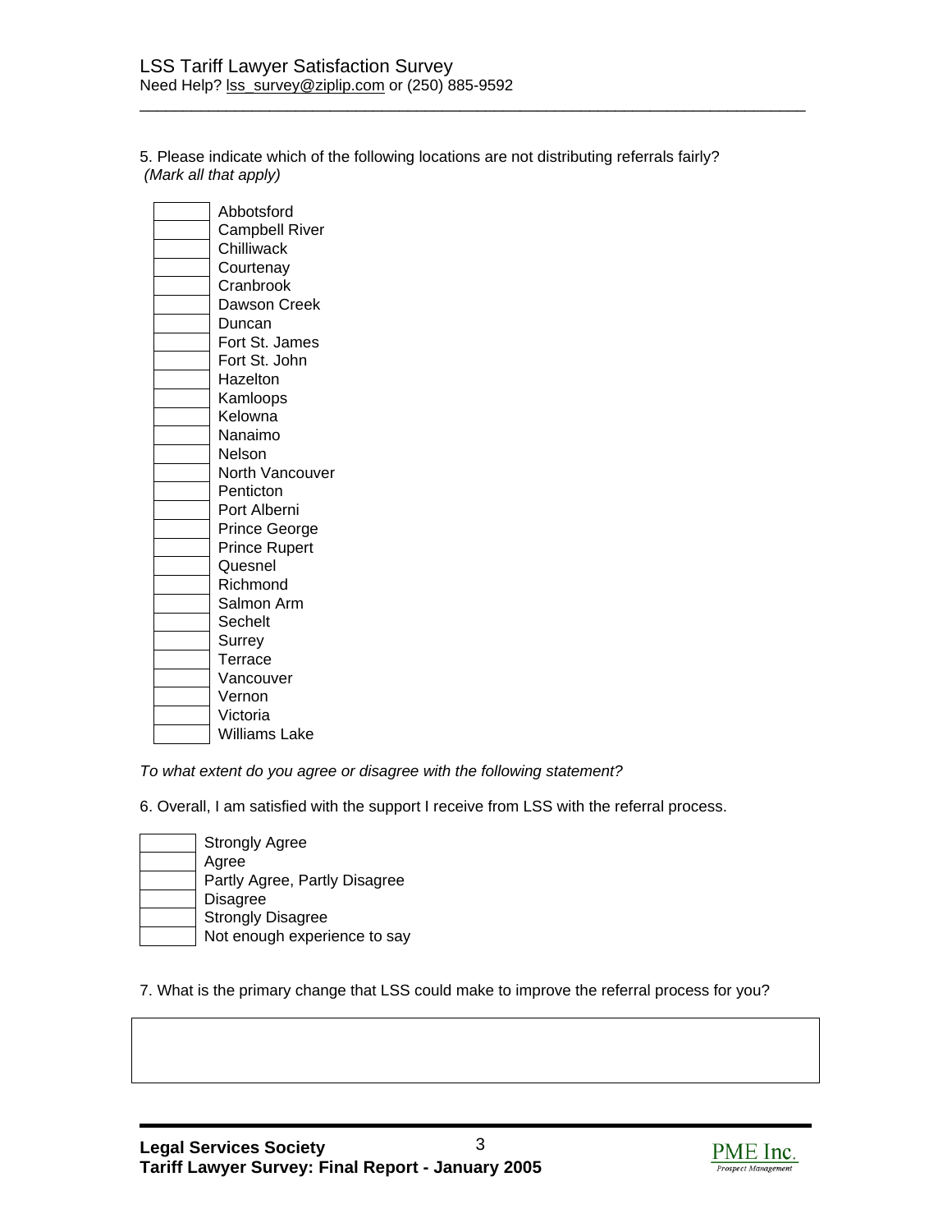5. Please indicate which of the following locations are not distributing referrals fairly? *(Mark all that apply)*

- [ ] Abbotsford
- [ ] Campbell River
- [ ] Chilliwack
- [ ] Courtenay
- [ ] Cranbrook
- [ ] Dawson Creek
- [ ] Duncan
- [ ] Fort St. James
- [ ] Fort St. John
- [ ] Hazelton
- [ ] Kamloops
- [ ] Kelowna
- [ ] Nanaimo
- [ ] Nelson
- [ ] North Vancouver
- [ ] Penticton
- [ ] Port Alberni
- [ ] Prince George
- [ ] Prince Rupert
- [ ] Quesnel
- [ ] Richmond
- [ ] Salmon Arm
- [ ] Sechelt
- [ ] Surrey
- [ ] Terrace
- [ ] Vancouver
- [ ] Vernon
- [ ] Victoria
- [ ] Williams Lake

*To what extent do you agree or disagree with the following statement?*

6. Overall, I am satisfied with the support I receive from LSS with the referral process.

- [ ] Strongly Agree
- [ ] Agree
- [ ] Partly Agree, Partly Disagree
- [ ] Disagree
- [ ] Strongly Disagree
- [ ] Not enough experience to say

7. What is the primary change that LSS could make to improve the referral process for you?

| |
|---|
| |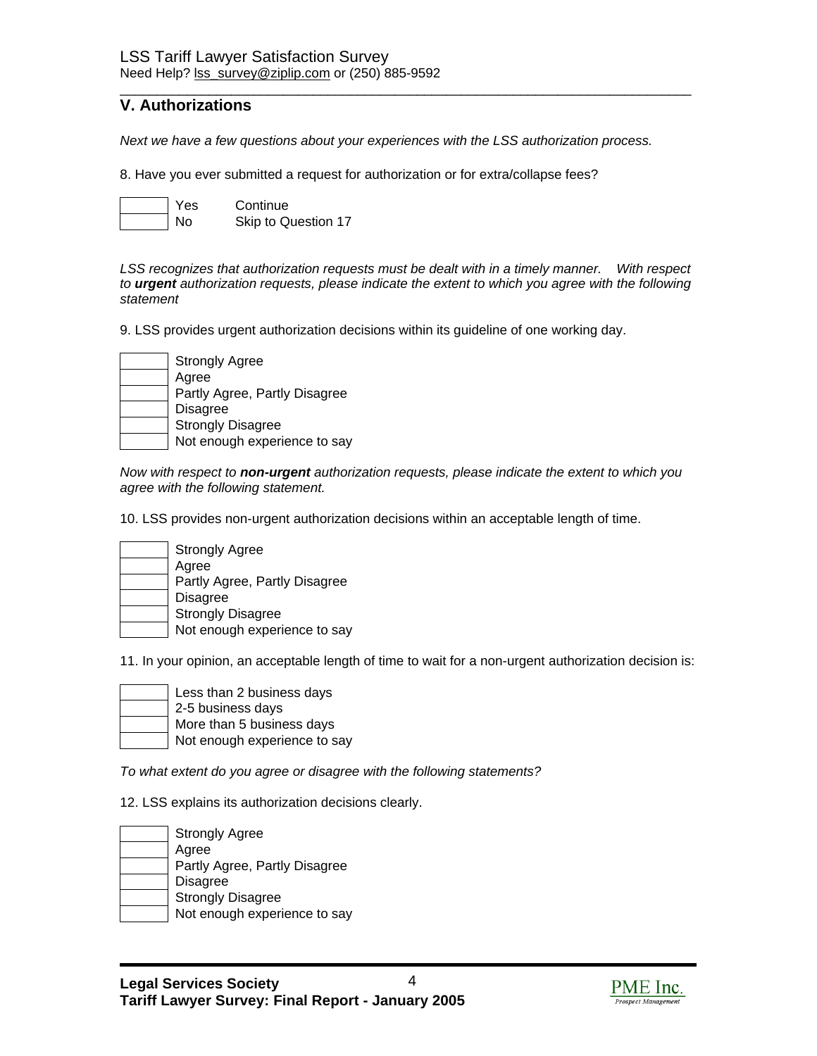## V. Authorizations

*Next we have a few questions about your experiences with the LSS authorization process.*

8. Have you ever submitted a request for authorization or for extra/collapse fees?

| | | |
|---|---|---|
| ☐ | Yes | Continue |
| ☐ | No | Skip to Question 17 |

*LSS recognizes that authorization requests must be dealt with in a timely manner. With respect to **urgent** authorization requests, please indicate the extent to which you agree with the following statement*

9. LSS provides urgent authorization decisions within its guideline of one working day.

- ☐ Strongly Agree
- ☐ Agree
- ☐ Partly Agree, Partly Disagree
- ☐ Disagree
- ☐ Strongly Disagree
- ☐ Not enough experience to say

*Now with respect to **non-urgent** authorization requests, please indicate the extent to which you agree with the following statement.*

10. LSS provides non-urgent authorization decisions within an acceptable length of time.

- ☐ Strongly Agree
- ☐ Agree
- ☐ Partly Agree, Partly Disagree
- ☐ Disagree
- ☐ Strongly Disagree
- ☐ Not enough experience to say

11. In your opinion, an acceptable length of time to wait for a non-urgent authorization decision is:

- ☐ Less than 2 business days
- ☐ 2-5 business days
- ☐ More than 5 business days
- ☐ Not enough experience to say

*To what extent do you agree or disagree with the following statements?*

12. LSS explains its authorization decisions clearly.

- ☐ Strongly Agree
- ☐ Agree
- ☐ Partly Agree, Partly Disagree
- ☐ Disagree
- ☐ Strongly Disagree
- ☐ Not enough experience to say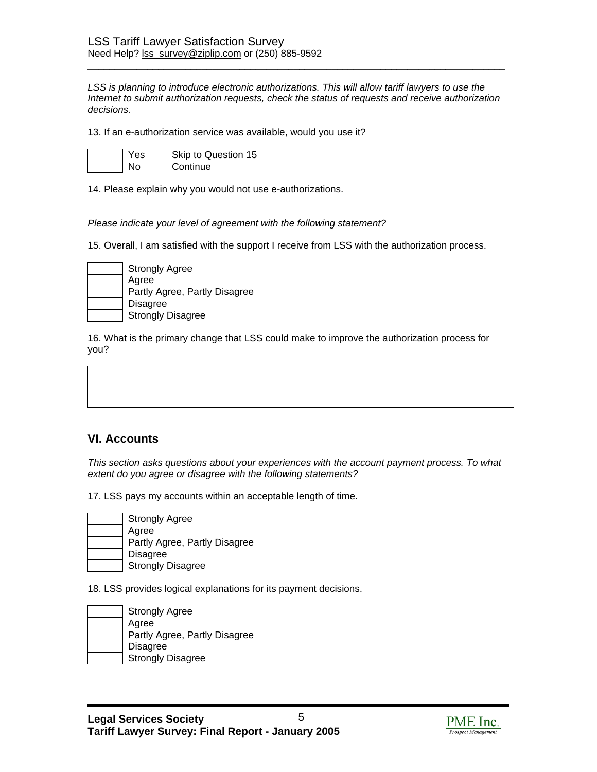LSS Tariff Lawyer Satisfaction Survey
Need Help? lss_survey@ziplip.com or (250) 885-9592

---

*LSS is planning to introduce electronic authorizations. This will allow tariff lawyers to use the Internet to submit authorization requests, check the status of requests and receive authorization decisions.*

13. If an e-authorization service was available, would you use it?

- [ ] Yes — Skip to Question 15
- [ ] No — Continue

14. Please explain why you would not use e-authorizations.

*Please indicate your level of agreement with the following statement?*

15. Overall, I am satisfied with the support I receive from LSS with the authorization process.

- [ ] Strongly Agree
- [ ] Agree
- [ ] Partly Agree, Partly Disagree
- [ ] Disagree
- [ ] Strongly Disagree

16. What is the primary change that LSS could make to improve the authorization process for you?

## VI. Accounts

*This section asks questions about your experiences with the account payment process. To what extent do you agree or disagree with the following statements?*

17. LSS pays my accounts within an acceptable length of time.

- [ ] Strongly Agree
- [ ] Agree
- [ ] Partly Agree, Partly Disagree
- [ ] Disagree
- [ ] Strongly Disagree

18. LSS provides logical explanations for its payment decisions.

- [ ] Strongly Agree
- [ ] Agree
- [ ] Partly Agree, Partly Disagree
- [ ] Disagree
- [ ] Strongly Disagree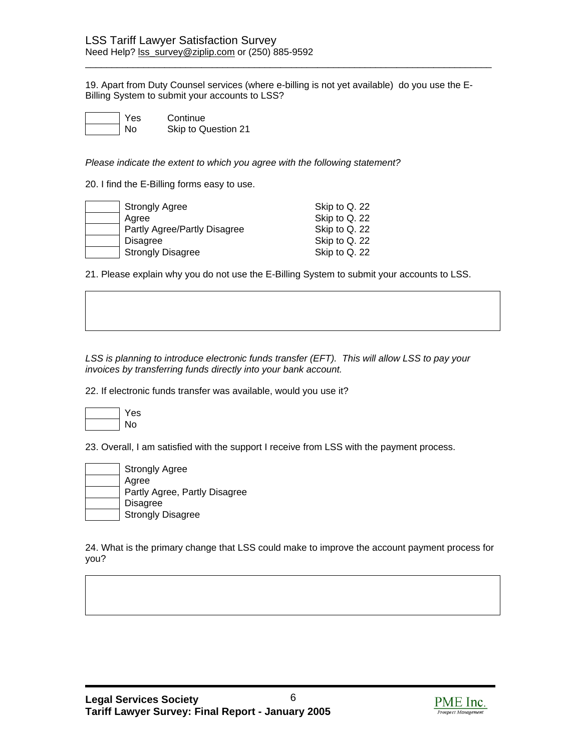19. Apart from Duty Counsel services (where e-billing is not yet available) do you use the E-Billing System to submit your accounts to LSS?

| | | |
|---|---|---|
| ☐ | Yes | Continue |
| ☐ | No | Skip to Question 21 |

*Please indicate the extent to which you agree with the following statement?*

20. I find the E-Billing forms easy to use.

| | | |
|---|---|---|
| ☐ | Strongly Agree | Skip to Q. 22 |
| ☐ | Agree | Skip to Q. 22 |
| ☐ | Partly Agree/Partly Disagree | Skip to Q. 22 |
| ☐ | Disagree | Skip to Q. 22 |
| ☐ | Strongly Disagree | Skip to Q. 22 |

21. Please explain why you do not use the E-Billing System to submit your accounts to LSS.

*LSS is planning to introduce electronic funds transfer (EFT). This will allow LSS to pay your invoices by transferring funds directly into your bank account.*

22. If electronic funds transfer was available, would you use it?

- ☐ Yes
- ☐ No

23. Overall, I am satisfied with the support I receive from LSS with the payment process.

- ☐ Strongly Agree
- ☐ Agree
- ☐ Partly Agree, Partly Disagree
- ☐ Disagree
- ☐ Strongly Disagree

24. What is the primary change that LSS could make to improve the account payment process for you?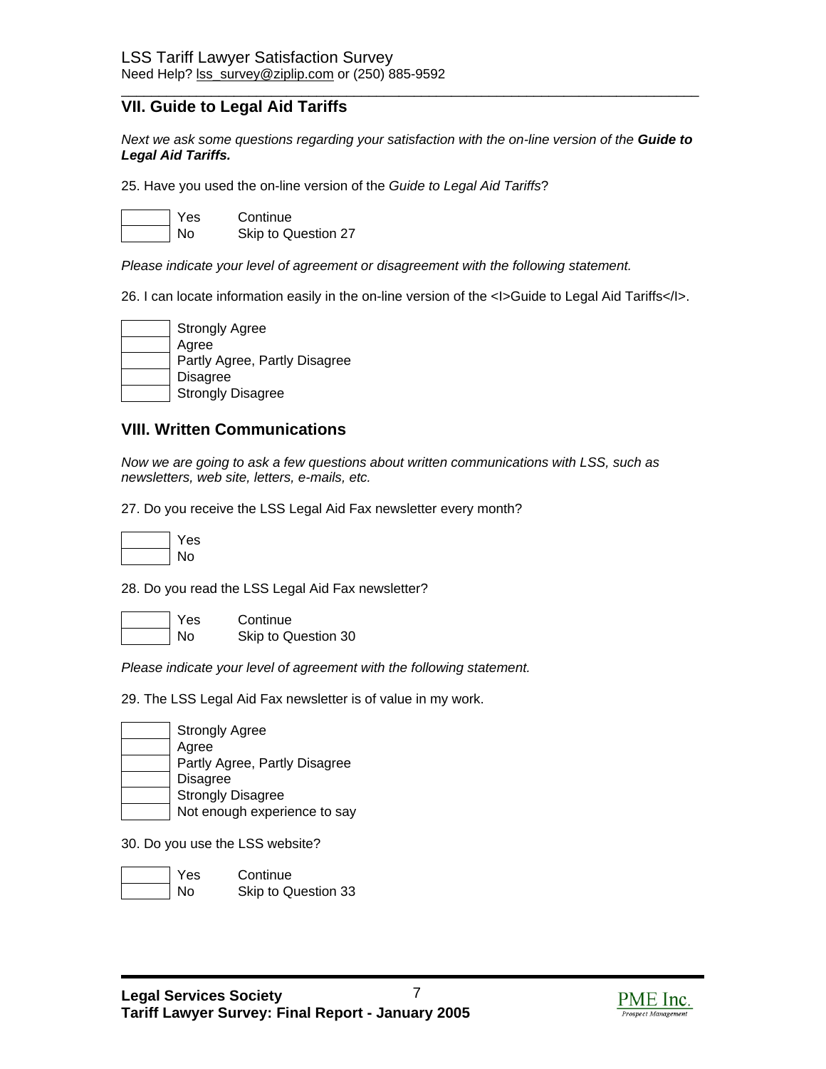## VII. Guide to Legal Aid Tariffs

*Next we ask some questions regarding your satisfaction with the on-line version of the* ***Guide to Legal Aid Tariffs.***

25. Have you used the on-line version of the *Guide to Legal Aid Tariffs*?

| | | |
|---|---|---|
| ☐ | Yes | Continue |
| ☐ | No | Skip to Question 27 |

*Please indicate your level of agreement or disagreement with the following statement.*

26. I can locate information easily in the on-line version of the <I>Guide to Legal Aid Tariffs</I>.

- ☐ Strongly Agree
- ☐ Agree
- ☐ Partly Agree, Partly Disagree
- ☐ Disagree
- ☐ Strongly Disagree

## VIII. Written Communications

*Now we are going to ask a few questions about written communications with LSS, such as newsletters, web site, letters, e-mails, etc.*

27. Do you receive the LSS Legal Aid Fax newsletter every month?

- ☐ Yes
- ☐ No

28. Do you read the LSS Legal Aid Fax newsletter?

| | | |
|---|---|---|
| ☐ | Yes | Continue |
| ☐ | No | Skip to Question 30 |

*Please indicate your level of agreement with the following statement.*

29. The LSS Legal Aid Fax newsletter is of value in my work.

- ☐ Strongly Agree
- ☐ Agree
- ☐ Partly Agree, Partly Disagree
- ☐ Disagree
- ☐ Strongly Disagree
- ☐ Not enough experience to say

30. Do you use the LSS website?

| | | |
|---|---|---|
| ☐ | Yes | Continue |
| ☐ | No | Skip to Question 33 |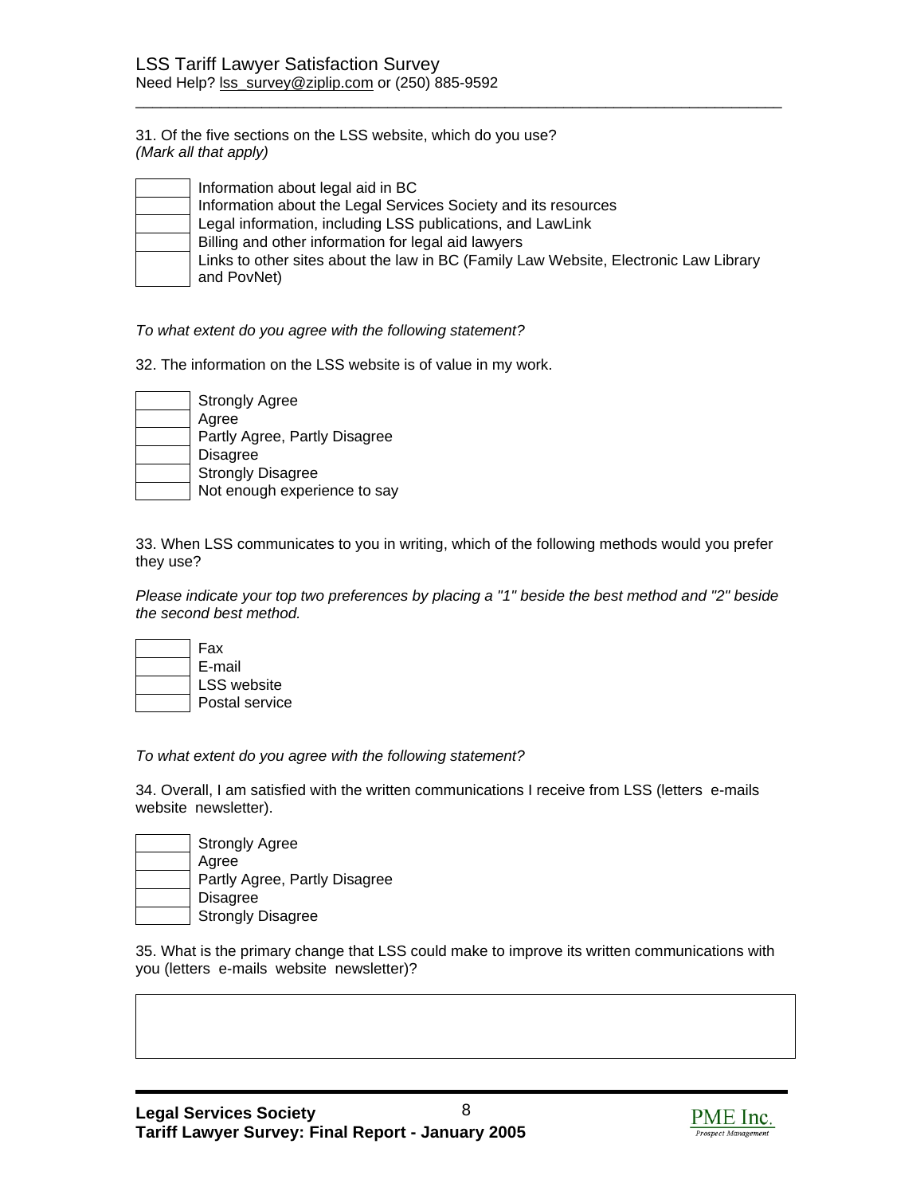31. Of the five sections on the LSS website, which do you use?
*(Mark all that apply)*

- [ ] Information about legal aid in BC
- [ ] Information about the Legal Services Society and its resources
- [ ] Legal information, including LSS publications, and LawLink
- [ ] Billing and other information for legal aid lawyers
- [ ] Links to other sites about the law in BC (Family Law Website, Electronic Law Library and PovNet)

*To what extent do you agree with the following statement?*

32. The information on the LSS website is of value in my work.

- [ ] Strongly Agree
- [ ] Agree
- [ ] Partly Agree, Partly Disagree
- [ ] Disagree
- [ ] Strongly Disagree
- [ ] Not enough experience to say

33. When LSS communicates to you in writing, which of the following methods would you prefer they use?

*Please indicate your top two preferences by placing a "1" beside the best method and "2" beside the second best method.*

- [ ] Fax
- [ ] E-mail
- [ ] LSS website
- [ ] Postal service

*To what extent do you agree with the following statement?*

34. Overall, I am satisfied with the written communications I receive from LSS (letters e-mails website newsletter).

- [ ] Strongly Agree
- [ ] Agree
- [ ] Partly Agree, Partly Disagree
- [ ] Disagree
- [ ] Strongly Disagree

35. What is the primary change that LSS could make to improve its written communications with you (letters e-mails website newsletter)?

| |
|---|
| |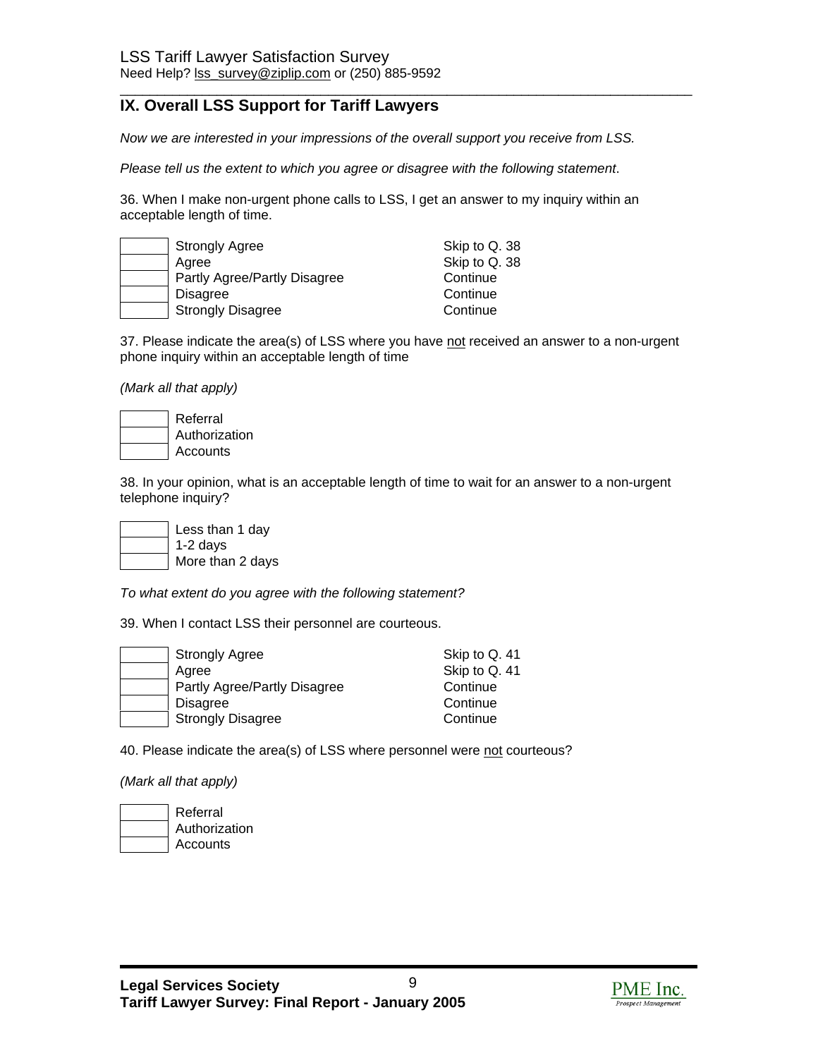LSS Tariff Lawyer Satisfaction Survey
Need Help? lss_survey@ziplip.com or (250) 885-9592

## IX. Overall LSS Support for Tariff Lawyers

*Now we are interested in your impressions of the overall support you receive from LSS.*

*Please tell us the extent to which you agree or disagree with the following statement*.

36. When I make non-urgent phone calls to LSS, I get an answer to my inquiry within an acceptable length of time.

| | | |
|---|---|---|
| | Strongly Agree | Skip to Q. 38 |
| | Agree | Skip to Q. 38 |
| | Partly Agree/Partly Disagree | Continue |
| | Disagree | Continue |
| | Strongly Disagree | Continue |

37. Please indicate the area(s) of LSS where you have not received an answer to a non-urgent phone inquiry within an acceptable length of time

*(Mark all that apply)*

| | |
|---|---|
| | Referral |
| | Authorization |
| | Accounts |

38. In your opinion, what is an acceptable length of time to wait for an answer to a non-urgent telephone inquiry?

| | |
|---|---|
| | Less than 1 day |
| | 1-2 days |
| | More than 2 days |

*To what extent do you agree with the following statement?*

39. When I contact LSS their personnel are courteous.

| | | |
|---|---|---|
| | Strongly Agree | Skip to Q. 41 |
| | Agree | Skip to Q. 41 |
| | Partly Agree/Partly Disagree | Continue |
| | Disagree | Continue |
| | Strongly Disagree | Continue |

40. Please indicate the area(s) of LSS where personnel were not courteous?

*(Mark all that apply)*

| | |
|---|---|
| | Referral |
| | Authorization |
| | Accounts |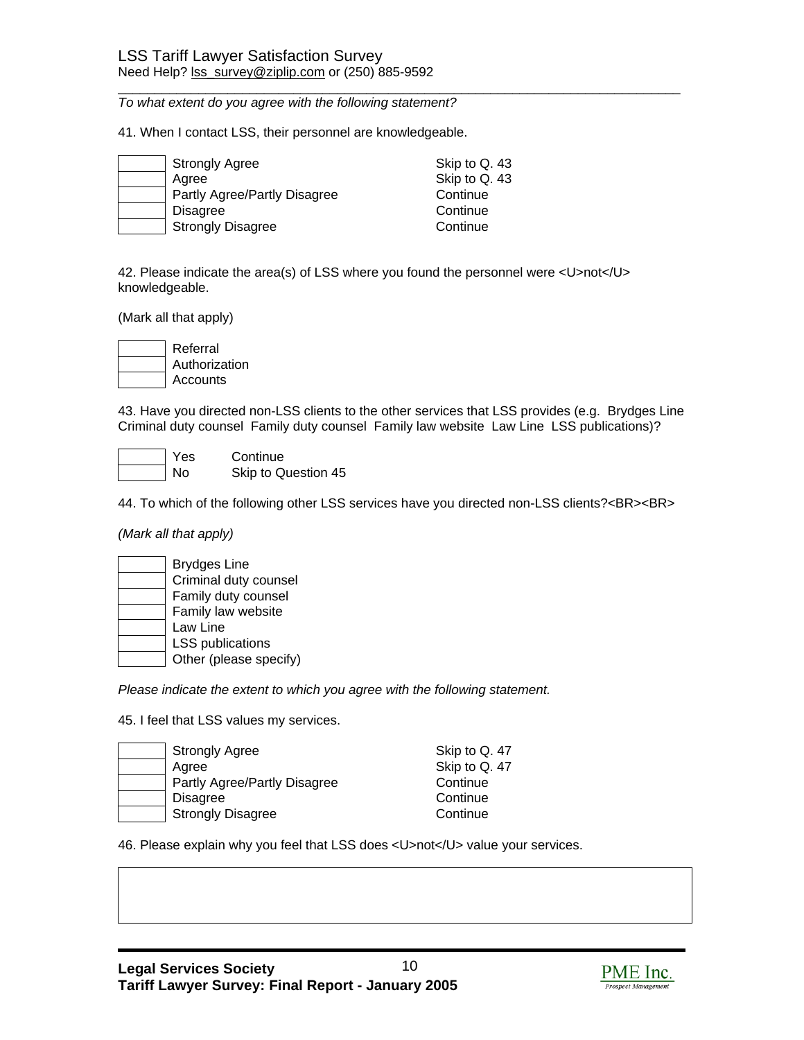LSS Tariff Lawyer Satisfaction Survey
Need Help? lss_survey@ziplip.com or (250) 885-9592

*To what extent do you agree with the following statement?*

41. When I contact LSS, their personnel are knowledgeable.

| | | |
|---|---|---|
| ☐ | Strongly Agree | Skip to Q. 43 |
| ☐ | Agree | Skip to Q. 43 |
| ☐ | Partly Agree/Partly Disagree | Continue |
| ☐ | Disagree | Continue |
| ☐ | Strongly Disagree | Continue |

42. Please indicate the area(s) of LSS where you found the personnel were <U>not</U> knowledgeable.

(Mark all that apply)

- ☐ Referral
- ☐ Authorization
- ☐ Accounts

43. Have you directed non-LSS clients to the other services that LSS provides (e.g. Brydges Line Criminal duty counsel Family duty counsel Family law website Law Line LSS publications)?

| | | |
|---|---|---|
| ☐ | Yes | Continue |
| ☐ | No | Skip to Question 45 |

44. To which of the following other LSS services have you directed non-LSS clients?<BR><BR>

*(Mark all that apply)*

- ☐ Brydges Line
- ☐ Criminal duty counsel
- ☐ Family duty counsel
- ☐ Family law website
- ☐ Law Line
- ☐ LSS publications
- ☐ Other (please specify)

*Please indicate the extent to which you agree with the following statement.*

45. I feel that LSS values my services.

| | | |
|---|---|---|
| ☐ | Strongly Agree | Skip to Q. 47 |
| ☐ | Agree | Skip to Q. 47 |
| ☐ | Partly Agree/Partly Disagree | Continue |
| ☐ | Disagree | Continue |
| ☐ | Strongly Disagree | Continue |

46. Please explain why you feel that LSS does <U>not</U> value your services.

| |
|---|
| |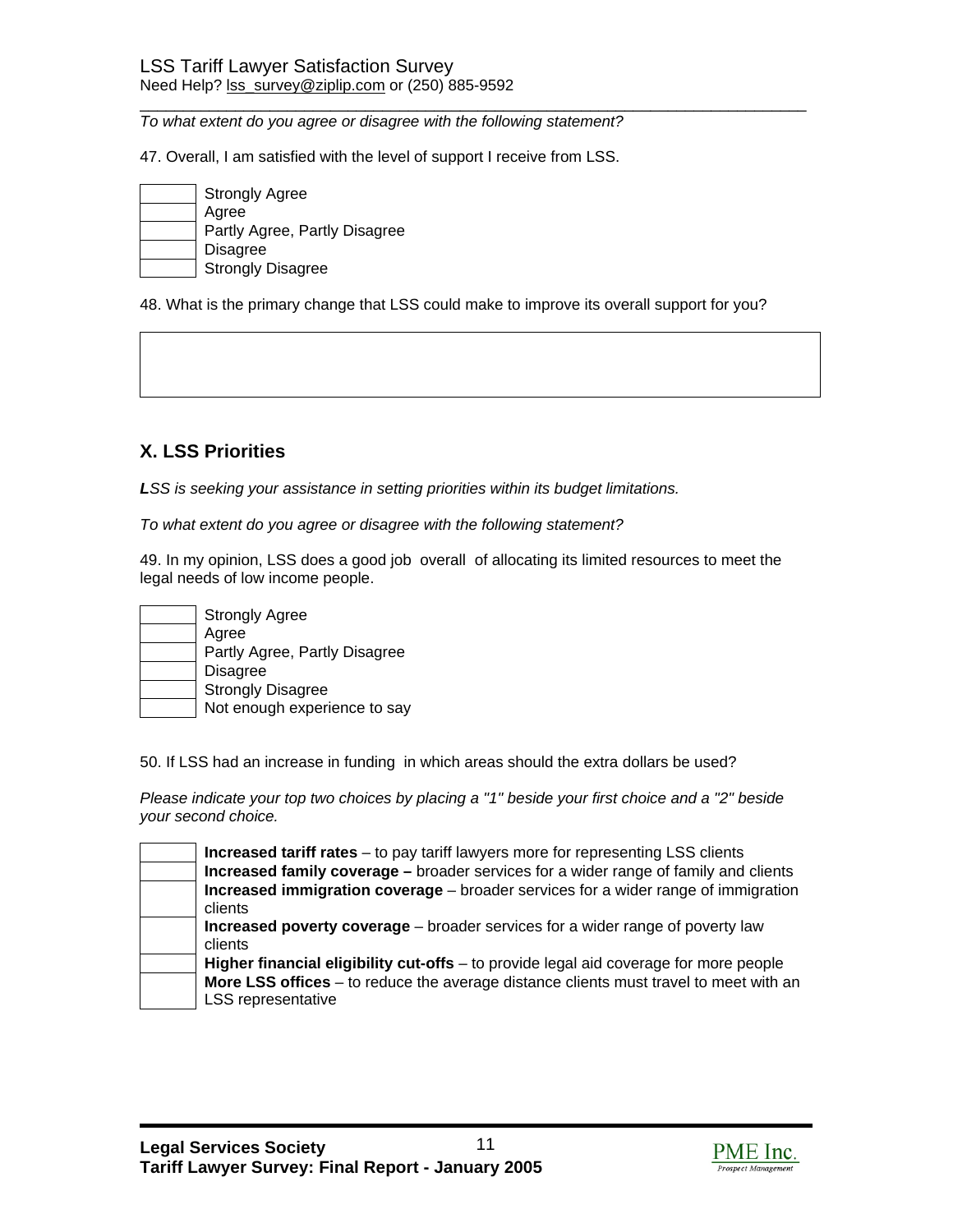*To what extent do you agree or disagree with the following statement?*

47. Overall, I am satisfied with the level of support I receive from LSS.

| | |
|---|---|
| | Strongly Agree |
| | Agree |
| | Partly Agree, Partly Disagree |
| | Disagree |
| | Strongly Disagree |

48. What is the primary change that LSS could make to improve its overall support for you?

| |
|---|
| |

## X. LSS Priorities

***L**SS is seeking your assistance in setting priorities within its budget limitations.*

*To what extent do you agree or disagree with the following statement?*

49. In my opinion, LSS does a good job overall of allocating its limited resources to meet the legal needs of low income people.

| | |
|---|---|
| | Strongly Agree |
| | Agree |
| | Partly Agree, Partly Disagree |
| | Disagree |
| | Strongly Disagree |
| | Not enough experience to say |

50. If LSS had an increase in funding in which areas should the extra dollars be used?

*Please indicate your top two choices by placing a "1" beside your first choice and a "2" beside your second choice.*

| | |
|---|---|
| | **Increased tariff rates** – to pay tariff lawyers more for representing LSS clients |
| | **Increased family coverage –** broader services for a wider range of family and clients |
| | **Increased immigration coverage** – broader services for a wider range of immigration clients |
| | **Increased poverty coverage** – broader services for a wider range of poverty law clients |
| | **Higher financial eligibility cut-offs** – to provide legal aid coverage for more people |
| | **More LSS offices** – to reduce the average distance clients must travel to meet with an LSS representative |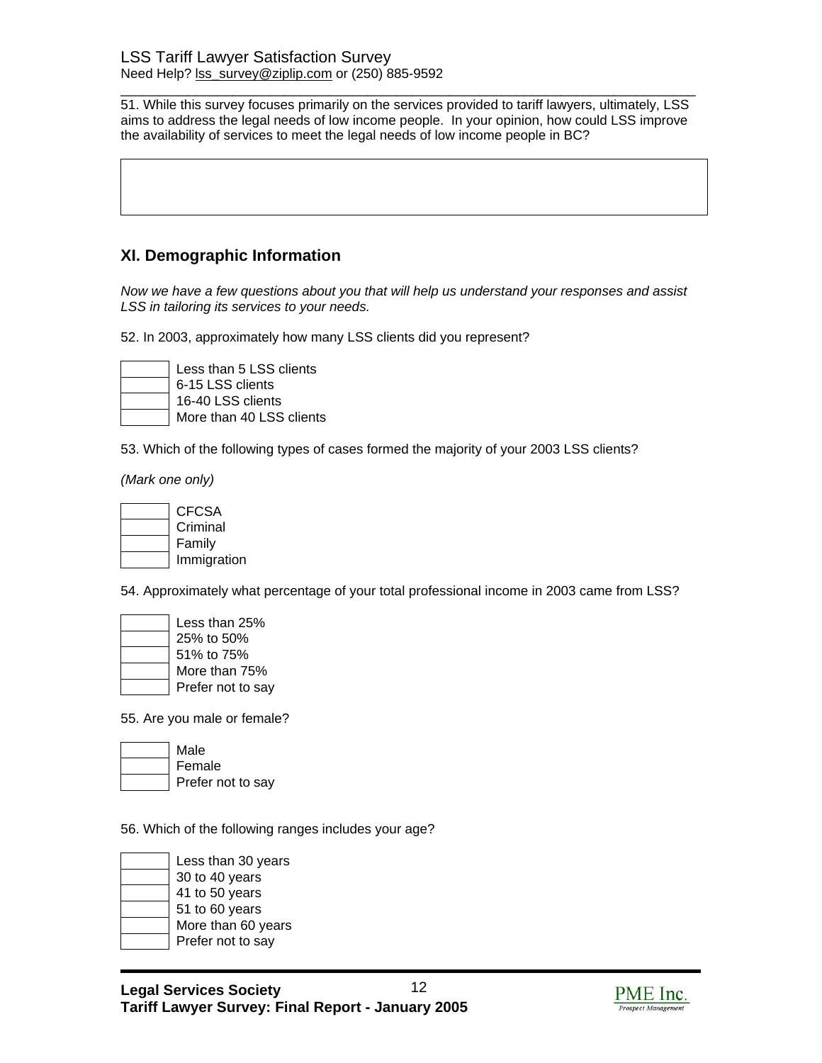51. While this survey focuses primarily on the services provided to tariff lawyers, ultimately, LSS aims to address the legal needs of low income people. In your opinion, how could LSS improve the availability of services to meet the legal needs of low income people in BC?

## XI. Demographic Information

*Now we have a few questions about you that will help us understand your responses and assist LSS in tailoring its services to your needs.*

52. In 2003, approximately how many LSS clients did you represent?

- [ ] Less than 5 LSS clients
- [ ] 6-15 LSS clients
- [ ] 16-40 LSS clients
- [ ] More than 40 LSS clients

53. Which of the following types of cases formed the majority of your 2003 LSS clients?

*(Mark one only)*

- [ ] CFCSA
- [ ] Criminal
- [ ] Family
- [ ] Immigration

54. Approximately what percentage of your total professional income in 2003 came from LSS?

- [ ] Less than 25%
- [ ] 25% to 50%
- [ ] 51% to 75%
- [ ] More than 75%
- [ ] Prefer not to say

55. Are you male or female?

- [ ] Male
- [ ] Female
- [ ] Prefer not to say

56. Which of the following ranges includes your age?

- [ ] Less than 30 years
- [ ] 30 to 40 years
- [ ] 41 to 50 years
- [ ] 51 to 60 years
- [ ] More than 60 years
- [ ] Prefer not to say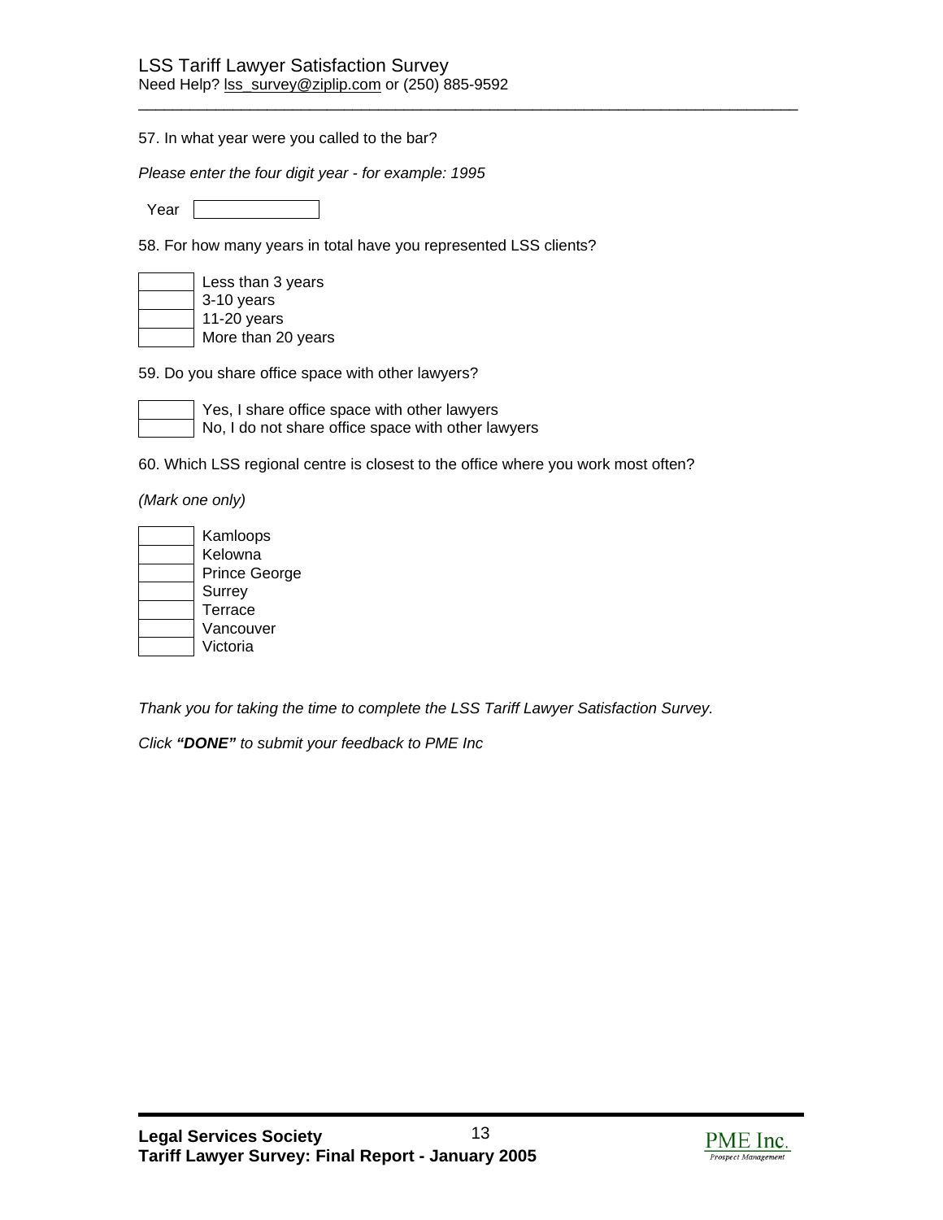57. In what year were you called to the bar?

*Please enter the four digit year - for example: 1995*

Year [ ]

58. For how many years in total have you represented LSS clients?

- [ ] Less than 3 years
- [ ] 3-10 years
- [ ] 11-20 years
- [ ] More than 20 years

59. Do you share office space with other lawyers?

- [ ] Yes, I share office space with other lawyers
- [ ] No, I do not share office space with other lawyers

60. Which LSS regional centre is closest to the office where you work most often?

*(Mark one only)*

- [ ] Kamloops
- [ ] Kelowna
- [ ] Prince George
- [ ] Surrey
- [ ] Terrace
- [ ] Vancouver
- [ ] Victoria

*Thank you for taking the time to complete the LSS Tariff Lawyer Satisfaction Survey.*

*Click **"DONE"** to submit your feedback to PME Inc*